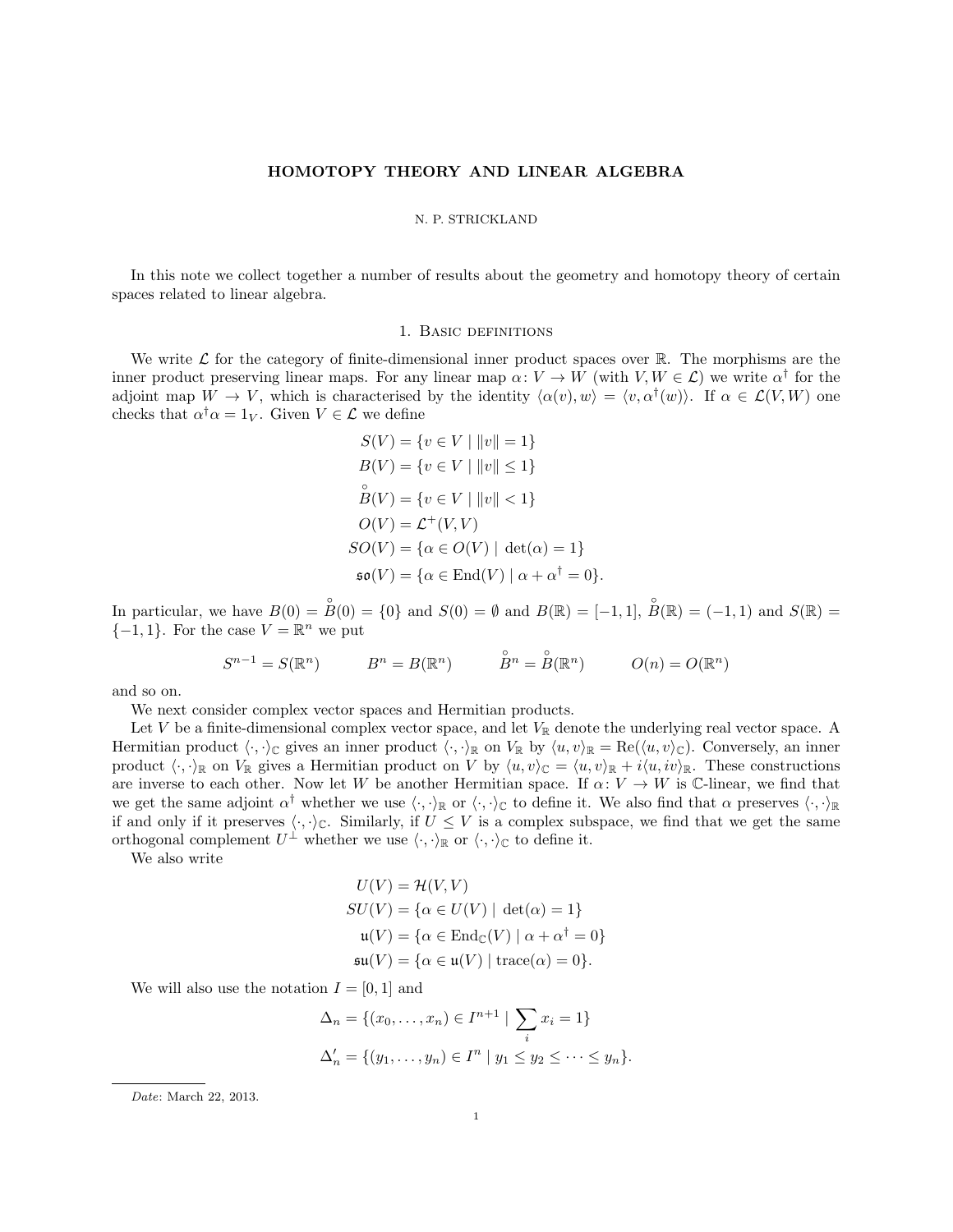# HOMOTOPY THEORY AND LINEAR ALGEBRA

N. P. STRICKLAND

In this note we collect together a number of results about the geometry and homotopy theory of certain spaces related to linear algebra.

## 1. Basic definitions

We write $\mathcal{L}$ for the category of finite-dimensional inner product spaces over $\mathbb{R}$. The morphisms are the inner product preserving linear maps. For any linear map $\alpha\colon V \to W$ (with $V, W \in \mathcal{L}$) we write $\alpha^\dagger$ for the adjoint map $W \to V$, which is characterised by the identity $\langle \alpha(v), w\rangle = \langle v, \alpha^\dagger(w)\rangle$. If $\alpha \in \mathcal{L}(V, W)$ one checks that $\alpha^\dagger\alpha = 1_V$. Given $V \in \mathcal{L}$ we define

$$
\begin{aligned}
S(V) &= \{v \in V \mid \|v\| = 1\} \\
B(V) &= \{v \in V \mid \|v\| \leq 1\} \\
\mathring{B}(V) &= \{v \in V \mid \|v\| < 1\} \\
O(V) &= \mathcal{L}^+(V, V) \\
SO(V) &= \{\alpha \in O(V) \mid \det(\alpha) = 1\} \\
\mathfrak{so}(V) &= \{\alpha \in \mathrm{End}(V) \mid \alpha + \alpha^\dagger = 0\}.
\end{aligned}
$$

In particular, we have $B(0) = \mathring{B}(0) = \{0\}$ and $S(0) = \emptyset$ and $B(\mathbb{R}) = [-1, 1]$, $\mathring{B}(\mathbb{R}) = (-1, 1)$ and $S(\mathbb{R}) = \{-1, 1\}$. For the case $V = \mathbb{R}^n$ we put

$$
S^{n-1} = S(\mathbb{R}^n) \qquad B^n = B(\mathbb{R}^n) \qquad \mathring{B}^n = \mathring{B}(\mathbb{R}^n) \qquad O(n) = O(\mathbb{R}^n)
$$

and so on.

We next consider complex vector spaces and Hermitian products.

Let $V$ be a finite-dimensional complex vector space, and let $V_{\mathbb{R}}$ denote the underlying real vector space. A Hermitian product $\langle\cdot,\cdot\rangle_{\mathbb{C}}$ gives an inner product $\langle\cdot,\cdot\rangle_{\mathbb{R}}$ on $V_{\mathbb{R}}$ by $\langle u, v\rangle_{\mathbb{R}} = \mathrm{Re}(\langle u, v\rangle_{\mathbb{C}})$. Conversely, an inner product $\langle\cdot,\cdot\rangle_{\mathbb{R}}$ on $V_{\mathbb{R}}$ gives a Hermitian product on $V$ by $\langle u, v\rangle_{\mathbb{C}} = \langle u, v\rangle_{\mathbb{R}} + i\langle u, iv\rangle_{\mathbb{R}}$. These constructions are inverse to each other. Now let $W$ be another Hermitian space. If $\alpha\colon V \to W$ is $\mathbb{C}$-linear, we find that we get the same adjoint $\alpha^\dagger$ whether we use $\langle\cdot,\cdot\rangle_{\mathbb{R}}$ or $\langle\cdot,\cdot\rangle_{\mathbb{C}}$ to define it. We also find that $\alpha$ preserves $\langle\cdot,\cdot\rangle_{\mathbb{R}}$ if and only if it preserves $\langle\cdot,\cdot\rangle_{\mathbb{C}}$. Similarly, if $U \leq V$ is a complex subspace, we find that we get the same orthogonal complement $U^\perp$ whether we use $\langle\cdot,\cdot\rangle_{\mathbb{R}}$ or $\langle\cdot,\cdot\rangle_{\mathbb{C}}$ to define it.

We also write

$$
\begin{aligned}
U(V) &= \mathcal{H}(V, V) \\
SU(V) &= \{\alpha \in U(V) \mid \det(\alpha) = 1\} \\
\mathfrak{u}(V) &= \{\alpha \in \mathrm{End}_{\mathbb{C}}(V) \mid \alpha + \alpha^\dagger = 0\} \\
\mathfrak{su}(V) &= \{\alpha \in \mathfrak{u}(V) \mid \mathrm{trace}(\alpha) = 0\}.
\end{aligned}
$$

We will also use the notation $I = [0, 1]$ and

$$
\begin{aligned}
\Delta_n &= \{(x_0, \ldots, x_n) \in I^{n+1} \mid \sum_i x_i = 1\} \\
\Delta'_n &= \{(y_1, \ldots, y_n) \in I^n \mid y_1 \leq y_2 \leq \cdots \leq y_n\}.
\end{aligned}
$$

*Date*: March 22, 2013.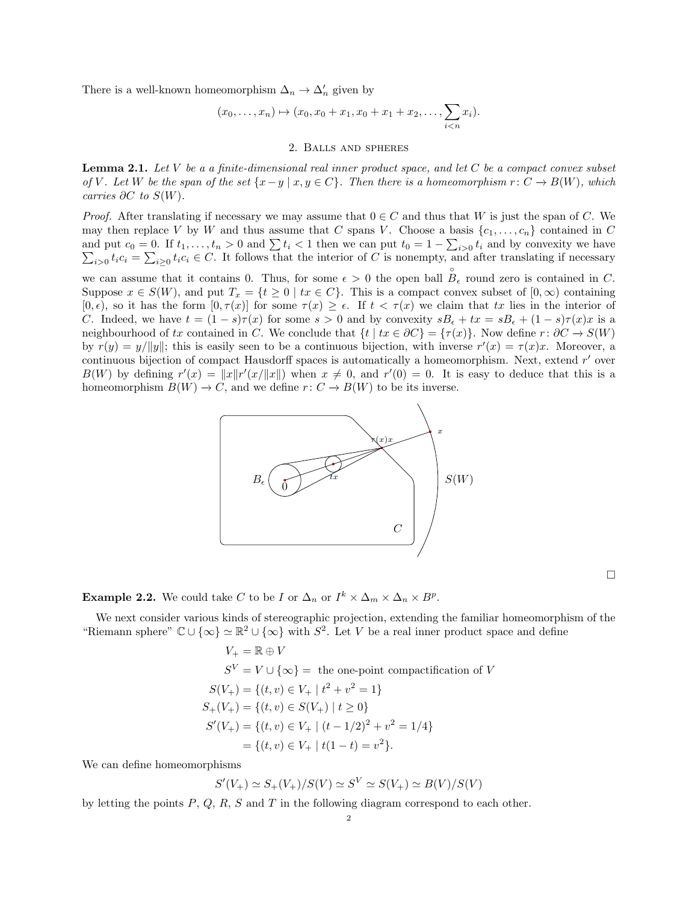There is a well-known homeomorphism $\Delta_n \to \Delta'_n$ given by

$$(x_0, \dots, x_n) \mapsto (x_0, x_0 + x_1, x_0 + x_1 + x_2, \dots, \sum_{i<n} x_i).$$

## 2. Balls and spheres

**Lemma 2.1.** *Let $V$ be a a finite-dimensional real inner product space, and let $C$ be a compact convex subset of $V$. Let $W$ be the span of the set $\{x - y \mid x, y \in C\}$. Then there is a homeomorphism $r\colon C \to B(W)$, which carries $\partial C$ to $S(W)$.*

*Proof.* After translating if necessary we may assume that $0 \in C$ and thus that $W$ is just the span of $C$. We may then replace $V$ by $W$ and thus assume that $C$ spans $V$. Choose a basis $\{c_1, \dots, c_n\}$ contained in $C$ and put $c_0 = 0$. If $t_1, \dots, t_n > 0$ and $\sum t_i < 1$ then we can put $t_0 = 1 - \sum_{i>0} t_i$ and by convexity we have $\sum_{i>0} t_i c_i = \sum_{i\geq 0} t_i c_i \in C$. It follows that the interior of $C$ is nonempty, and after translating if necessary we can assume that it contains 0. Thus, for some $\epsilon > 0$ the open ball $\overset{\circ}{B}_\epsilon$ round zero is contained in $C$. Suppose $x \in S(W)$, and put $T_x = \{t \geq 0 \mid tx \in C\}$. This is a compact convex subset of $[0, \infty)$ containing $[0, \epsilon)$, so it has the form $[0, \tau(x)]$ for some $\tau(x) \geq \epsilon$. If $t < \tau(x)$ we claim that $tx$ lies in the interior of $C$. Indeed, we have $t = (1-s)\tau(x)$ for some $s > 0$ and by convexity $sB_\epsilon + tx = sB_\epsilon + (1-s)\tau(x)x$ is a neighbourhood of $tx$ contained in $C$. We conclude that $\{t \mid tx \in \partial C\} = \{\tau(x)\}$. Now define $r\colon \partial C \to S(W)$ by $r(y) = y/\|y\|$; this is easily seen to be a continuous bijection, with inverse $r'(x) = \tau(x)x$. Moreover, a continuous bijection of compact Hausdorff spaces is automatically a homeomorphism. Next, extend $r'$ over $B(W)$ by defining $r'(x) = \|x\| r'(x/\|x\|)$ when $x \neq 0$, and $r'(0) = 0$. It is easy to deduce that this is a homeomorphism $B(W) \to C$, and we define $r\colon C \to B(W)$ to be its inverse.

□

**Example 2.2.** We could take $C$ to be $I$ or $\Delta_n$ or $I^k \times \Delta_m \times \Delta_n \times B^p$.

We next consider various kinds of stereographic projection, extending the familiar homeomorphism of the "Riemann sphere" $\mathbb{C} \cup \{\infty\} \simeq \mathbb{R}^2 \cup \{\infty\}$ with $S^2$. Let $V$ be a real inner product space and define

$$\begin{aligned}
V_+ &= \mathbb{R} \oplus V \\
S^V &= V \cup \{\infty\} = \text{ the one-point compactification of } V \\
S(V_+) &= \{(t, v) \in V_+ \mid t^2 + v^2 = 1\} \\
S_+(V_+) &= \{(t, v) \in S(V_+) \mid t \geq 0\} \\
S'(V_+) &= \{(t, v) \in V_+ \mid (t - 1/2)^2 + v^2 = 1/4\} \\
&= \{(t, v) \in V_+ \mid t(1-t) = v^2\}.
\end{aligned}$$

We can define homeomorphisms

$$S'(V_+) \simeq S_+(V_+)/S(V) \simeq S^V \simeq S(V_+) \simeq B(V)/S(V)$$

by letting the points $P$, $Q$, $R$, $S$ and $T$ in the following diagram correspond to each other.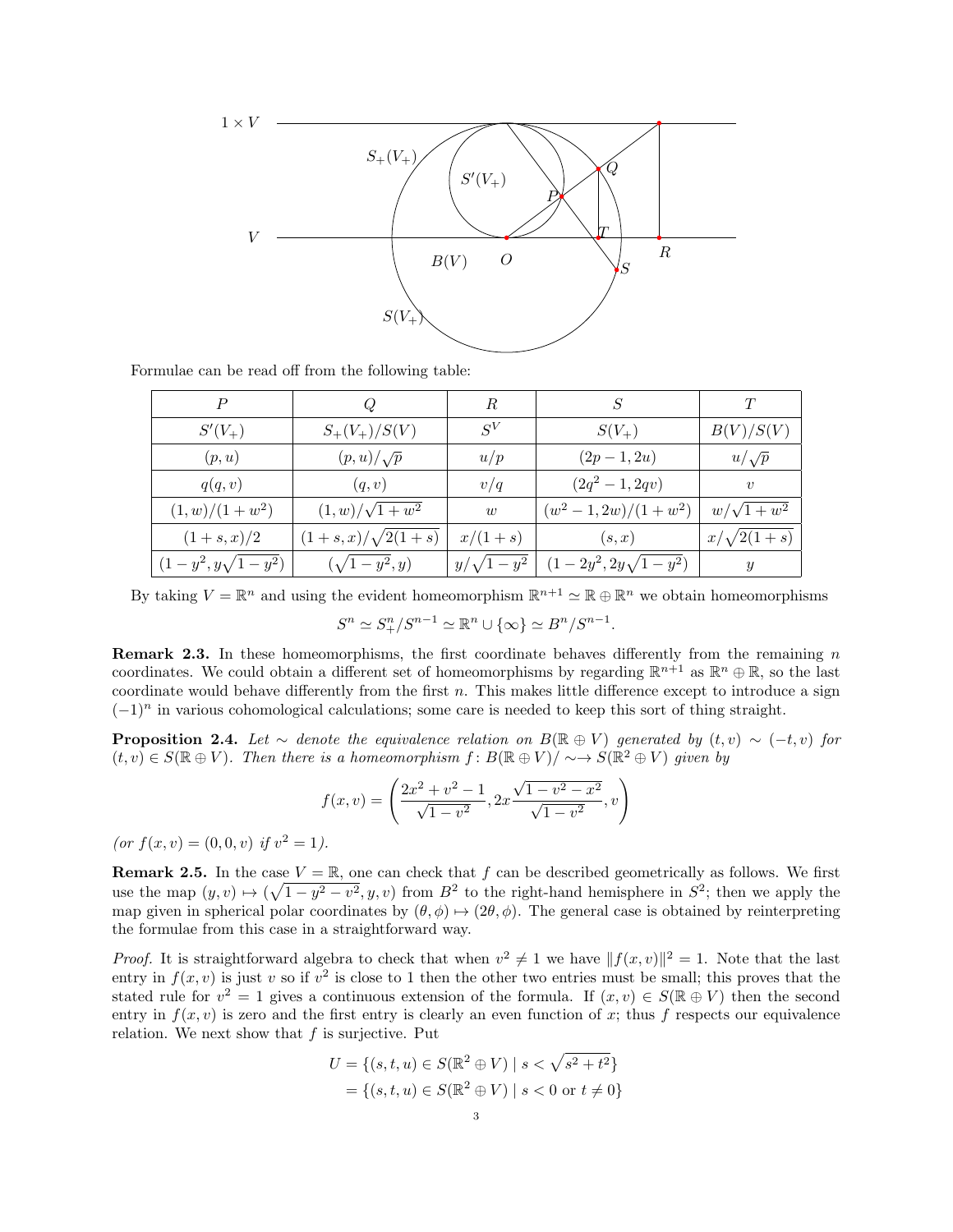Formulae can be read off from the following table:

| $P$ | $Q$ | $R$ | $S$ | $T$ |
|---|---|---|---|---|
| $S'(V_+)$ | $S_+(V_+)/S(V)$ | $S^V$ | $S(V_+)$ | $B(V)/S(V)$ |
| $(p, u)$ | $(p, u)/\sqrt{p}$ | $u/p$ | $(2p - 1, 2u)$ | $u/\sqrt{p}$ |
| $q(q, v)$ | $(q, v)$ | $v/q$ | $(2q^2 - 1, 2qv)$ | $v$ |
| $(1, w)/(1 + w^2)$ | $(1, w)/\sqrt{1 + w^2}$ | $w$ | $(w^2 - 1, 2w)/(1 + w^2)$ | $w/\sqrt{1 + w^2}$ |
| $(1 + s, x)/2$ | $(1 + s, x)/\sqrt{2(1 + s)}$ | $x/(1 + s)$ | $(s, x)$ | $x/\sqrt{2(1 + s)}$ |
| $(1 - y^2, y\sqrt{1 - y^2})$ | $(\sqrt{1 - y^2}, y)$ | $y/\sqrt{1 - y^2}$ | $(1 - 2y^2, 2y\sqrt{1 - y^2})$ | $y$ |

By taking $V = \mathbb{R}^n$ and using the evident homeomorphism $\mathbb{R}^{n+1} \simeq \mathbb{R} \oplus \mathbb{R}^n$ we obtain homeomorphisms

$$S^n \simeq S^n_+/S^{n-1} \simeq \mathbb{R}^n \cup \{\infty\} \simeq B^n/S^{n-1}.$$

**Remark 2.3.** In these homeomorphisms, the first coordinate behaves differently from the remaining $n$ coordinates. We could obtain a different set of homeomorphisms by regarding $\mathbb{R}^{n+1}$ as $\mathbb{R}^n \oplus \mathbb{R}$, so the last coordinate would behave differently from the first $n$. This makes little difference except to introduce a sign $(-1)^n$ in various cohomological calculations; some care is needed to keep this sort of thing straight.

**Proposition 2.4.** *Let $\sim$ denote the equivalence relation on $B(\mathbb{R} \oplus V)$ generated by $(t, v) \sim (-t, v)$ for $(t, v) \in S(\mathbb{R} \oplus V)$. Then there is a homeomorphism $f\colon B(\mathbb{R} \oplus V)/\sim \to S(\mathbb{R}^2 \oplus V)$ given by*

$$f(x, v) = \left( \frac{2x^2 + v^2 - 1}{\sqrt{1 - v^2}}, 2x\frac{\sqrt{1 - v^2 - x^2}}{\sqrt{1 - v^2}}, v \right)$$

*(or $f(x, v) = (0, 0, v)$ if $v^2 = 1$).*

**Remark 2.5.** In the case $V = \mathbb{R}$, one can check that $f$ can be described geometrically as follows. We first use the map $(y, v) \mapsto (\sqrt{1 - y^2 - v^2}, y, v)$ from $B^2$ to the right-hand hemisphere in $S^2$; then we apply the map given in spherical polar coordinates by $(\theta, \phi) \mapsto (2\theta, \phi)$. The general case is obtained by reinterpreting the formulae from this case in a straightforward way.

*Proof.* It is straightforward algebra to check that when $v^2 \neq 1$ we have $\|f(x, v)\|^2 = 1$. Note that the last entry in $f(x, v)$ is just $v$ so if $v^2$ is close to 1 then the other two entries must be small; this proves that the stated rule for $v^2 = 1$ gives a continuous extension of the formula. If $(x, v) \in S(\mathbb{R} \oplus V)$ then the second entry in $f(x, v)$ is zero and the first entry is clearly an even function of $x$; thus $f$ respects our equivalence relation. We next show that $f$ is surjective. Put

$$\begin{aligned} U &= \{(s, t, u) \in S(\mathbb{R}^2 \oplus V) \mid s < \sqrt{s^2 + t^2}\} \\ &= \{(s, t, u) \in S(\mathbb{R}^2 \oplus V) \mid s < 0 \text{ or } t \neq 0\} \end{aligned}$$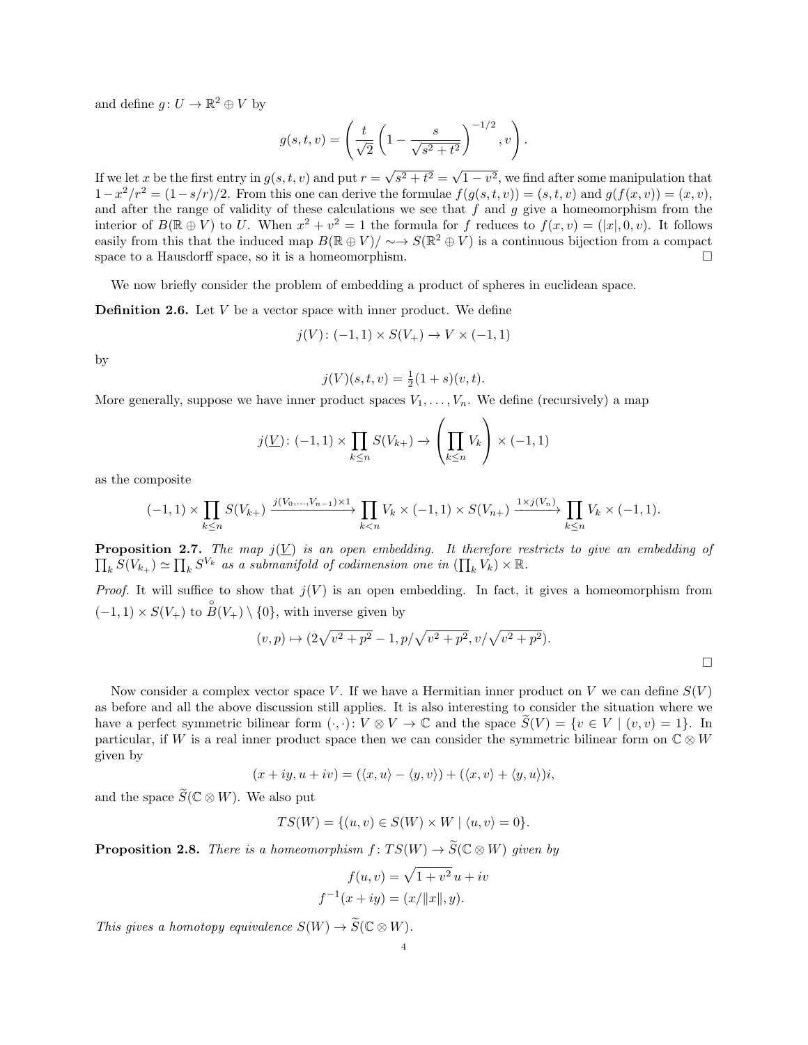and define $g\colon U \to \mathbb{R}^2 \oplus V$ by

$$g(s,t,v) = \left( \frac{t}{\sqrt{2}} \left( 1 - \frac{s}{\sqrt{s^2+t^2}} \right)^{-1/2}, v \right).$$

If we let $x$ be the first entry in $g(s,t,v)$ and put $r = \sqrt{s^2+t^2} = \sqrt{1-v^2}$, we find after some manipulation that $1 - x^2/r^2 = (1-s/r)/2$. From this one can derive the formulae $f(g(s,t,v)) = (s,t,v)$ and $g(f(x,v)) = (x,v)$, and after the range of validity of these calculations we see that $f$ and $g$ give a homeomorphism from the interior of $B(\mathbb{R} \oplus V)$ to $U$. When $x^2 + v^2 = 1$ the formula for $f$ reduces to $f(x,v) = (|x|, 0, v)$. It follows easily from this that the induced map $B(\mathbb{R} \oplus V)/\sim \to S(\mathbb{R}^2 \oplus V)$ is a continuous bijection from a compact space to a Hausdorff space, so it is a homeomorphism. □

We now briefly consider the problem of embedding a product of spheres in euclidean space.

**Definition 2.6.** Let $V$ be a vector space with inner product. We define

$$j(V)\colon (-1,1) \times S(V_+) \to V \times (-1,1)$$

by

$$j(V)(s,t,v) = \tfrac{1}{2}(1+s)(v,t).$$

More generally, suppose we have inner product spaces $V_1, \dots, V_n$. We define (recursively) a map

$$j(\underline{V})\colon (-1,1) \times \prod_{k \le n} S(V_{k+}) \to \left( \prod_{k \le n} V_k \right) \times (-1,1)$$

as the composite

$$(-1,1) \times \prod_{k \le n} S(V_{k+}) \xrightarrow{j(V_0,\dots,V_{n-1}) \times 1} \prod_{k<n} V_k \times (-1,1) \times S(V_{n+}) \xrightarrow{1 \times j(V_n)} \prod_{k \le n} V_k \times (-1,1).$$

**Proposition 2.7.** *The map $j(\underline{V})$ is an open embedding. It therefore restricts to give an embedding of $\prod_k S(V_{k_+}) \simeq \prod_k S^{V_k}$ as a submanifold of codimension one in $(\prod_k V_k) \times \mathbb{R}$.*

*Proof.* It will suffice to show that $j(V)$ is an open embedding. In fact, it gives a homeomorphism from $(-1,1) \times S(V_+)$ to $\overset{\circ}{B}(V_+) \setminus \{0\}$, with inverse given by

$$(v,p) \mapsto (2\sqrt{v^2+p^2} - 1, p/\sqrt{v^2+p^2}, v/\sqrt{v^2+p^2}).$$

□

Now consider a complex vector space $V$. If we have a Hermitian inner product on $V$ we can define $S(V)$ as before and all the above discussion still applies. It is also interesting to consider the situation where we have a perfect symmetric bilinear form $(\cdot,\cdot)\colon V \otimes V \to \mathbb{C}$ and the space $\widetilde{S}(V) = \{v \in V \mid (v,v) = 1\}$. In particular, if $W$ is a real inner product space then we can consider the symmetric bilinear form on $\mathbb{C} \otimes W$ given by

$$(x+iy, u+iv) = (\langle x,u \rangle - \langle y,v \rangle) + (\langle x,v \rangle + \langle y,u \rangle)i,$$

and the space $\widetilde{S}(\mathbb{C} \otimes W)$. We also put

$$TS(W) = \{(u,v) \in S(W) \times W \mid \langle u,v \rangle = 0\}.$$

**Proposition 2.8.** *There is a homeomorphism $f\colon TS(W) \to \widetilde{S}(\mathbb{C} \otimes W)$ given by*

$$f(u,v) = \sqrt{1+v^2}\, u + iv$$
$$f^{-1}(x+iy) = (x/\|x\|, y).$$

*This gives a homotopy equivalence $S(W) \to \widetilde{S}(\mathbb{C} \otimes W)$.*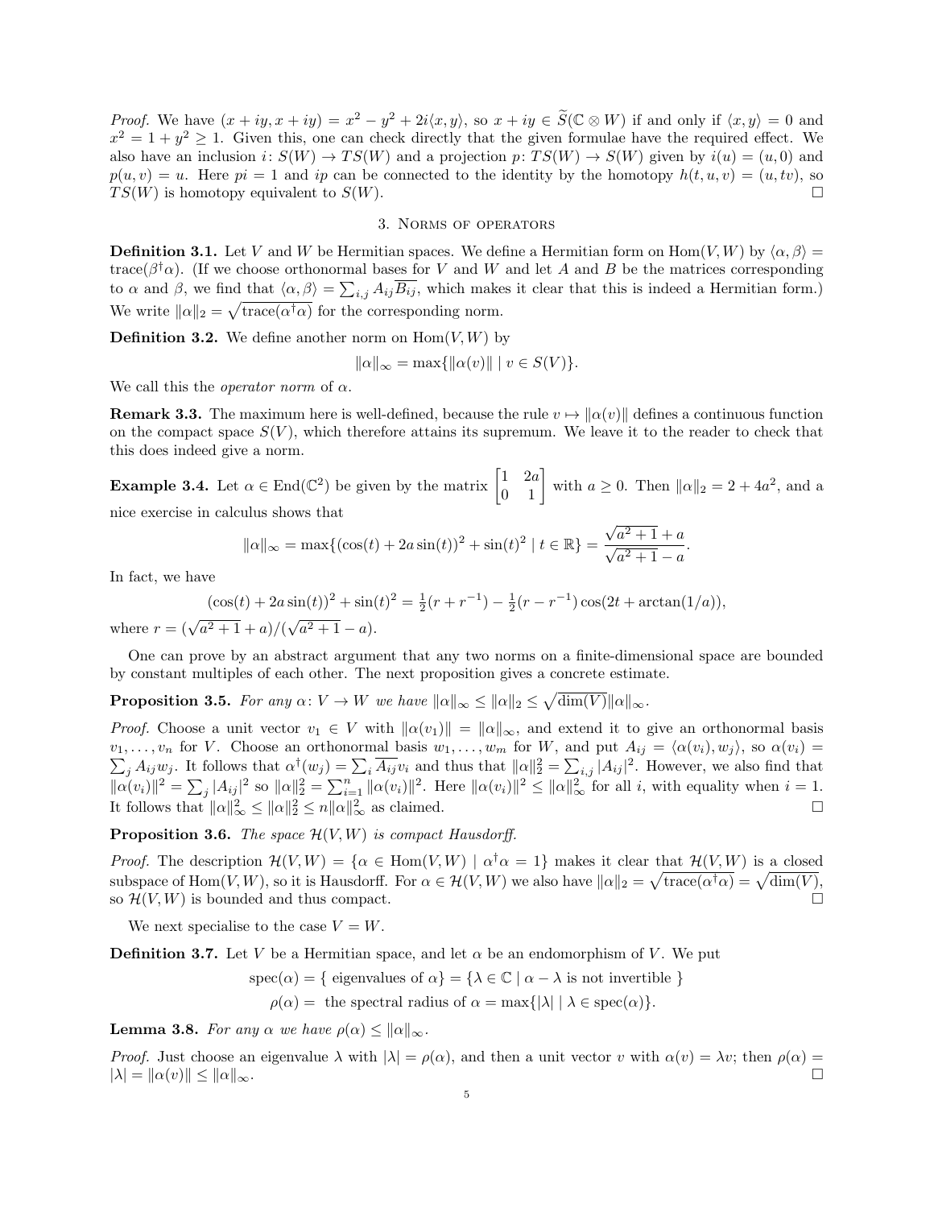*Proof.* We have $(x+iy, x+iy) = x^2 - y^2 + 2i\langle x, y\rangle$, so $x + iy \in \widetilde{S}(\mathbb{C}\otimes W)$ if and only if $\langle x, y\rangle = 0$ and $x^2 = 1 + y^2 \geq 1$. Given this, one can check directly that the given formulae have the required effect. We also have an inclusion $i\colon S(W) \to TS(W)$ and a projection $p\colon TS(W) \to S(W)$ given by $i(u) = (u, 0)$ and $p(u, v) = u$. Here $pi = 1$ and $ip$ can be connected to the identity by the homotopy $h(t, u, v) = (u, tv)$, so $TS(W)$ is homotopy equivalent to $S(W)$. □

## 3. Norms of operators

**Definition 3.1.** Let $V$ and $W$ be Hermitian spaces. We define a Hermitian form on $\mathrm{Hom}(V, W)$ by $\langle\alpha, \beta\rangle = \mathrm{trace}(\beta^\dagger\alpha)$. (If we choose orthonormal bases for $V$ and $W$ and let $A$ and $B$ be the matrices corresponding to $\alpha$ and $\beta$, we find that $\langle\alpha, \beta\rangle = \sum_{i,j} A_{ij}\overline{B_{ij}}$, which makes it clear that this is indeed a Hermitian form.) We write $\|\alpha\|_2 = \sqrt{\mathrm{trace}(\alpha^\dagger\alpha)}$ for the corresponding norm.

**Definition 3.2.** We define another norm on $\mathrm{Hom}(V, W)$ by

$$\|\alpha\|_\infty = \max\{\|\alpha(v)\| \mid v \in S(V)\}.$$

We call this the *operator norm* of $\alpha$.

**Remark 3.3.** The maximum here is well-defined, because the rule $v \mapsto \|\alpha(v)\|$ defines a continuous function on the compact space $S(V)$, which therefore attains its supremum. We leave it to the reader to check that this does indeed give a norm.

**Example 3.4.** Let $\alpha \in \mathrm{End}(\mathbb{C}^2)$ be given by the matrix $\begin{bmatrix} 1 & 2a \\ 0 & 1 \end{bmatrix}$ with $a \geq 0$. Then $\|\alpha\|_2 = 2 + 4a^2$, and a nice exercise in calculus shows that

$$\|\alpha\|_\infty = \max\{(\cos(t) + 2a\sin(t))^2 + \sin(t)^2 \mid t \in \mathbb{R}\} = \frac{\sqrt{a^2+1}+a}{\sqrt{a^2+1}-a}.$$

In fact, we have

$$(\cos(t) + 2a\sin(t))^2 + \sin(t)^2 = \tfrac{1}{2}(r + r^{-1}) - \tfrac{1}{2}(r - r^{-1})\cos(2t + \arctan(1/a)),$$

where $r = (\sqrt{a^2+1}+a)/(\sqrt{a^2+1}-a)$.

One can prove by an abstract argument that any two norms on a finite-dimensional space are bounded by constant multiples of each other. The next proposition gives a concrete estimate.

**Proposition 3.5.** *For any $\alpha\colon V \to W$ we have $\|\alpha\|_\infty \leq \|\alpha\|_2 \leq \sqrt{\dim(V)}\|\alpha\|_\infty$.*

*Proof.* Choose a unit vector $v_1 \in V$ with $\|\alpha(v_1)\| = \|\alpha\|_\infty$, and extend it to give an orthonormal basis $v_1, \ldots, v_n$ for $V$. Choose an orthonormal basis $w_1, \ldots, w_m$ for $W$, and put $A_{ij} = \langle\alpha(v_i), w_j\rangle$, so $\alpha(v_i) = \sum_j A_{ij}w_j$. It follows that $\alpha^\dagger(w_j) = \sum_i \overline{A_{ij}}v_i$ and thus that $\|\alpha\|_2^2 = \sum_{i,j}|A_{ij}|^2$. However, we also find that $\|\alpha(v_i)\|^2 = \sum_j |A_{ij}|^2$ so $\|\alpha\|_2^2 = \sum_{i=1}^n \|\alpha(v_i)\|^2$. Here $\|\alpha(v_i)\|^2 \leq \|\alpha\|_\infty^2$ for all $i$, with equality when $i = 1$. It follows that $\|\alpha\|_\infty^2 \leq \|\alpha\|_2^2 \leq n\|\alpha\|_\infty^2$ as claimed. □

**Proposition 3.6.** *The space $\mathcal{H}(V, W)$ is compact Hausdorff.*

*Proof.* The description $\mathcal{H}(V, W) = \{\alpha \in \mathrm{Hom}(V, W) \mid \alpha^\dagger\alpha = 1\}$ makes it clear that $\mathcal{H}(V, W)$ is a closed subspace of $\mathrm{Hom}(V, W)$, so it is Hausdorff. For $\alpha \in \mathcal{H}(V, W)$ we also have $\|\alpha\|_2 = \sqrt{\mathrm{trace}(\alpha^\dagger\alpha)} = \sqrt{\dim(V)}$, so $\mathcal{H}(V, W)$ is bounded and thus compact. □

We next specialise to the case $V = W$.

**Definition 3.7.** Let $V$ be a Hermitian space, and let $\alpha$ be an endomorphism of $V$. We put

$$\mathrm{spec}(\alpha) = \{\text{ eigenvalues of } \alpha\} = \{\lambda \in \mathbb{C} \mid \alpha - \lambda \text{ is not invertible }\}$$

$$\rho(\alpha) = \text{ the spectral radius of } \alpha = \max\{|\lambda| \mid \lambda \in \mathrm{spec}(\alpha)\}.$$

**Lemma 3.8.** *For any $\alpha$ we have $\rho(\alpha) \leq \|\alpha\|_\infty$.*

*Proof.* Just choose an eigenvalue $\lambda$ with $|\lambda| = \rho(\alpha)$, and then a unit vector $v$ with $\alpha(v) = \lambda v$; then $\rho(\alpha) = |\lambda| = \|\alpha(v)\| \leq \|\alpha\|_\infty$. □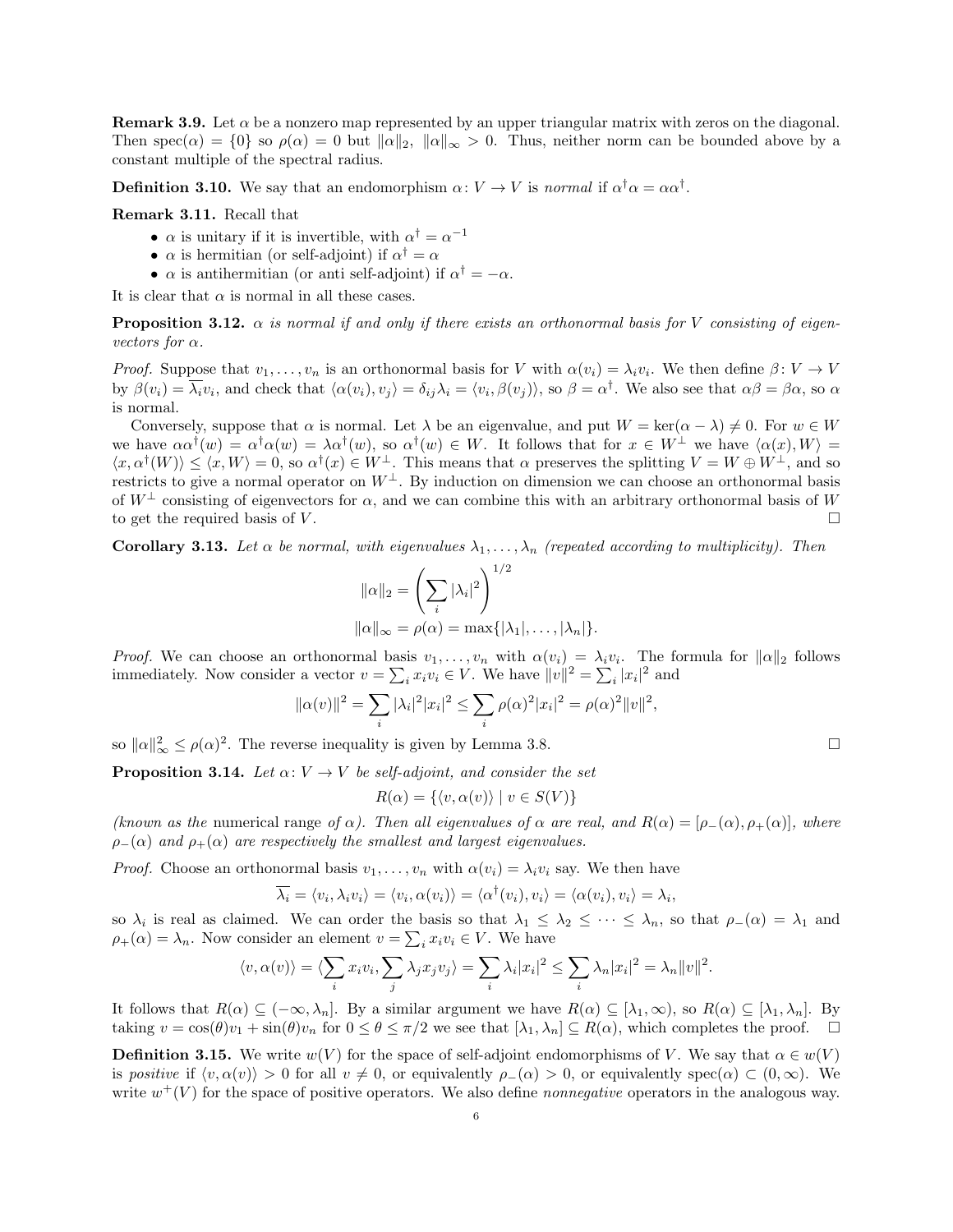**Remark 3.9.** Let $\alpha$ be a nonzero map represented by an upper triangular matrix with zeros on the diagonal. Then $\operatorname{spec}(\alpha) = \{0\}$ so $\rho(\alpha) = 0$ but $\|\alpha\|_2,\ \|\alpha\|_\infty > 0$. Thus, neither norm can be bounded above by a constant multiple of the spectral radius.

**Definition 3.10.** We say that an endomorphism $\alpha\colon V \to V$ is *normal* if $\alpha^\dagger\alpha = \alpha\alpha^\dagger$.

**Remark 3.11.** Recall that

- $\alpha$ is unitary if it is invertible, with $\alpha^\dagger = \alpha^{-1}$
- $\alpha$ is hermitian (or self-adjoint) if $\alpha^\dagger = \alpha$
- $\alpha$ is antihermitian (or anti self-adjoint) if $\alpha^\dagger = -\alpha$.

It is clear that $\alpha$ is normal in all these cases.

**Proposition 3.12.** *$\alpha$ is normal if and only if there exists an orthonormal basis for $V$ consisting of eigenvectors for $\alpha$.*

*Proof.* Suppose that $v_1, \dots, v_n$ is an orthonormal basis for $V$ with $\alpha(v_i) = \lambda_i v_i$. We then define $\beta\colon V \to V$ by $\beta(v_i) = \overline{\lambda_i} v_i$, and check that $\langle \alpha(v_i), v_j\rangle = \delta_{ij}\lambda_i = \langle v_i, \beta(v_j)\rangle$, so $\beta = \alpha^\dagger$. We also see that $\alpha\beta = \beta\alpha$, so $\alpha$ is normal.

Conversely, suppose that $\alpha$ is normal. Let $\lambda$ be an eigenvalue, and put $W = \ker(\alpha - \lambda) \neq 0$. For $w \in W$ we have $\alpha\alpha^\dagger(w) = \alpha^\dagger\alpha(w) = \lambda\alpha^\dagger(w)$, so $\alpha^\dagger(w) \in W$. It follows that for $x \in W^\perp$ we have $\langle \alpha(x), W\rangle = \langle x, \alpha^\dagger(W)\rangle \leq \langle x, W\rangle = 0$, so $\alpha^\dagger(x) \in W^\perp$. This means that $\alpha$ preserves the splitting $V = W \oplus W^\perp$, and so restricts to give a normal operator on $W^\perp$. By induction on dimension we can choose an orthonormal basis of $W^\perp$ consisting of eigenvectors for $\alpha$, and we can combine this with an arbitrary orthonormal basis of $W$ to get the required basis of $V$. $\square$

**Corollary 3.13.** *Let $\alpha$ be normal, with eigenvalues $\lambda_1, \dots, \lambda_n$ (repeated according to multiplicity). Then*

$$\|\alpha\|_2 = \left(\sum_i |\lambda_i|^2\right)^{1/2}$$

$$\|\alpha\|_\infty = \rho(\alpha) = \max\{|\lambda_1|, \dots, |\lambda_n|\}.$$

*Proof.* We can choose an orthonormal basis $v_1, \dots, v_n$ with $\alpha(v_i) = \lambda_i v_i$. The formula for $\|\alpha\|_2$ follows immediately. Now consider a vector $v = \sum_i x_i v_i \in V$. We have $\|v\|^2 = \sum_i |x_i|^2$ and

$$\|\alpha(v)\|^2 = \sum_i |\lambda_i|^2 |x_i|^2 \leq \sum_i \rho(\alpha)^2 |x_i|^2 = \rho(\alpha)^2 \|v\|^2,$$

so $\|\alpha\|_\infty^2 \leq \rho(\alpha)^2$. The reverse inequality is given by Lemma 3.8. $\square$

**Proposition 3.14.** *Let $\alpha\colon V \to V$ be self-adjoint, and consider the set*

$$R(\alpha) = \{\langle v, \alpha(v)\rangle \mid v \in S(V)\}$$

*(known as the* numerical range *of $\alpha$). Then all eigenvalues of $\alpha$ are real, and $R(\alpha) = [\rho_-(\alpha), \rho_+(\alpha)]$, where $\rho_-(\alpha)$ and $\rho_+(\alpha)$ are respectively the smallest and largest eigenvalues.*

*Proof.* Choose an orthonormal basis $v_1, \dots, v_n$ with $\alpha(v_i) = \lambda_i v_i$ say. We then have

$$\overline{\lambda_i} = \langle v_i, \lambda_i v_i\rangle = \langle v_i, \alpha(v_i)\rangle = \langle \alpha^\dagger(v_i), v_i\rangle = \langle \alpha(v_i), v_i\rangle = \lambda_i,$$

so $\lambda_i$ is real as claimed. We can order the basis so that $\lambda_1 \leq \lambda_2 \leq \dots \leq \lambda_n$, so that $\rho_-(\alpha) = \lambda_1$ and $\rho_+(\alpha) = \lambda_n$. Now consider an element $v = \sum_i x_i v_i \in V$. We have

$$\langle v, \alpha(v)\rangle = \langle \sum_i x_i v_i, \sum_j \lambda_j x_j v_j\rangle = \sum_i \lambda_i |x_i|^2 \leq \sum_i \lambda_n |x_i|^2 = \lambda_n \|v\|^2.$$

It follows that $R(\alpha) \subseteq (-\infty, \lambda_n]$. By a similar argument we have $R(\alpha) \subseteq [\lambda_1, \infty)$, so $R(\alpha) \subseteq [\lambda_1, \lambda_n]$. By taking $v = \cos(\theta)v_1 + \sin(\theta)v_n$ for $0 \leq \theta \leq \pi/2$ we see that $[\lambda_1, \lambda_n] \subseteq R(\alpha)$, which completes the proof. $\square$

**Definition 3.15.** We write $w(V)$ for the space of self-adjoint endomorphisms of $V$. We say that $\alpha \in w(V)$ is *positive* if $\langle v, \alpha(v)\rangle > 0$ for all $v \neq 0$, or equivalently $\rho_-(\alpha) > 0$, or equivalently $\operatorname{spec}(\alpha) \subset (0, \infty)$. We write $w^+(V)$ for the space of positive operators. We also define *nonnegative* operators in the analogous way.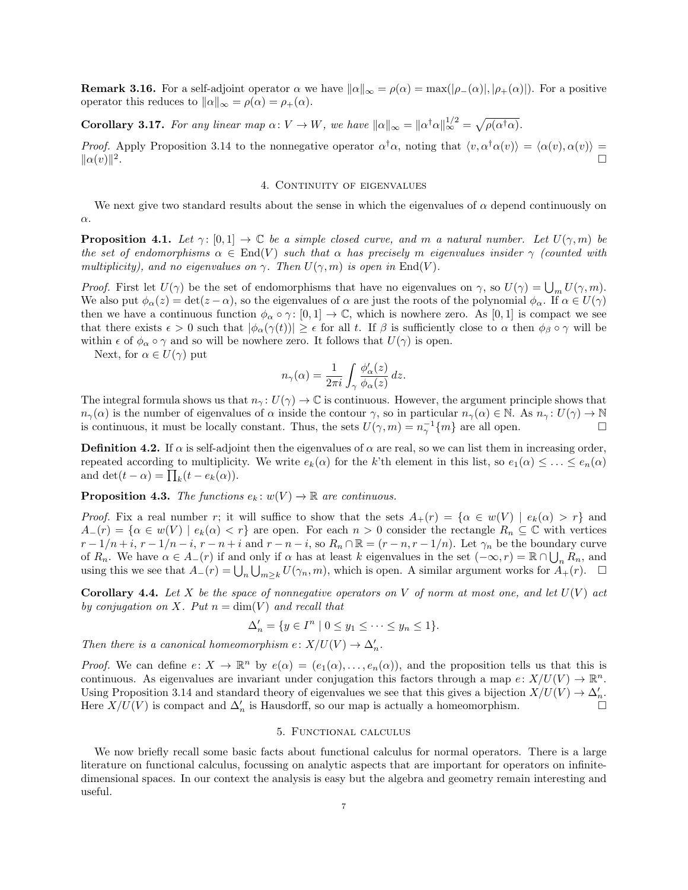**Remark 3.16.** For a self-adjoint operator $\alpha$ we have $\|\alpha\|_\infty = \rho(\alpha) = \max(|\rho_-(\alpha)|, |\rho_+(\alpha)|)$. For a positive operator this reduces to $\|\alpha\|_\infty = \rho(\alpha) = \rho_+(\alpha)$.

**Corollary 3.17.** *For any linear map $\alpha\colon V \to W$, we have $\|\alpha\|_\infty = \|\alpha^\dagger\alpha\|_\infty^{1/2} = \sqrt{\rho(\alpha^\dagger\alpha)}$.*

*Proof.* Apply Proposition 3.14 to the nonnegative operator $\alpha^\dagger\alpha$, noting that $\langle v, \alpha^\dagger\alpha(v)\rangle = \langle \alpha(v), \alpha(v)\rangle = \|\alpha(v)\|^2$. □

## 4. Continuity of eigenvalues

We next give two standard results about the sense in which the eigenvalues of $\alpha$ depend continuously on $\alpha$.

**Proposition 4.1.** *Let $\gamma\colon [0,1] \to \mathbb{C}$ be a simple closed curve, and $m$ a natural number. Let $U(\gamma, m)$ be the set of endomorphisms $\alpha \in \mathrm{End}(V)$ such that $\alpha$ has precisely $m$ eigenvalues insider $\gamma$ (counted with multiplicity), and no eigenvalues on $\gamma$. Then $U(\gamma, m)$ is open in $\mathrm{End}(V)$.*

*Proof.* First let $U(\gamma)$ be the set of endomorphisms that have no eigenvalues on $\gamma$, so $U(\gamma) = \bigcup_m U(\gamma, m)$. We also put $\phi_\alpha(z) = \det(z - \alpha)$, so the eigenvalues of $\alpha$ are just the roots of the polynomial $\phi_\alpha$. If $\alpha \in U(\gamma)$ then we have a continuous function $\phi_\alpha \circ \gamma\colon [0,1] \to \mathbb{C}$, which is nowhere zero. As $[0,1]$ is compact we see that there exists $\epsilon > 0$ such that $|\phi_\alpha(\gamma(t))| \geq \epsilon$ for all $t$. If $\beta$ is sufficiently close to $\alpha$ then $\phi_\beta \circ \gamma$ will be within $\epsilon$ of $\phi_\alpha \circ \gamma$ and so will be nowhere zero. It follows that $U(\gamma)$ is open.

Next, for $\alpha \in U(\gamma)$ put

$$n_\gamma(\alpha) = \frac{1}{2\pi i} \int_\gamma \frac{\phi_\alpha'(z)}{\phi_\alpha(z)}\, dz.$$

The integral formula shows us that $n_\gamma\colon U(\gamma) \to \mathbb{C}$ is continuous. However, the argument principle shows that $n_\gamma(\alpha)$ is the number of eigenvalues of $\alpha$ inside the contour $\gamma$, so in particular $n_\gamma(\alpha) \in \mathbb{N}$. As $n_\gamma\colon U(\gamma) \to \mathbb{N}$ is continuous, it must be locally constant. Thus, the sets $U(\gamma, m) = n_\gamma^{-1}\{m\}$ are all open. □

**Definition 4.2.** If $\alpha$ is self-adjoint then the eigenvalues of $\alpha$ are real, so we can list them in increasing order, repeated according to multiplicity. We write $e_k(\alpha)$ for the $k$'th element in this list, so $e_1(\alpha) \leq \ldots \leq e_n(\alpha)$ and $\det(t - \alpha) = \prod_k (t - e_k(\alpha))$.

**Proposition 4.3.** *The functions $e_k\colon w(V) \to \mathbb{R}$ are continuous.*

*Proof.* Fix a real number $r$; it will suffice to show that the sets $A_+(r) = \{\alpha \in w(V) \mid e_k(\alpha) > r\}$ and $A_-(r) = \{\alpha \in w(V) \mid e_k(\alpha) < r\}$ are open. For each $n > 0$ consider the rectangle $R_n \subseteq \mathbb{C}$ with vertices $r - 1/n + i$, $r - 1/n - i$, $r - n + i$ and $r - n - i$, so $R_n \cap \mathbb{R} = (r - n, r - 1/n)$. Let $\gamma_n$ be the boundary curve of $R_n$. We have $\alpha \in A_-(r)$ if and only if $\alpha$ has at least $k$ eigenvalues in the set $(-\infty, r) = \mathbb{R} \cap \bigcup_n R_n$, and using this we see that $A_-(r) = \bigcup_n \bigcup_{m \geq k} U(\gamma_n, m)$, which is open. A similar argument works for $A_+(r)$. □

**Corollary 4.4.** *Let $X$ be the space of nonnegative operators on $V$ of norm at most one, and let $U(V)$ act by conjugation on $X$. Put $n = \dim(V)$ and recall that*

$$\Delta_n' = \{y \in I^n \mid 0 \leq y_1 \leq \cdots \leq y_n \leq 1\}.$$

*Then there is a canonical homeomorphism $e\colon X/U(V) \to \Delta_n'$.*

*Proof.* We can define $e\colon X \to \mathbb{R}^n$ by $e(\alpha) = (e_1(\alpha), \ldots, e_n(\alpha))$, and the proposition tells us that this is continuous. As eigenvalues are invariant under conjugation this factors through a map $e\colon X/U(V) \to \mathbb{R}^n$. Using Proposition 3.14 and standard theory of eigenvalues we see that this gives a bijection $X/U(V) \to \Delta_n'$. Here $X/U(V)$ is compact and $\Delta_n'$ is Hausdorff, so our map is actually a homeomorphism. □

## 5. Functional calculus

We now briefly recall some basic facts about functional calculus for normal operators. There is a large literature on functional calculus, focussing on analytic aspects that are important for operators on infinite-dimensional spaces. In our context the analysis is easy but the algebra and geometry remain interesting and useful.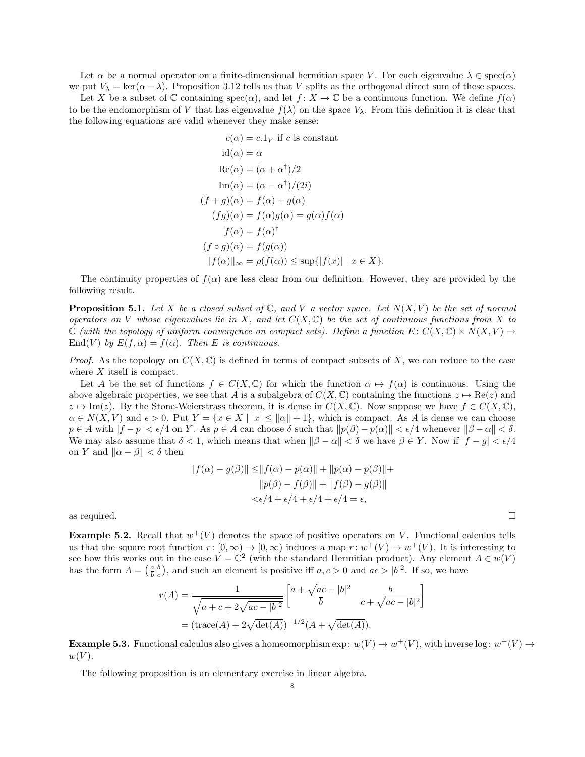Let $\alpha$ be a normal operator on a finite-dimensional hermitian space $V$. For each eigenvalue $\lambda \in \operatorname{spec}(\alpha)$ we put $V_\lambda = \ker(\alpha - \lambda)$. Proposition 3.12 tells us that $V$ splits as the orthogonal direct sum of these spaces.

Let $X$ be a subset of $\mathbb{C}$ containing $\operatorname{spec}(\alpha)$, and let $f \colon X \to \mathbb{C}$ be a continuous function. We define $f(\alpha)$ to be the endomorphism of $V$ that has eigenvalue $f(\lambda)$ on the space $V_\lambda$. From this definition it is clear that the following equations are valid whenever they make sense:

$$
\begin{aligned}
c(\alpha) &= c.1_V \text{ if } c \text{ is constant} \\
\operatorname{id}(\alpha) &= \alpha \\
\operatorname{Re}(\alpha) &= (\alpha + \alpha^\dagger)/2 \\
\operatorname{Im}(\alpha) &= (\alpha - \alpha^\dagger)/(2i) \\
(f+g)(\alpha) &= f(\alpha) + g(\alpha) \\
(fg)(\alpha) &= f(\alpha)g(\alpha) = g(\alpha)f(\alpha) \\
\overline{f}(\alpha) &= f(\alpha)^\dagger \\
(f \circ g)(\alpha) &= f(g(\alpha)) \\
\|f(\alpha)\|_\infty &= \rho(f(\alpha)) \leq \sup\{|f(x)| \mid x \in X\}.
\end{aligned}
$$

The continuity properties of $f(\alpha)$ are less clear from our definition. However, they are provided by the following result.

**Proposition 5.1.** *Let $X$ be a closed subset of $\mathbb{C}$, and $V$ a vector space. Let $N(X, V)$ be the set of normal operators on $V$ whose eigenvalues lie in $X$, and let $C(X, \mathbb{C})$ be the set of continuous functions from $X$ to $\mathbb{C}$ (with the topology of uniform convergence on compact sets). Define a function $E \colon C(X, \mathbb{C}) \times N(X, V) \to \operatorname{End}(V)$ by $E(f, \alpha) = f(\alpha)$. Then $E$ is continuous.*

*Proof.* As the topology on $C(X, \mathbb{C})$ is defined in terms of compact subsets of $X$, we can reduce to the case where $X$ itself is compact.

Let $A$ be the set of functions $f \in C(X, \mathbb{C})$ for which the function $\alpha \mapsto f(\alpha)$ is continuous. Using the above algebraic properties, we see that $A$ is a subalgebra of $C(X, \mathbb{C})$ containing the functions $z \mapsto \operatorname{Re}(z)$ and $z \mapsto \operatorname{Im}(z)$. By the Stone-Weierstrass theorem, it is dense in $C(X, \mathbb{C})$. Now suppose we have $f \in C(X, \mathbb{C})$, $\alpha \in N(X, V)$ and $\epsilon > 0$. Put $Y = \{x \in X \mid |x| \leq \|\alpha\| + 1\}$, which is compact. As $A$ is dense we can choose $p \in A$ with $|f - p| < \epsilon/4$ on $Y$. As $p \in A$ can choose $\delta$ such that $\|p(\beta) - p(\alpha)\| < \epsilon/4$ whenever $\|\beta - \alpha\| < \delta$. We may also assume that $\delta < 1$, which means that when $\|\beta - \alpha\| < \delta$ we have $\beta \in Y$. Now if $|f - g| < \epsilon/4$ on $Y$ and $\|\alpha - \beta\| < \delta$ then

$$
\begin{aligned}
\|f(\alpha) - g(\beta)\| \leq& \|f(\alpha) - p(\alpha)\| + \|p(\alpha) - p(\beta)\| + \\
& \|p(\beta) - f(\beta)\| + \|f(\beta) - g(\beta)\| \\
<& \epsilon/4 + \epsilon/4 + \epsilon/4 + \epsilon/4 = \epsilon,
\end{aligned}
$$

as required. □

**Example 5.2.** Recall that $w^+(V)$ denotes the space of positive operators on $V$. Functional calculus tells us that the square root function $r \colon [0, \infty) \to [0, \infty)$ induces a map $r \colon w^+(V) \to w^+(V)$. It is interesting to see how this works out in the case $V = \mathbb{C}^2$ (with the standard Hermitian product). Any element $A \in w(V)$ has the form $A = \left(\begin{smallmatrix} a & b \\ \overline{b} & c \end{smallmatrix}\right)$, and such an element is positive iff $a, c > 0$ and $ac > |b|^2$. If so, we have

$$
\begin{aligned}
r(A) &= \frac{1}{\sqrt{a + c + 2\sqrt{ac - |b|^2}}} \begin{bmatrix} a + \sqrt{ac - |b|^2} & b \\ \overline{b} & c + \sqrt{ac - |b|^2} \end{bmatrix} \\
&= (\operatorname{trace}(A) + 2\sqrt{\det(A)})^{-1/2}(A + \sqrt{\det(A)}).
\end{aligned}
$$

**Example 5.3.** Functional calculus also gives a homeomorphism $\exp \colon w(V) \to w^+(V)$, with inverse $\log \colon w^+(V) \to w(V)$.

The following proposition is an elementary exercise in linear algebra.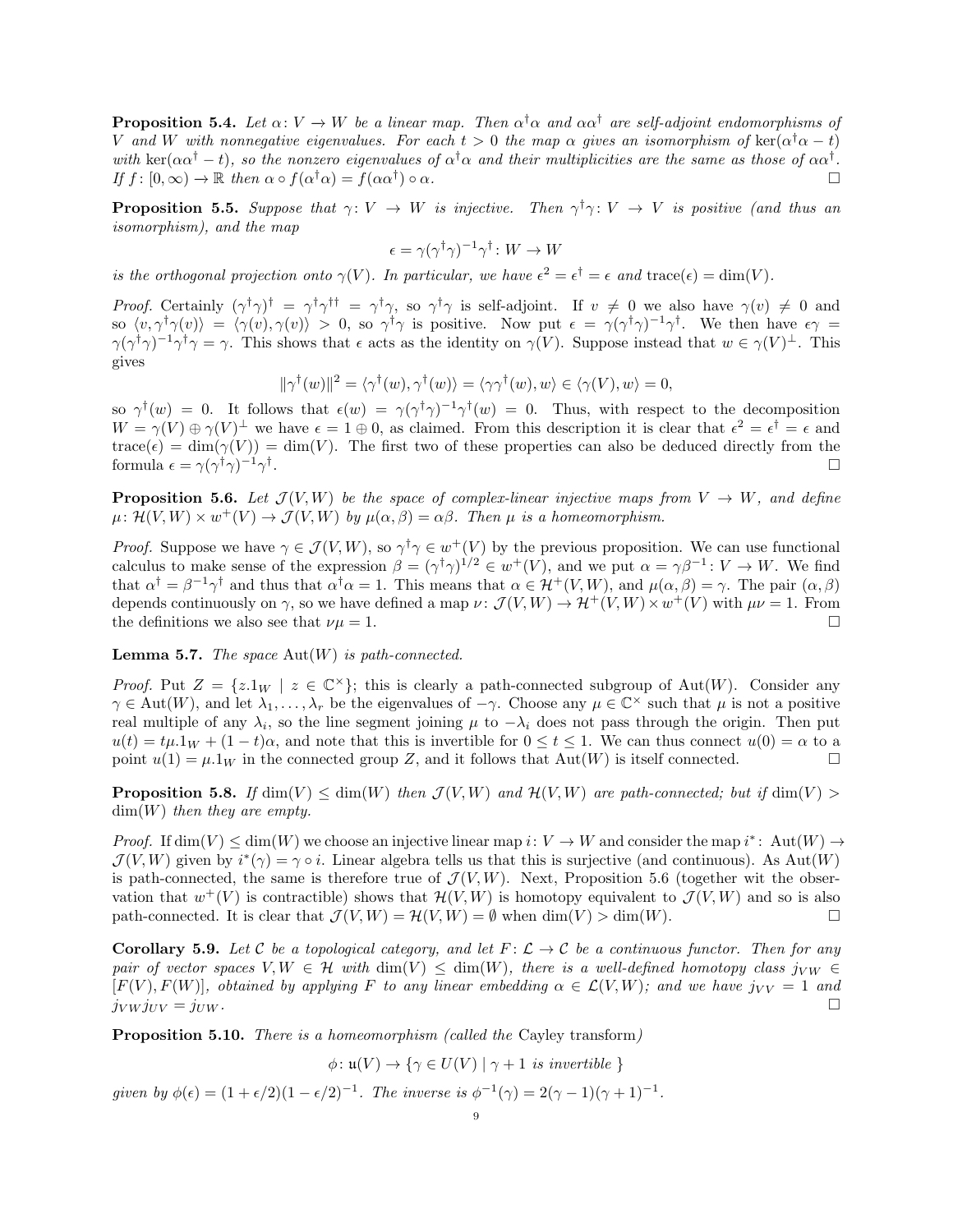**Proposition 5.4.** *Let $\alpha\colon V \to W$ be a linear map. Then $\alpha^\dagger\alpha$ and $\alpha\alpha^\dagger$ are self-adjoint endomorphisms of $V$ and $W$ with nonnegative eigenvalues. For each $t > 0$ the map $\alpha$ gives an isomorphism of $\ker(\alpha^\dagger\alpha - t)$ with $\ker(\alpha\alpha^\dagger - t)$, so the nonzero eigenvalues of $\alpha^\dagger\alpha$ and their multiplicities are the same as those of $\alpha\alpha^\dagger$. If $f\colon [0,\infty) \to \mathbb{R}$ then $\alpha \circ f(\alpha^\dagger\alpha) = f(\alpha\alpha^\dagger) \circ \alpha$.* □

**Proposition 5.5.** *Suppose that $\gamma\colon V \to W$ is injective. Then $\gamma^\dagger\gamma\colon V \to V$ is positive (and thus an isomorphism), and the map*

$$\epsilon = \gamma(\gamma^\dagger\gamma)^{-1}\gamma^\dagger \colon W \to W$$

*is the orthogonal projection onto $\gamma(V)$. In particular, we have $\epsilon^2 = \epsilon^\dagger = \epsilon$ and $\operatorname{trace}(\epsilon) = \dim(V)$.*

*Proof.* Certainly $(\gamma^\dagger\gamma)^\dagger = \gamma^\dagger\gamma^{\dagger\dagger} = \gamma^\dagger\gamma$, so $\gamma^\dagger\gamma$ is self-adjoint. If $v \neq 0$ we also have $\gamma(v) \neq 0$ and so $\langle v, \gamma^\dagger\gamma(v)\rangle = \langle \gamma(v), \gamma(v)\rangle > 0$, so $\gamma^\dagger\gamma$ is positive. Now put $\epsilon = \gamma(\gamma^\dagger\gamma)^{-1}\gamma^\dagger$. We then have $\epsilon\gamma = \gamma(\gamma^\dagger\gamma)^{-1}\gamma^\dagger\gamma = \gamma$. This shows that $\epsilon$ acts as the identity on $\gamma(V)$. Suppose instead that $w \in \gamma(V)^\perp$. This gives

$$\|\gamma^\dagger(w)\|^2 = \langle \gamma^\dagger(w), \gamma^\dagger(w)\rangle = \langle \gamma\gamma^\dagger(w), w\rangle \in \langle \gamma(V), w\rangle = 0,$$

so $\gamma^\dagger(w) = 0$. It follows that $\epsilon(w) = \gamma(\gamma^\dagger\gamma)^{-1}\gamma^\dagger(w) = 0$. Thus, with respect to the decomposition $W = \gamma(V) \oplus \gamma(V)^\perp$ we have $\epsilon = 1 \oplus 0$, as claimed. From this description it is clear that $\epsilon^2 = \epsilon^\dagger = \epsilon$ and $\operatorname{trace}(\epsilon) = \dim(\gamma(V)) = \dim(V)$. The first two of these properties can also be deduced directly from the formula $\epsilon = \gamma(\gamma^\dagger\gamma)^{-1}\gamma^\dagger$. □

**Proposition 5.6.** *Let $\mathcal{J}(V, W)$ be the space of complex-linear injective maps from $V \to W$, and define $\mu\colon \mathcal{H}(V, W) \times w^+(V) \to \mathcal{J}(V, W)$ by $\mu(\alpha, \beta) = \alpha\beta$. Then $\mu$ is a homeomorphism.*

*Proof.* Suppose we have $\gamma \in \mathcal{J}(V, W)$, so $\gamma^\dagger\gamma \in w^+(V)$ by the previous proposition. We can use functional calculus to make sense of the expression $\beta = (\gamma^\dagger\gamma)^{1/2} \in w^+(V)$, and we put $\alpha = \gamma\beta^{-1}\colon V \to W$. We find that $\alpha^\dagger = \beta^{-1}\gamma^\dagger$ and thus that $\alpha^\dagger\alpha = 1$. This means that $\alpha \in \mathcal{H}^+(V, W)$, and $\mu(\alpha, \beta) = \gamma$. The pair $(\alpha, \beta)$ depends continuously on $\gamma$, so we have defined a map $\nu\colon \mathcal{J}(V, W) \to \mathcal{H}^+(V, W) \times w^+(V)$ with $\mu\nu = 1$. From the definitions we also see that $\nu\mu = 1$. □

**Lemma 5.7.** *The space $\operatorname{Aut}(W)$ is path-connected.*

*Proof.* Put $Z = \{z.1_W \mid z \in \mathbb{C}^\times\}$; this is clearly a path-connected subgroup of $\operatorname{Aut}(W)$. Consider any $\gamma \in \operatorname{Aut}(W)$, and let $\lambda_1, \dots, \lambda_r$ be the eigenvalues of $-\gamma$. Choose any $\mu \in \mathbb{C}^\times$ such that $\mu$ is not a positive real multiple of any $\lambda_i$, so the line segment joining $\mu$ to $-\lambda_i$ does not pass through the origin. Then put $u(t) = t\mu.1_W + (1-t)\alpha$, and note that this is invertible for $0 \le t \le 1$. We can thus connect $u(0) = \alpha$ to a point $u(1) = \mu.1_W$ in the connected group $Z$, and it follows that $\operatorname{Aut}(W)$ is itself connected. □

**Proposition 5.8.** *If $\dim(V) \le \dim(W)$ then $\mathcal{J}(V, W)$ and $\mathcal{H}(V, W)$ are path-connected; but if $\dim(V) > \dim(W)$ then they are empty.*

*Proof.* If $\dim(V) \le \dim(W)$ we choose an injective linear map $i\colon V \to W$ and consider the map $i^*\colon \operatorname{Aut}(W) \to \mathcal{J}(V, W)$ given by $i^*(\gamma) = \gamma \circ i$. Linear algebra tells us that this is surjective (and continuous). As $\operatorname{Aut}(W)$ is path-connected, the same is therefore true of $\mathcal{J}(V, W)$. Next, Proposition 5.6 (together wit the observation that $w^+(V)$ is contractible) shows that $\mathcal{H}(V, W)$ is homotopy equivalent to $\mathcal{J}(V, W)$ and so is also path-connected. It is clear that $\mathcal{J}(V, W) = \mathcal{H}(V, W) = \emptyset$ when $\dim(V) > \dim(W)$. □

**Corollary 5.9.** *Let $\mathcal{C}$ be a topological category, and let $F\colon \mathcal{L} \to \mathcal{C}$ be a continuous functor. Then for any pair of vector spaces $V, W \in \mathcal{H}$ with $\dim(V) \le \dim(W)$, there is a well-defined homotopy class $j_{VW} \in [F(V), F(W)]$, obtained by applying $F$ to any linear embedding $\alpha \in \mathcal{L}(V, W)$; and we have $j_{VV} = 1$ and $j_{VW}j_{UV} = j_{UW}$.* □

**Proposition 5.10.** *There is a homeomorphism (called the* Cayley transform*)*

$$\phi\colon \mathfrak{u}(V) \to \{\gamma \in U(V) \mid \gamma + 1 \text{ is invertible }\}$$

*given by $\phi(\epsilon) = (1 + \epsilon/2)(1 - \epsilon/2)^{-1}$. The inverse is $\phi^{-1}(\gamma) = 2(\gamma - 1)(\gamma + 1)^{-1}$.*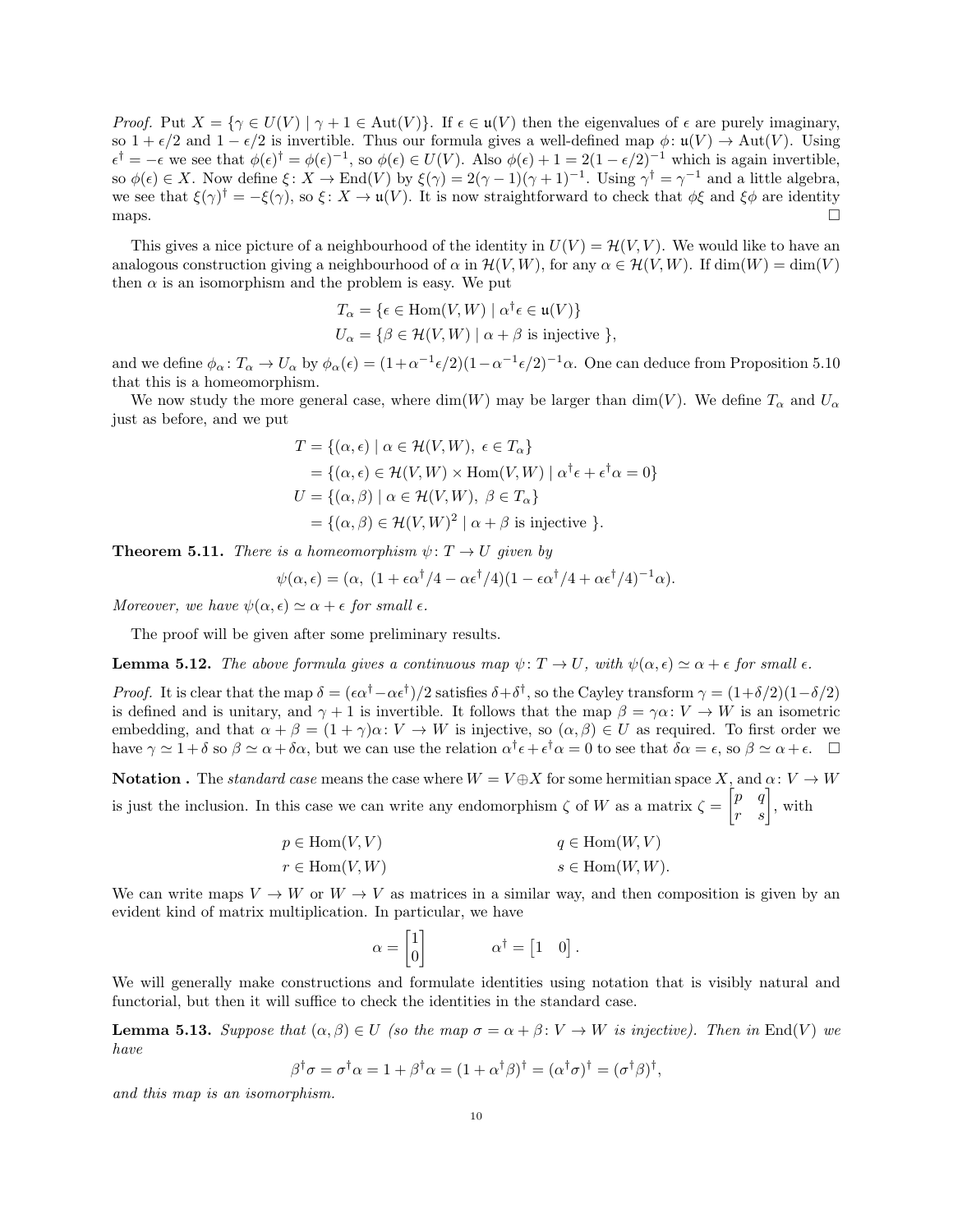*Proof.* Put $X = \{\gamma \in U(V) \mid \gamma + 1 \in \text{Aut}(V)\}$. If $\epsilon \in \mathfrak{u}(V)$ then the eigenvalues of $\epsilon$ are purely imaginary, so $1 + \epsilon/2$ and $1 - \epsilon/2$ is invertible. Thus our formula gives a well-defined map $\phi\colon \mathfrak{u}(V) \to \text{Aut}(V)$. Using $\epsilon^\dagger = -\epsilon$ we see that $\phi(\epsilon)^\dagger = \phi(\epsilon)^{-1}$, so $\phi(\epsilon) \in U(V)$. Also $\phi(\epsilon) + 1 = 2(1 - \epsilon/2)^{-1}$ which is again invertible, so $\phi(\epsilon) \in X$. Now define $\xi\colon X \to \text{End}(V)$ by $\xi(\gamma) = 2(\gamma - 1)(\gamma + 1)^{-1}$. Using $\gamma^\dagger = \gamma^{-1}$ and a little algebra, we see that $\xi(\gamma)^\dagger = -\xi(\gamma)$, so $\xi\colon X \to \mathfrak{u}(V)$. It is now straightforward to check that $\phi\xi$ and $\xi\phi$ are identity maps. □

This gives a nice picture of a neighbourhood of the identity in $U(V) = \mathcal{H}(V, V)$. We would like to have an analogous construction giving a neighbourhood of $\alpha$ in $\mathcal{H}(V, W)$, for any $\alpha \in \mathcal{H}(V, W)$. If $\dim(W) = \dim(V)$ then $\alpha$ is an isomorphism and the problem is easy. We put

$$
\begin{aligned}
T_\alpha &= \{\epsilon \in \text{Hom}(V, W) \mid \alpha^\dagger \epsilon \in \mathfrak{u}(V)\} \\
U_\alpha &= \{\beta \in \mathcal{H}(V, W) \mid \alpha + \beta \text{ is injective }\},
\end{aligned}
$$

and we define $\phi_\alpha\colon T_\alpha \to U_\alpha$ by $\phi_\alpha(\epsilon) = (1+\alpha^{-1}\epsilon/2)(1-\alpha^{-1}\epsilon/2)^{-1}\alpha$. One can deduce from Proposition 5.10 that this is a homeomorphism.

We now study the more general case, where $\dim(W)$ may be larger than $\dim(V)$. We define $T_\alpha$ and $U_\alpha$ just as before, and we put

$$
\begin{aligned}
T &= \{(\alpha, \epsilon) \mid \alpha \in \mathcal{H}(V, W),\ \epsilon \in T_\alpha\} \\
&= \{(\alpha, \epsilon) \in \mathcal{H}(V, W) \times \text{Hom}(V, W) \mid \alpha^\dagger \epsilon + \epsilon^\dagger \alpha = 0\} \\
U &= \{(\alpha, \beta) \mid \alpha \in \mathcal{H}(V, W),\ \beta \in T_\alpha\} \\
&= \{(\alpha, \beta) \in \mathcal{H}(V, W)^2 \mid \alpha + \beta \text{ is injective }\}.
\end{aligned}
$$

**Theorem 5.11.** *There is a homeomorphism $\psi\colon T \to U$ given by*

$$
\psi(\alpha, \epsilon) = (\alpha,\ (1 + \epsilon\alpha^\dagger/4 - \alpha\epsilon^\dagger/4)(1 - \epsilon\alpha^\dagger/4 + \alpha\epsilon^\dagger/4)^{-1}\alpha).
$$

*Moreover, we have $\psi(\alpha, \epsilon) \simeq \alpha + \epsilon$ for small $\epsilon$.*

The proof will be given after some preliminary results.

**Lemma 5.12.** *The above formula gives a continuous map $\psi\colon T \to U$, with $\psi(\alpha, \epsilon) \simeq \alpha + \epsilon$ for small $\epsilon$.*

*Proof.* It is clear that the map $\delta = (\epsilon\alpha^\dagger - \alpha\epsilon^\dagger)/2$ satisfies $\delta + \delta^\dagger$, so the Cayley transform $\gamma = (1+\delta/2)(1-\delta/2)$ is defined and is unitary, and $\gamma + 1$ is invertible. It follows that the map $\beta = \gamma\alpha\colon V \to W$ is an isometric embedding, and that $\alpha + \beta = (1 + \gamma)\alpha\colon V \to W$ is injective, so $(\alpha, \beta) \in U$ as required. To first order we have $\gamma \simeq 1 + \delta$ so $\beta \simeq \alpha + \delta\alpha$, but we can use the relation $\alpha^\dagger\epsilon + \epsilon^\dagger\alpha = 0$ to see that $\delta\alpha = \epsilon$, so $\beta \simeq \alpha + \epsilon$. □

**Notation .** The *standard case* means the case where $W = V \oplus X$ for some hermitian space $X$, and $\alpha\colon V \to W$ is just the inclusion. In this case we can write any endomorphism $\zeta$ of $W$ as a matrix $\zeta = \begin{bmatrix} p & q \\ r & s \end{bmatrix}$, with

$$
\begin{aligned}
&p \in \text{Hom}(V, V) && q \in \text{Hom}(W, V) \\
&r \in \text{Hom}(V, W) && s \in \text{Hom}(W, W).
\end{aligned}
$$

We can write maps $V \to W$ or $W \to V$ as matrices in a similar way, and then composition is given by an evident kind of matrix multiplication. In particular, we have

$$
\alpha = \begin{bmatrix} 1 \\ 0 \end{bmatrix} \qquad \alpha^\dagger = \begin{bmatrix} 1 & 0 \end{bmatrix}.
$$

We will generally make constructions and formulate identities using notation that is visibly natural and functorial, but then it will suffice to check the identities in the standard case.

**Lemma 5.13.** *Suppose that $(\alpha, \beta) \in U$ (so the map $\sigma = \alpha + \beta\colon V \to W$ is injective). Then in $\text{End}(V)$ we have*

$$
\beta^\dagger\sigma = \sigma^\dagger\alpha = 1 + \beta^\dagger\alpha = (1 + \alpha^\dagger\beta)^\dagger = (\alpha^\dagger\sigma)^\dagger = (\sigma^\dagger\beta)^\dagger,
$$

*and this map is an isomorphism.*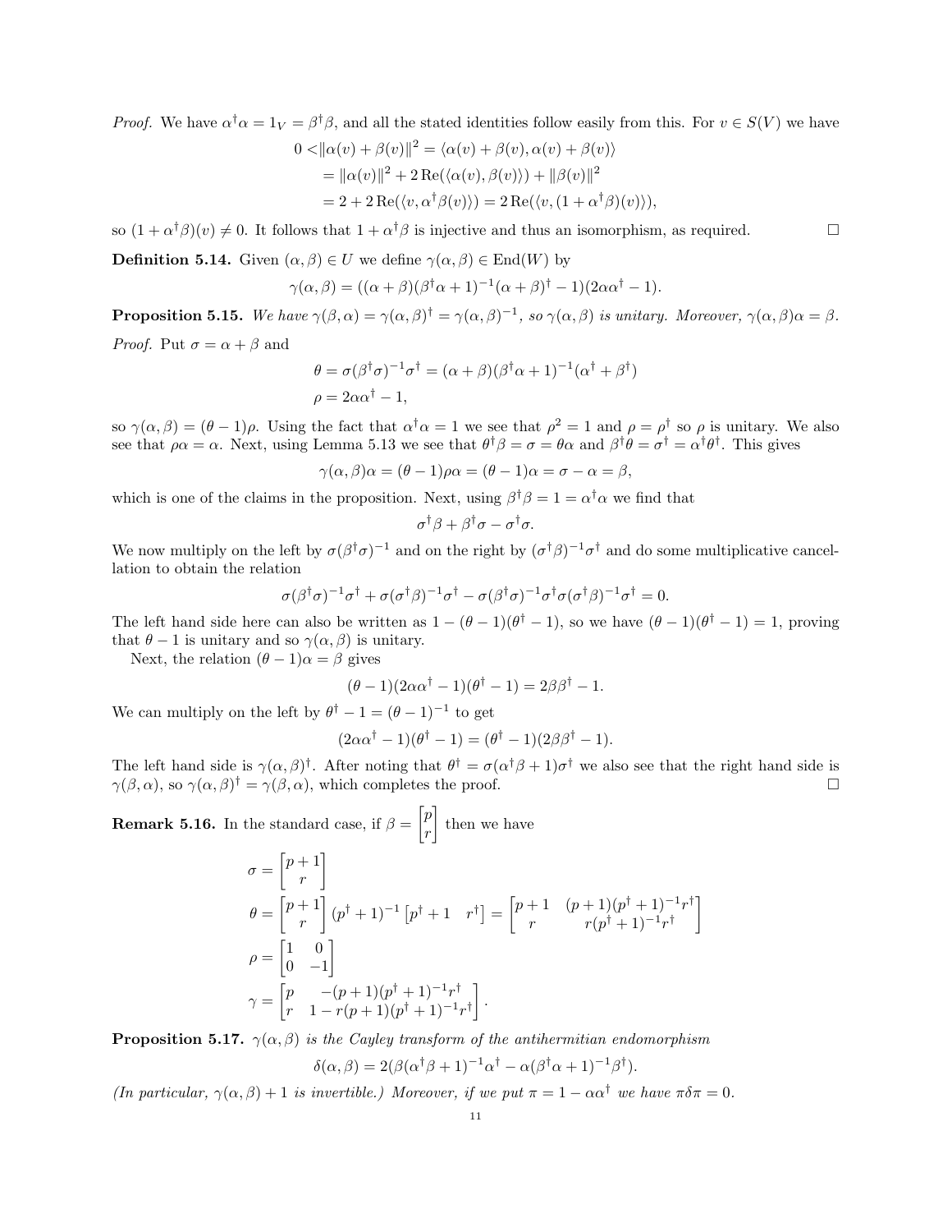*Proof.* We have $\alpha^\dagger\alpha = 1_V = \beta^\dagger\beta$, and all the stated identities follow easily from this. For $v \in S(V)$ we have

$$\begin{aligned} 0 <& \|\alpha(v) + \beta(v)\|^2 = \langle \alpha(v) + \beta(v), \alpha(v) + \beta(v)\rangle \\ &= \|\alpha(v)\|^2 + 2\operatorname{Re}(\langle \alpha(v), \beta(v)\rangle) + \|\beta(v)\|^2 \\ &= 2 + 2\operatorname{Re}(\langle v, \alpha^\dagger\beta(v)\rangle) = 2\operatorname{Re}(\langle v, (1+\alpha^\dagger\beta)(v)\rangle), \end{aligned}$$

so $(1+\alpha^\dagger\beta)(v) \neq 0$. It follows that $1+\alpha^\dagger\beta$ is injective and thus an isomorphism, as required. □

**Definition 5.14.** Given $(\alpha, \beta) \in U$ we define $\gamma(\alpha, \beta) \in \operatorname{End}(W)$ by

$$\gamma(\alpha, \beta) = ((\alpha+\beta)(\beta^\dagger\alpha + 1)^{-1}(\alpha+\beta)^\dagger - 1)(2\alpha\alpha^\dagger - 1).$$

**Proposition 5.15.** *We have $\gamma(\beta, \alpha) = \gamma(\alpha, \beta)^\dagger = \gamma(\alpha, \beta)^{-1}$, so $\gamma(\alpha, \beta)$ is unitary. Moreover, $\gamma(\alpha, \beta)\alpha = \beta$.*

*Proof.* Put $\sigma = \alpha + \beta$ and

$$\begin{aligned} \theta &= \sigma(\beta^\dagger\sigma)^{-1}\sigma^\dagger = (\alpha+\beta)(\beta^\dagger\alpha + 1)^{-1}(\alpha^\dagger + \beta^\dagger) \\ \rho &= 2\alpha\alpha^\dagger - 1, \end{aligned}$$

so $\gamma(\alpha, \beta) = (\theta - 1)\rho$. Using the fact that $\alpha^\dagger\alpha = 1$ we see that $\rho^2 = 1$ and $\rho = \rho^\dagger$ so $\rho$ is unitary. We also see that $\rho\alpha = \alpha$. Next, using Lemma 5.13 we see that $\theta^\dagger\beta = \sigma = \theta\alpha$ and $\beta^\dagger\theta = \sigma^\dagger = \alpha^\dagger\theta^\dagger$. This gives

$$\gamma(\alpha, \beta)\alpha = (\theta - 1)\rho\alpha = (\theta - 1)\alpha = \sigma - \alpha = \beta,$$

which is one of the claims in the proposition. Next, using $\beta^\dagger\beta = 1 = \alpha^\dagger\alpha$ we find that

$$\sigma^\dagger\beta + \beta^\dagger\sigma - \sigma^\dagger\sigma.$$

We now multiply on the left by $\sigma(\beta^\dagger\sigma)^{-1}$ and on the right by $(\sigma^\dagger\beta)^{-1}\sigma^\dagger$ and do some multiplicative cancellation to obtain the relation

$$\sigma(\beta^\dagger\sigma)^{-1}\sigma^\dagger + \sigma(\sigma^\dagger\beta)^{-1}\sigma^\dagger - \sigma(\beta^\dagger\sigma)^{-1}\sigma^\dagger\sigma(\sigma^\dagger\beta)^{-1}\sigma^\dagger = 0.$$

The left hand side here can also be written as $1 - (\theta - 1)(\theta^\dagger - 1)$, so we have $(\theta - 1)(\theta^\dagger - 1) = 1$, proving that $\theta - 1$ is unitary and so $\gamma(\alpha, \beta)$ is unitary.

Next, the relation $(\theta - 1)\alpha = \beta$ gives

$$(\theta - 1)(2\alpha\alpha^\dagger - 1)(\theta^\dagger - 1) = 2\beta\beta^\dagger - 1.$$

We can multiply on the left by $\theta^\dagger - 1 = (\theta - 1)^{-1}$ to get

$$(2\alpha\alpha^\dagger - 1)(\theta^\dagger - 1) = (\theta^\dagger - 1)(2\beta\beta^\dagger - 1).$$

The left hand side is $\gamma(\alpha, \beta)^\dagger$. After noting that $\theta^\dagger = \sigma(\alpha^\dagger\beta + 1)\sigma^\dagger$ we also see that the right hand side is $\gamma(\beta, \alpha)$, so $\gamma(\alpha, \beta)^\dagger = \gamma(\beta, \alpha)$, which completes the proof. □

**Remark 5.16.** In the standard case, if $\beta = \begin{bmatrix} p \\ r \end{bmatrix}$ then we have

$$\begin{aligned} \sigma &= \begin{bmatrix} p+1 \\ r \end{bmatrix} \\ \theta &= \begin{bmatrix} p+1 \\ r \end{bmatrix} (p^\dagger + 1)^{-1} \begin{bmatrix} p^\dagger + 1 & r^\dagger \end{bmatrix} = \begin{bmatrix} p+1 & (p+1)(p^\dagger+1)^{-1}r^\dagger \\ r & r(p^\dagger+1)^{-1}r^\dagger \end{bmatrix} \\ \rho &= \begin{bmatrix} 1 & 0 \\ 0 & -1 \end{bmatrix} \\ \gamma &= \begin{bmatrix} p & -(p+1)(p^\dagger+1)^{-1}r^\dagger \\ r & 1 - r(p+1)(p^\dagger+1)^{-1}r^\dagger \end{bmatrix}. \end{aligned}$$

**Proposition 5.17.** *$\gamma(\alpha, \beta)$ is the Cayley transform of the antihermitian endomorphism*

$$\delta(\alpha, \beta) = 2(\beta(\alpha^\dagger\beta + 1)^{-1}\alpha^\dagger - \alpha(\beta^\dagger\alpha + 1)^{-1}\beta^\dagger).$$

*(In particular, $\gamma(\alpha, \beta) + 1$ is invertible.) Moreover, if we put $\pi = 1 - \alpha\alpha^\dagger$ we have $\pi\delta\pi = 0$.*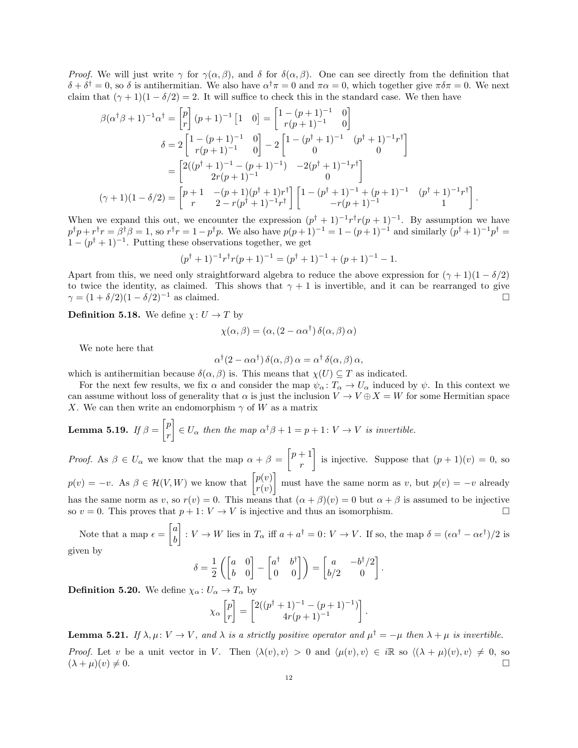*Proof.* We will just write $\gamma$ for $\gamma(\alpha,\beta)$, and $\delta$ for $\delta(\alpha,\beta)$. One can see directly from the definition that $\delta+\delta^\dagger=0$, so $\delta$ is antihermitian. We also have $\alpha^\dagger\pi=0$ and $\pi\alpha=0$, which together give $\pi\delta\pi=0$. We next claim that $(\gamma+1)(1-\delta/2)=2$. It will suffice to check this in the standard case. We then have

$$\begin{aligned}
\beta(\alpha^\dagger\beta+1)^{-1}\alpha^\dagger &= \begin{bmatrix} p \\ r \end{bmatrix}(p+1)^{-1}\begin{bmatrix} 1 & 0 \end{bmatrix} = \begin{bmatrix} 1-(p+1)^{-1} & 0 \\ r(p+1)^{-1} & 0 \end{bmatrix} \\
\delta &= 2\begin{bmatrix} 1-(p+1)^{-1} & 0 \\ r(p+1)^{-1} & 0 \end{bmatrix} - 2\begin{bmatrix} 1-(p^\dagger+1)^{-1} & (p^\dagger+1)^{-1}r^\dagger \\ 0 & 0 \end{bmatrix} \\
&= \begin{bmatrix} 2((p^\dagger+1)^{-1}-(p+1)^{-1}) & -2(p^\dagger+1)^{-1}r^\dagger \\ 2r(p+1)^{-1} & 0 \end{bmatrix} \\
(\gamma+1)(1-\delta/2) &= \begin{bmatrix} p+1 & -(p+1)(p^\dagger+1)r^\dagger \\ r & 2-r(p^\dagger+1)^{-1}r^\dagger \end{bmatrix}\begin{bmatrix} 1-(p^\dagger+1)^{-1}+(p+1)^{-1} & (p^\dagger+1)^{-1}r^\dagger \\ -r(p+1)^{-1} & 1 \end{bmatrix}.
\end{aligned}$$

When we expand this out, we encounter the expression $(p^\dagger+1)^{-1}r^\dagger r(p+1)^{-1}$. By assumption we have $p^\dagger p+r^\dagger r=\beta^\dagger\beta=1$, so $r^\dagger r=1-p^\dagger p$. We also have $p(p+1)^{-1}=1-(p+1)^{-1}$ and similarly $(p^\dagger+1)^{-1}p^\dagger=1-(p^\dagger+1)^{-1}$. Putting these observations together, we get

$$(p^\dagger+1)^{-1}r^\dagger r(p+1)^{-1}=(p^\dagger+1)^{-1}+(p+1)^{-1}-1.$$

Apart from this, we need only straightforward algebra to reduce the above expression for $(\gamma+1)(1-\delta/2)$ to twice the identity, as claimed. This shows that $\gamma+1$ is invertible, and it can be rearranged to give $\gamma=(1+\delta/2)(1-\delta/2)^{-1}$ as claimed. $\square$

**Definition 5.18.** We define $\chi\colon U\to T$ by

$$\chi(\alpha,\beta)=(\alpha,(2-\alpha\alpha^\dagger)\,\delta(\alpha,\beta)\,\alpha)$$

We note here that

$$\alpha^\dagger(2-\alpha\alpha^\dagger)\,\delta(\alpha,\beta)\,\alpha=\alpha^\dagger\,\delta(\alpha,\beta)\,\alpha,$$

which is antihermitian because $\delta(\alpha,\beta)$ is. This means that $\chi(U)\subseteq T$ as indicated.

For the next few results, we fix $\alpha$ and consider the map $\psi_\alpha\colon T_\alpha\to U_\alpha$ induced by $\psi$. In this context we can assume without loss of generality that $\alpha$ is just the inclusion $V\to V\oplus X=W$ for some Hermitian space $X$. We can then write an endomorphism $\gamma$ of $W$ as a matrix

**Lemma 5.19.** *If* $\beta=\begin{bmatrix} p \\ r \end{bmatrix}\in U_\alpha$ *then the map* $\alpha^\dagger\beta+1=p+1\colon V\to V$ *is invertible.*

*Proof.* As $\beta\in U_\alpha$ we know that the map $\alpha+\beta=\begin{bmatrix} p+1 \\ r \end{bmatrix}$ is injective. Suppose that $(p+1)(v)=0$, so $p(v)=-v$. As $\beta\in\mathcal{H}(V,W)$ we know that $\begin{bmatrix} p(v) \\ r(v) \end{bmatrix}$ must have the same norm as $v$, but $p(v)=-v$ already has the same norm as $v$, so $r(v)=0$. This means that $(\alpha+\beta)(v)=0$ but $\alpha+\beta$ is assumed to be injective so $v=0$. This proves that $p+1\colon V\to V$ is injective and thus an isomorphism. $\square$

Note that a map $\epsilon=\begin{bmatrix} a \\ b \end{bmatrix}\colon V\to W$ lies in $T_\alpha$ iff $a+a^\dagger=0\colon V\to V$. If so, the map $\delta=(\epsilon\alpha^\dagger-\alpha\epsilon^\dagger)/2$ is given by

$$\delta=\frac{1}{2}\left(\begin{bmatrix} a & 0 \\ b & 0 \end{bmatrix}-\begin{bmatrix} a^\dagger & b^\dagger \\ 0 & 0 \end{bmatrix}\right)=\begin{bmatrix} a & -b^\dagger/2 \\ b/2 & 0 \end{bmatrix}.$$

**Definition 5.20.** We define $\chi_\alpha\colon U_\alpha\to T_\alpha$ by

$$\chi_\alpha\begin{bmatrix} p \\ r \end{bmatrix}=\begin{bmatrix} 2((p^\dagger+1)^{-1}-(p+1)^{-1}) \\ 4r(p+1)^{-1} \end{bmatrix}.$$

**Lemma 5.21.** *If* $\lambda,\mu\colon V\to V$*, and* $\lambda$ *is a strictly positive operator and* $\mu^\dagger=-\mu$ *then* $\lambda+\mu$ *is invertible.*

*Proof.* Let $v$ be a unit vector in $V$. Then $\langle\lambda(v),v\rangle>0$ and $\langle\mu(v),v\rangle\in i\mathbb{R}$ so $\langle(\lambda+\mu)(v),v\rangle\neq 0$, so $(\lambda+\mu)(v)\neq 0$. $\square$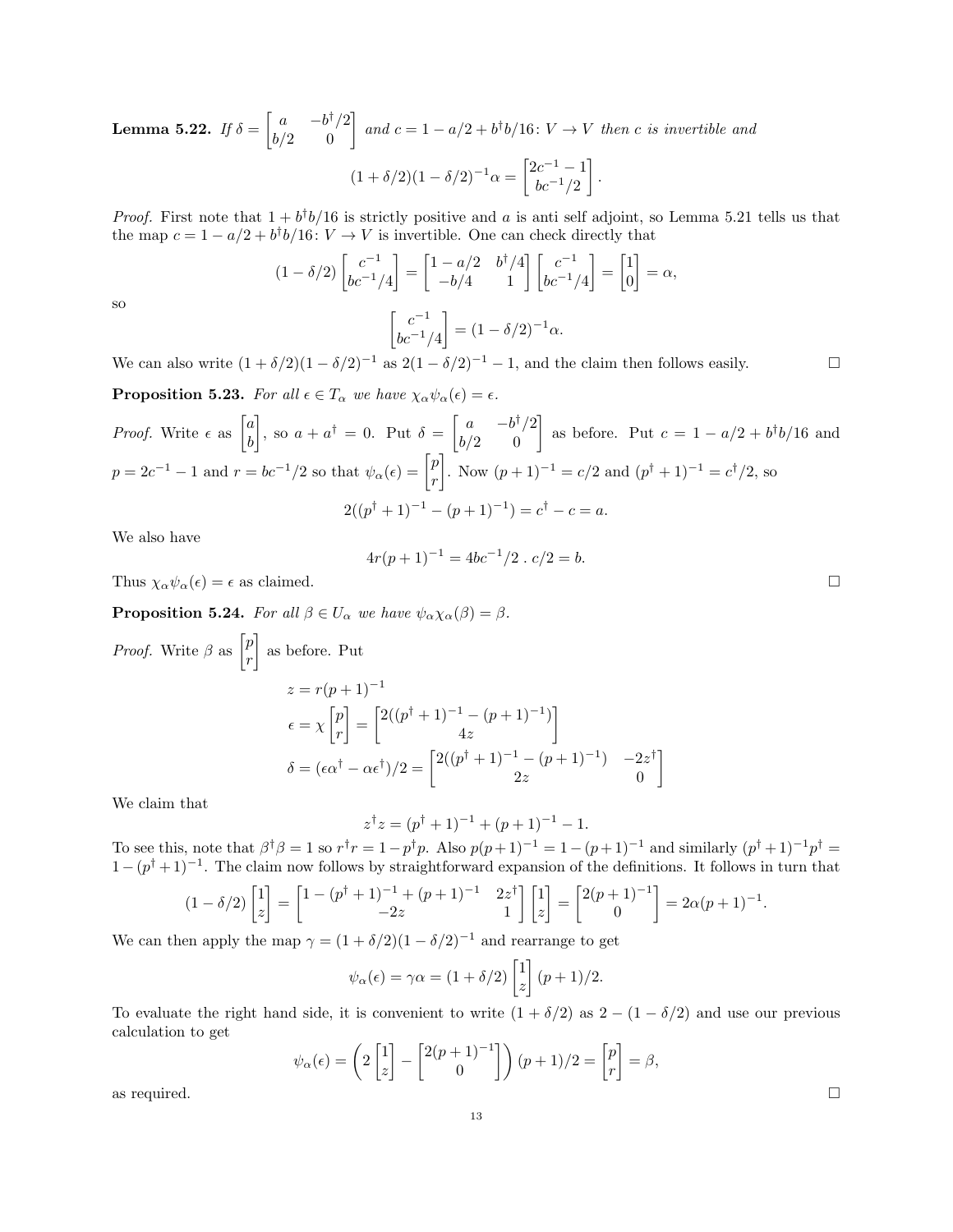**Lemma 5.22.** *If* $\delta = \begin{bmatrix} a & -b^\dagger/2 \\ b/2 & 0 \end{bmatrix}$ *and* $c = 1 - a/2 + b^\dagger b/16 \colon V \to V$ *then* $c$ *is invertible and*

$$(1+\delta/2)(1-\delta/2)^{-1}\alpha = \begin{bmatrix} 2c^{-1} - 1 \\ bc^{-1}/2 \end{bmatrix}.$$

*Proof.* First note that $1 + b^\dagger b/16$ is strictly positive and $a$ is anti self adjoint, so Lemma 5.21 tells us that the map $c = 1 - a/2 + b^\dagger b/16 \colon V \to V$ is invertible. One can check directly that

$$(1-\delta/2)\begin{bmatrix} c^{-1} \\ bc^{-1}/4 \end{bmatrix} = \begin{bmatrix} 1-a/2 & b^\dagger/4 \\ -b/4 & 1 \end{bmatrix}\begin{bmatrix} c^{-1} \\ bc^{-1}/4 \end{bmatrix} = \begin{bmatrix} 1 \\ 0 \end{bmatrix} = \alpha,$$

so

$$\begin{bmatrix} c^{-1} \\ bc^{-1}/4 \end{bmatrix} = (1-\delta/2)^{-1}\alpha.$$

We can also write $(1+\delta/2)(1-\delta/2)^{-1}$ as $2(1-\delta/2)^{-1} - 1$, and the claim then follows easily. □

**Proposition 5.23.** *For all* $\epsilon \in T_\alpha$ *we have* $\chi_\alpha\psi_\alpha(\epsilon) = \epsilon$.

*Proof.* Write $\epsilon$ as $\begin{bmatrix} a \\ b \end{bmatrix}$, so $a + a^\dagger = 0$. Put $\delta = \begin{bmatrix} a & -b^\dagger/2 \\ b/2 & 0 \end{bmatrix}$ as before. Put $c = 1 - a/2 + b^\dagger b/16$ and $p = 2c^{-1} - 1$ and $r = bc^{-1}/2$ so that $\psi_\alpha(\epsilon) = \begin{bmatrix} p \\ r \end{bmatrix}$. Now $(p+1)^{-1} = c/2$ and $(p^\dagger + 1)^{-1} = c^\dagger/2$, so

$$2((p^\dagger+1)^{-1} - (p+1)^{-1}) = c^\dagger - c = a.$$

We also have

$$4r(p+1)^{-1} = 4bc^{-1}/2 \;.\; c/2 = b.$$

Thus $\chi_\alpha\psi_\alpha(\epsilon) = \epsilon$ as claimed. □

**Proposition 5.24.** *For all* $\beta \in U_\alpha$ *we have* $\psi_\alpha\chi_\alpha(\beta) = \beta$.

*Proof.* Write $\beta$ as $\begin{bmatrix} p \\ r \end{bmatrix}$ as before. Put

$$\begin{aligned} z &= r(p+1)^{-1} \\ \epsilon &= \chi\begin{bmatrix} p \\ r \end{bmatrix} = \begin{bmatrix} 2((p^\dagger+1)^{-1} - (p+1)^{-1}) \\ 4z \end{bmatrix} \\ \delta &= (\epsilon\alpha^\dagger - \alpha\epsilon^\dagger)/2 = \begin{bmatrix} 2((p^\dagger+1)^{-1} - (p+1)^{-1}) & -2z^\dagger \\ 2z & 0 \end{bmatrix} \end{aligned}$$

We claim that

$$z^\dagger z = (p^\dagger+1)^{-1} + (p+1)^{-1} - 1.$$

To see this, note that $\beta^\dagger\beta = 1$ so $r^\dagger r = 1 - p^\dagger p$. Also $p(p+1)^{-1} = 1 - (p+1)^{-1}$ and similarly $(p^\dagger+1)^{-1}p^\dagger = 1 - (p^\dagger+1)^{-1}$. The claim now follows by straightforward expansion of the definitions. It follows in turn that

$$(1-\delta/2)\begin{bmatrix} 1 \\ z \end{bmatrix} = \begin{bmatrix} 1 - (p^\dagger+1)^{-1} + (p+1)^{-1} & 2z^\dagger \\ -2z & 1 \end{bmatrix}\begin{bmatrix} 1 \\ z \end{bmatrix} = \begin{bmatrix} 2(p+1)^{-1} \\ 0 \end{bmatrix} = 2\alpha(p+1)^{-1}.$$

We can then apply the map $\gamma = (1+\delta/2)(1-\delta/2)^{-1}$ and rearrange to get

$$\psi_\alpha(\epsilon) = \gamma\alpha = (1+\delta/2)\begin{bmatrix} 1 \\ z \end{bmatrix}(p+1)/2.$$

To evaluate the right hand side, it is convenient to write $(1+\delta/2)$ as $2 - (1-\delta/2)$ and use our previous calculation to get

$$\psi_\alpha(\epsilon) = \left(2\begin{bmatrix} 1 \\ z \end{bmatrix} - \begin{bmatrix} 2(p+1)^{-1} \\ 0 \end{bmatrix}\right)(p+1)/2 = \begin{bmatrix} p \\ r \end{bmatrix} = \beta,$$

as required. □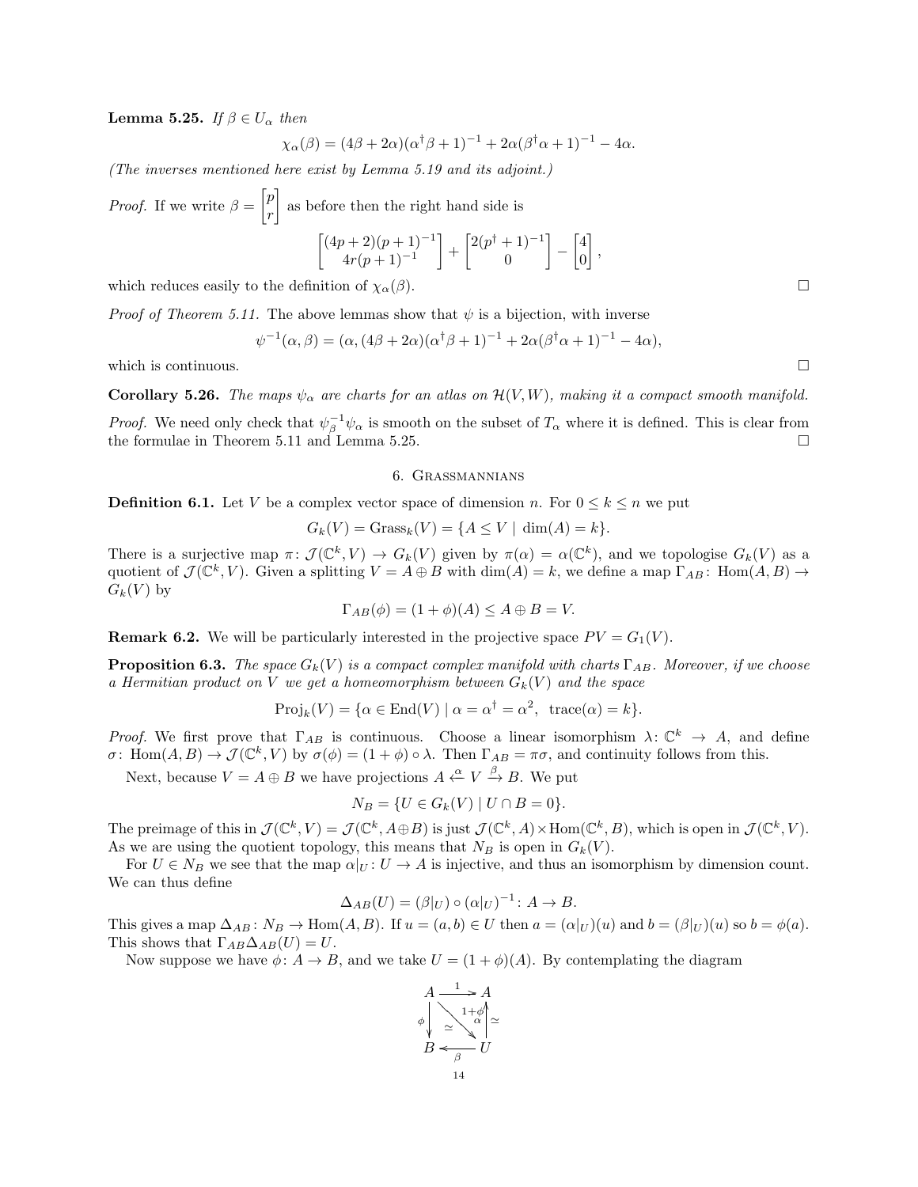**Lemma 5.25.** *If $\beta \in U_\alpha$ then*

$$\chi_\alpha(\beta) = (4\beta + 2\alpha)(\alpha^\dagger\beta + 1)^{-1} + 2\alpha(\beta^\dagger\alpha + 1)^{-1} - 4\alpha.$$

*(The inverses mentioned here exist by Lemma 5.19 and its adjoint.)*

*Proof.* If we write $\beta = \begin{bmatrix} p \\ r \end{bmatrix}$ as before then the right hand side is

$$\begin{bmatrix} (4p+2)(p+1)^{-1} \\ 4r(p+1)^{-1} \end{bmatrix} + \begin{bmatrix} 2(p^\dagger+1)^{-1} \\ 0 \end{bmatrix} - \begin{bmatrix} 4 \\ 0 \end{bmatrix},$$

which reduces easily to the definition of $\chi_\alpha(\beta)$. $\square$

*Proof of Theorem 5.11.* The above lemmas show that $\psi$ is a bijection, with inverse

$$\psi^{-1}(\alpha, \beta) = (\alpha, (4\beta + 2\alpha)(\alpha^\dagger\beta + 1)^{-1} + 2\alpha(\beta^\dagger\alpha + 1)^{-1} - 4\alpha),$$

which is continuous. $\square$

**Corollary 5.26.** *The maps $\psi_\alpha$ are charts for an atlas on $\mathcal{H}(V, W)$, making it a compact smooth manifold.*

*Proof.* We need only check that $\psi_\beta^{-1}\psi_\alpha$ is smooth on the subset of $T_\alpha$ where it is defined. This is clear from the formulae in Theorem 5.11 and Lemma 5.25. $\square$

## 6. Grassmannians

**Definition 6.1.** Let $V$ be a complex vector space of dimension $n$. For $0 \le k \le n$ we put

$$G_k(V) = \mathrm{Grass}_k(V) = \{A \le V \mid \dim(A) = k\}.$$

There is a surjective map $\pi \colon \mathcal{J}(\mathbb{C}^k, V) \to G_k(V)$ given by $\pi(\alpha) = \alpha(\mathbb{C}^k)$, and we topologise $G_k(V)$ as a quotient of $\mathcal{J}(\mathbb{C}^k, V)$. Given a splitting $V = A \oplus B$ with $\dim(A) = k$, we define a map $\Gamma_{AB} \colon \mathrm{Hom}(A, B) \to G_k(V)$ by

$$\Gamma_{AB}(\phi) = (1 + \phi)(A) \le A \oplus B = V.$$

**Remark 6.2.** We will be particularly interested in the projective space $PV = G_1(V)$.

**Proposition 6.3.** *The space $G_k(V)$ is a compact complex manifold with charts $\Gamma_{AB}$. Moreover, if we choose a Hermitian product on $V$ we get a homeomorphism between $G_k(V)$ and the space*

$$\mathrm{Proj}_k(V) = \{\alpha \in \mathrm{End}(V) \mid \alpha = \alpha^\dagger = \alpha^2, \ \ \mathrm{trace}(\alpha) = k\}.$$

*Proof.* We first prove that $\Gamma_{AB}$ is continuous. Choose a linear isomorphism $\lambda \colon \mathbb{C}^k \to A$, and define $\sigma \colon \mathrm{Hom}(A, B) \to \mathcal{J}(\mathbb{C}^k, V)$ by $\sigma(\phi) = (1 + \phi) \circ \lambda$. Then $\Gamma_{AB} = \pi\sigma$, and continuity follows from this.

Next, because $V = A \oplus B$ we have projections $A \xleftarrow{\alpha} V \xrightarrow{\beta} B$. We put

$$N_B = \{U \in G_k(V) \mid U \cap B = 0\}.$$

The preimage of this in $\mathcal{J}(\mathbb{C}^k, V) = \mathcal{J}(\mathbb{C}^k, A \oplus B)$ is just $\mathcal{J}(\mathbb{C}^k, A) \times \mathrm{Hom}(\mathbb{C}^k, B)$, which is open in $\mathcal{J}(\mathbb{C}^k, V)$. As we are using the quotient topology, this means that $N_B$ is open in $G_k(V)$.

For $U \in N_B$ we see that the map $\alpha|_U \colon U \to A$ is injective, and thus an isomorphism by dimension count. We can thus define

$$\Delta_{AB}(U) = (\beta|_U) \circ (\alpha|_U)^{-1} \colon A \to B.$$

This gives a map $\Delta_{AB} \colon N_B \to \mathrm{Hom}(A, B)$. If $u = (a, b) \in U$ then $a = (\alpha|_U)(u)$ and $b = (\beta|_U)(u)$ so $b = \phi(a)$. This shows that $\Gamma_{AB}\Delta_{AB}(U) = U$.

Now suppose we have $\phi \colon A \to B$, and we take $U = (1 + \phi)(A)$. By contemplating the diagram

$$\begin{array}{ccc} A & \xrightarrow{\ 1\ } & A \\ {\scriptstyle\phi}\big\downarrow & \searrow^{1+\phi}_{\simeq} & \big\uparrow{\scriptstyle\alpha}\ \simeq \\ B & \xleftarrow[\ \beta\ ]{} & U \end{array}$$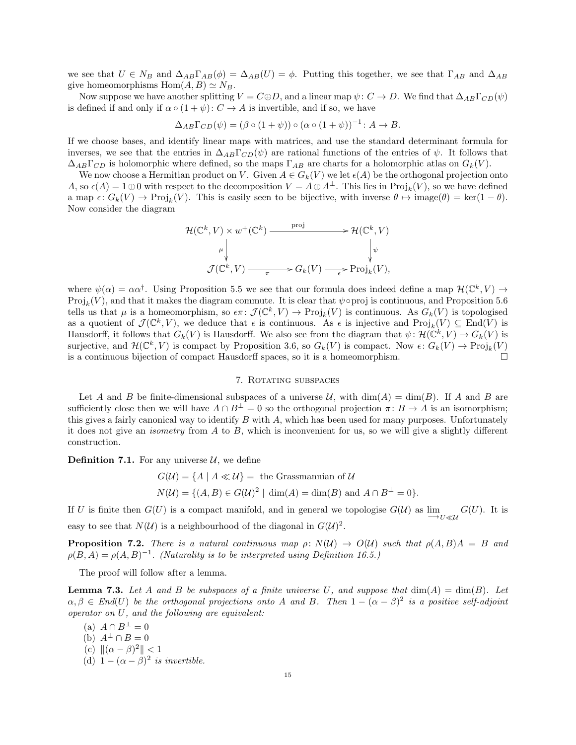we see that $U \in N_B$ and $\Delta_{AB}\Gamma_{AB}(\phi) = \Delta_{AB}(U) = \phi$. Putting this together, we see that $\Gamma_{AB}$ and $\Delta_{AB}$ give homeomorphisms $\mathrm{Hom}(A, B) \simeq N_B$.

Now suppose we have another splitting $V = C \oplus D$, and a linear map $\psi\colon C \to D$. We find that $\Delta_{AB}\Gamma_{CD}(\psi)$ is defined if and only if $\alpha \circ (1 + \psi)\colon C \to A$ is invertible, and if so, we have

$$\Delta_{AB}\Gamma_{CD}(\psi) = (\beta \circ (1 + \psi)) \circ (\alpha \circ (1 + \psi))^{-1} \colon A \to B.$$

If we choose bases, and identify linear maps with matrices, and use the standard determinant formula for inverses, we see that the entries in $\Delta_{AB}\Gamma_{CD}(\psi)$ are rational functions of the entries of $\psi$. It follows that $\Delta_{AB}\Gamma_{CD}$ is holomorphic where defined, so the maps $\Gamma_{AB}$ are charts for a holomorphic atlas on $G_k(V)$.

We now choose a Hermitian product on $V$. Given $A \in G_k(V)$ we let $\epsilon(A)$ be the orthogonal projection onto $A$, so $\epsilon(A) = 1 \oplus 0$ with respect to the decomposition $V = A \oplus A^\perp$. This lies in $\mathrm{Proj}_k(V)$, so we have defined a map $\epsilon\colon G_k(V) \to \mathrm{Proj}_k(V)$. This is easily seen to be bijective, with inverse $\theta \mapsto \mathrm{image}(\theta) = \ker(1 - \theta)$. Now consider the diagram

$$\begin{array}{ccccc}
\mathcal{H}(\mathbb{C}^k, V) \times w^+(\mathbb{C}^k) & & \xrightarrow{\quad \mathrm{proj} \quad} & & \mathcal{H}(\mathbb{C}^k, V) \\
\downarrow{\scriptstyle \mu} & & & & \downarrow{\scriptstyle \psi} \\
\mathcal{J}(\mathbb{C}^k, V) & \xrightarrow[\pi]{} & G_k(V) & \xrightarrow[\epsilon]{} & \mathrm{Proj}_k(V),
\end{array}$$

where $\psi(\alpha) = \alpha\alpha^\dagger$. Using Proposition 5.5 we see that our formula does indeed define a map $\mathcal{H}(\mathbb{C}^k, V) \to \mathrm{Proj}_k(V)$, and that it makes the diagram commute. It is clear that $\psi \circ \mathrm{proj}$ is continuous, and Proposition 5.6 tells us that $\mu$ is a homeomorphism, so $\epsilon\pi\colon \mathcal{J}(\mathbb{C}^k, V) \to \mathrm{Proj}_k(V)$ is continuous. As $G_k(V)$ is topologised as a quotient of $\mathcal{J}(\mathbb{C}^k, V)$, we deduce that $\epsilon$ is continuous. As $\epsilon$ is injective and $\mathrm{Proj}_k(V) \subseteq \mathrm{End}(V)$ is Hausdorff, it follows that $G_k(V)$ is Hausdorff. We also see from the diagram that $\psi\colon \mathcal{H}(\mathbb{C}^k, V) \to G_k(V)$ is surjective, and $\mathcal{H}(\mathbb{C}^k, V)$ is compact by Proposition 3.6, so $G_k(V)$ is compact. Now $\epsilon\colon G_k(V) \to \mathrm{Proj}_k(V)$ is a continuous bijection of compact Hausdorff spaces, so it is a homeomorphism. □

## 7. Rotating subspaces

Let $A$ and $B$ be finite-dimensional subspaces of a universe $\mathcal{U}$, with $\dim(A) = \dim(B)$. If $A$ and $B$ are sufficiently close then we will have $A \cap B^\perp = 0$ so the orthogonal projection $\pi\colon B \to A$ is an isomorphism; this gives a fairly canonical way to identify $B$ with $A$, which has been used for many purposes. Unfortunately it does not give an *isometry* from $A$ to $B$, which is inconvenient for us, so we will give a slightly different construction.

**Definition 7.1.** For any universe $\mathcal{U}$, we define

$$G(\mathcal{U}) = \{A \mid A \ll \mathcal{U}\} = \text{ the Grassmannian of } \mathcal{U}$$
$$N(\mathcal{U}) = \{(A, B) \in G(\mathcal{U})^2 \mid \dim(A) = \dim(B) \text{ and } A \cap B^\perp = 0\}.$$

If $U$ is finite then $G(U)$ is a compact manifold, and in general we topologise $G(\mathcal{U})$ as $\varinjlim_{U \ll \mathcal{U}} G(U)$. It is easy to see that $N(\mathcal{U})$ is a neighbourhood of the diagonal in $G(\mathcal{U})^2$.

**Proposition 7.2.** *There is a natural continuous map $\rho\colon N(\mathcal{U}) \to O(\mathcal{U})$ such that $\rho(A, B)A = B$ and $\rho(B, A) = \rho(A, B)^{-1}$. (Naturality is to be interpreted using Definition 16.5.)*

The proof will follow after a lemma.

**Lemma 7.3.** *Let $A$ and $B$ be subspaces of a finite universe $U$, and suppose that $\dim(A) = \dim(B)$. Let $\alpha, \beta \in End(U)$ be the orthogonal projections onto $A$ and $B$. Then $1 - (\alpha - \beta)^2$ is a positive self-adjoint operator on $U$, and the following are equivalent:*

(a) $A \cap B^\perp = 0$
(b) $A^\perp \cap B = 0$
(c) $\|(\alpha - \beta)^2\| < 1$
(d) $1 - (\alpha - \beta)^2$ *is invertible.*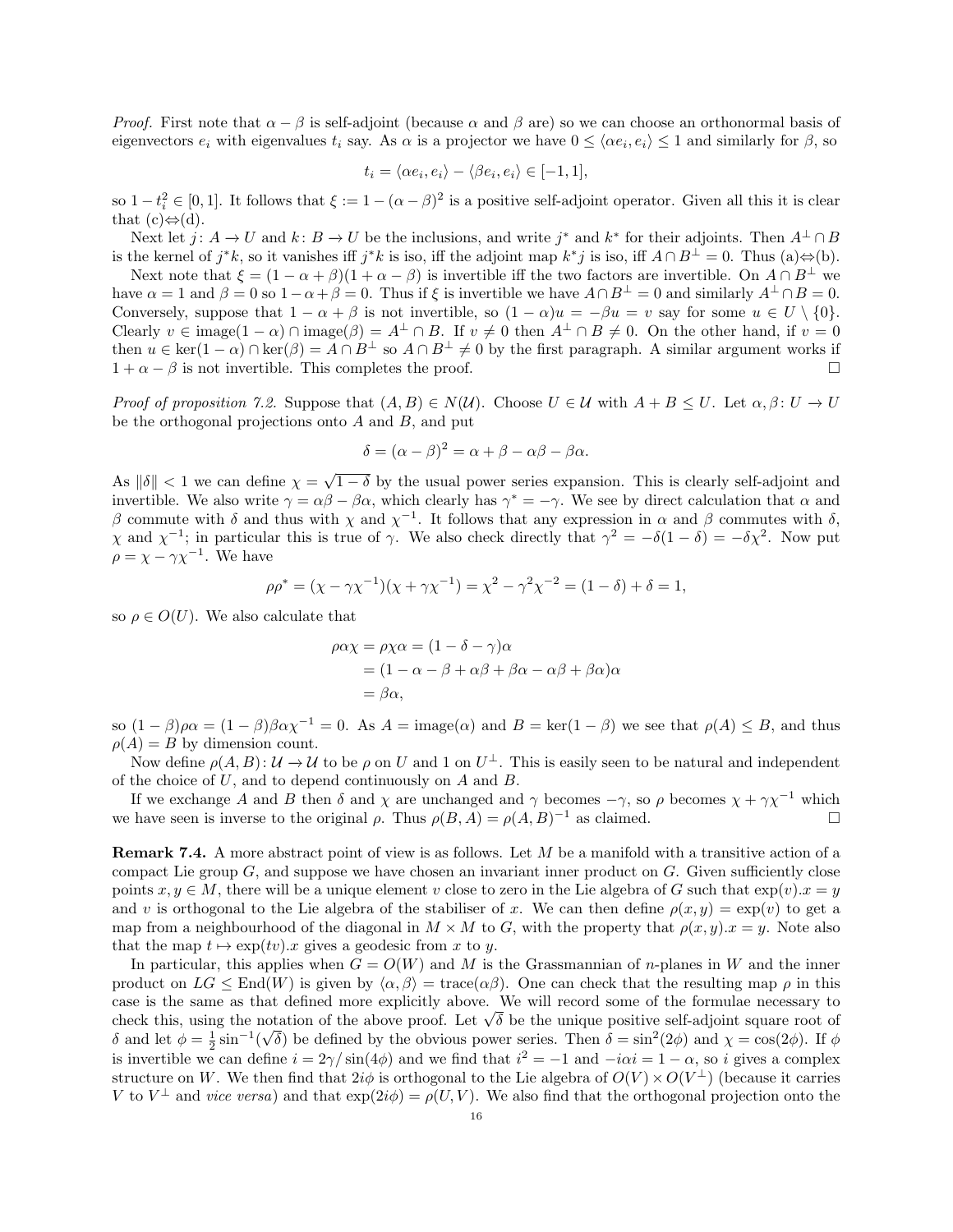*Proof.* First note that $\alpha - \beta$ is self-adjoint (because $\alpha$ and $\beta$ are) so we can choose an orthonormal basis of eigenvectors $e_i$ with eigenvalues $t_i$ say. As $\alpha$ is a projector we have $0 \leq \langle \alpha e_i, e_i \rangle \leq 1$ and similarly for $\beta$, so

$$t_i = \langle \alpha e_i, e_i \rangle - \langle \beta e_i, e_i \rangle \in [-1, 1],$$

so $1 - t_i^2 \in [0, 1]$. It follows that $\xi := 1 - (\alpha - \beta)^2$ is a positive self-adjoint operator. Given all this it is clear that (c)$\Leftrightarrow$(d).

Next let $j: A \to U$ and $k: B \to U$ be the inclusions, and write $j^*$ and $k^*$ for their adjoints. Then $A^\perp \cap B$ is the kernel of $j^* k$, so it vanishes iff $j^* k$ is iso, iff the adjoint map $k^* j$ is iso, iff $A \cap B^\perp = 0$. Thus (a)$\Leftrightarrow$(b).

Next note that $\xi = (1 - \alpha + \beta)(1 + \alpha - \beta)$ is invertible iff the two factors are invertible. On $A \cap B^\perp$ we have $\alpha = 1$ and $\beta = 0$ so $1 - \alpha + \beta = 0$. Thus if $\xi$ is invertible we have $A \cap B^\perp = 0$ and similarly $A^\perp \cap B = 0$. Conversely, suppose that $1 - \alpha + \beta$ is not invertible, so $(1 - \alpha)u = -\beta u = v$ say for some $u \in U \setminus \{0\}$. Clearly $v \in \text{image}(1 - \alpha) \cap \text{image}(\beta) = A^\perp \cap B$. If $v \neq 0$ then $A^\perp \cap B \neq 0$. On the other hand, if $v = 0$ then $u \in \ker(1 - \alpha) \cap \ker(\beta) = A \cap B^\perp$ so $A \cap B^\perp \neq 0$ by the first paragraph. A similar argument works if $1 + \alpha - \beta$ is not invertible. This completes the proof. $\square$

*Proof of proposition 7.2.* Suppose that $(A, B) \in N(\mathcal{U})$. Choose $U \in \mathcal{U}$ with $A + B \leq U$. Let $\alpha, \beta: U \to U$ be the orthogonal projections onto $A$ and $B$, and put

$$\delta = (\alpha - \beta)^2 = \alpha + \beta - \alpha\beta - \beta\alpha.$$

As $\|\delta\| < 1$ we can define $\chi = \sqrt{1 - \delta}$ by the usual power series expansion. This is clearly self-adjoint and invertible. We also write $\gamma = \alpha\beta - \beta\alpha$, which clearly has $\gamma^* = -\gamma$. We see by direct calculation that $\alpha$ and $\beta$ commute with $\delta$ and thus with $\chi$ and $\chi^{-1}$. It follows that any expression in $\alpha$ and $\beta$ commutes with $\delta$, $\chi$ and $\chi^{-1}$; in particular this is true of $\gamma$. We also check directly that $\gamma^2 = -\delta(1 - \delta) = -\delta\chi^2$. Now put $\rho = \chi - \gamma\chi^{-1}$. We have

$$\rho\rho^* = (\chi - \gamma\chi^{-1})(\chi + \gamma\chi^{-1}) = \chi^2 - \gamma^2\chi^{-2} = (1 - \delta) + \delta = 1,$$

so $\rho \in O(U)$. We also calculate that

$$\begin{aligned}
\rho\alpha\chi = \rho\chi\alpha &= (1 - \delta - \gamma)\alpha \\
&= (1 - \alpha - \beta + \alpha\beta + \beta\alpha - \alpha\beta + \beta\alpha)\alpha \\
&= \beta\alpha,
\end{aligned}$$

so $(1 - \beta)\rho\alpha = (1 - \beta)\beta\alpha\chi^{-1} = 0$. As $A = \text{image}(\alpha)$ and $B = \ker(1 - \beta)$ we see that $\rho(A) \leq B$, and thus $\rho(A) = B$ by dimension count.

Now define $\rho(A, B): \mathcal{U} \to \mathcal{U}$ to be $\rho$ on $U$ and $1$ on $U^\perp$. This is easily seen to be natural and independent of the choice of $U$, and to depend continuously on $A$ and $B$.

If we exchange $A$ and $B$ then $\delta$ and $\chi$ are unchanged and $\gamma$ becomes $-\gamma$, so $\rho$ becomes $\chi + \gamma\chi^{-1}$ which we have seen is inverse to the original $\rho$. Thus $\rho(B, A) = \rho(A, B)^{-1}$ as claimed. $\square$

**Remark 7.4.** A more abstract point of view is as follows. Let $M$ be a manifold with a transitive action of a compact Lie group $G$, and suppose we have chosen an invariant inner product on $G$. Given sufficiently close points $x, y \in M$, there will be a unique element $v$ close to zero in the Lie algebra of $G$ such that $\exp(v).x = y$ and $v$ is orthogonal to the Lie algebra of the stabiliser of $x$. We can then define $\rho(x, y) = \exp(v)$ to get a map from a neighbourhood of the diagonal in $M \times M$ to $G$, with the property that $\rho(x, y).x = y$. Note also that the map $t \mapsto \exp(tv).x$ gives a geodesic from $x$ to $y$.

In particular, this applies when $G = O(W)$ and $M$ is the Grassmannian of $n$-planes in $W$ and the inner product on $LG \leq \text{End}(W)$ is given by $\langle \alpha, \beta \rangle = \text{trace}(\alpha\beta)$. One can check that the resulting map $\rho$ in this case is the same as that defined more explicitly above. We will record some of the formulae necessary to check this, using the notation of the above proof. Let $\sqrt{\delta}$ be the unique positive self-adjoint square root of $\delta$ and let $\phi = \frac{1}{2}\sin^{-1}(\sqrt{\delta})$ be defined by the obvious power series. Then $\delta = \sin^2(2\phi)$ and $\chi = \cos(2\phi)$. If $\phi$ is invertible we can define $i = 2\gamma/\sin(4\phi)$ and we find that $i^2 = -1$ and $-i\alpha i = 1 - \alpha$, so $i$ gives a complex structure on $W$. We then find that $2i\phi$ is orthogonal to the Lie algebra of $O(V) \times O(V^\perp)$ (because it carries $V$ to $V^\perp$ and *vice versa*) and that $\exp(2i\phi) = \rho(U, V)$. We also find that the orthogonal projection onto the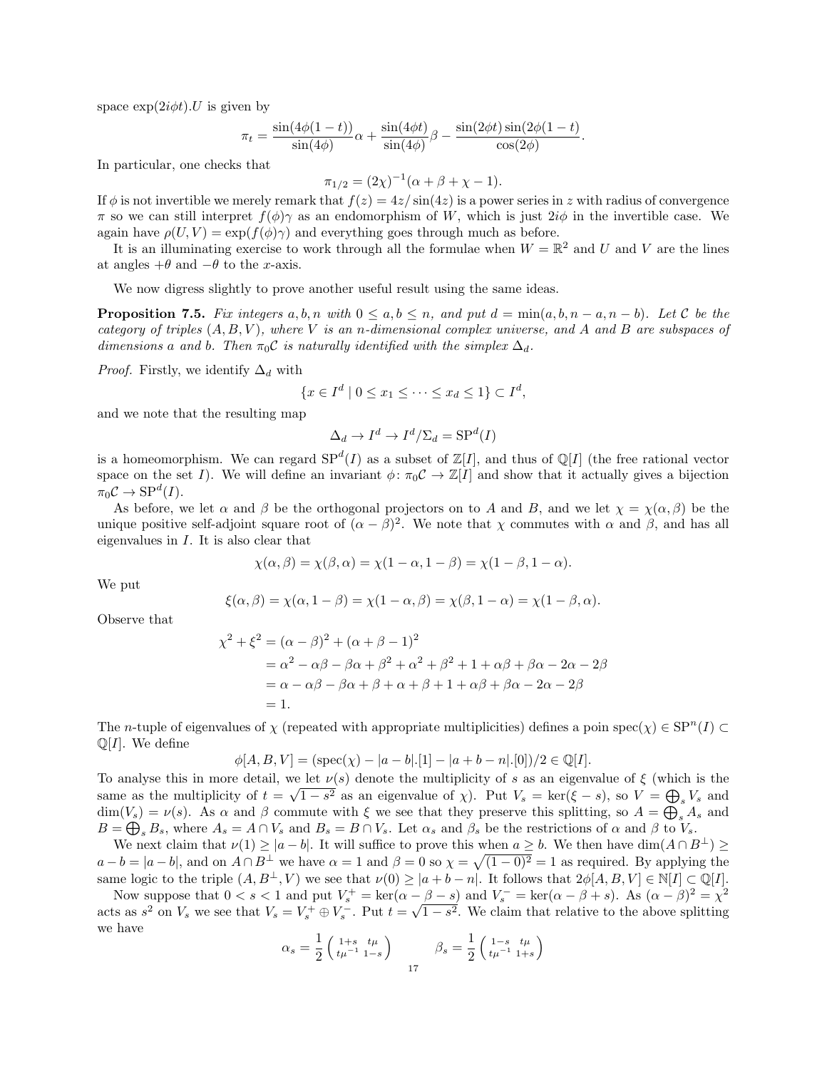space $\exp(2i\phi t).U$ is given by

$$\pi_t = \frac{\sin(4\phi(1-t))}{\sin(4\phi)}\alpha + \frac{\sin(4\phi t)}{\sin(4\phi)}\beta - \frac{\sin(2\phi t)\sin(2\phi(1-t)}{\cos(2\phi)}.$$

In particular, one checks that

$$\pi_{1/2} = (2\chi)^{-1}(\alpha+\beta+\chi-1).$$

If $\phi$ is not invertible we merely remark that $f(z) = 4z/\sin(4z)$ is a power series in $z$ with radius of convergence $\pi$ so we can still interpret $f(\phi)\gamma$ as an endomorphism of $W$, which is just $2i\phi$ in the invertible case. We again have $\rho(U,V) = \exp(f(\phi)\gamma)$ and everything goes through much as before.

It is an illuminating exercise to work through all the formulae when $W = \mathbb{R}^2$ and $U$ and $V$ are the lines at angles $+\theta$ and $-\theta$ to the $x$-axis.

We now digress slightly to prove another useful result using the same ideas.

**Proposition 7.5.** *Fix integers $a, b, n$ with $0 \le a, b \le n$, and put $d = \min(a, b, n-a, n-b)$. Let $\mathcal{C}$ be the category of triples $(A, B, V)$, where $V$ is an $n$-dimensional complex universe, and $A$ and $B$ are subspaces of dimensions $a$ and $b$. Then $\pi_0\mathcal{C}$ is naturally identified with the simplex $\Delta_d$.*

*Proof.* Firstly, we identify $\Delta_d$ with

$$\{x \in I^d \mid 0 \le x_1 \le \cdots \le x_d \le 1\} \subset I^d,$$

and we note that the resulting map

$$\Delta_d \to I^d \to I^d/\Sigma_d = \mathrm{SP}^d(I)$$

is a homeomorphism. We can regard $\mathrm{SP}^d(I)$ as a subset of $\mathbb{Z}[I]$, and thus of $\mathbb{Q}[I]$ (the free rational vector space on the set $I$). We will define an invariant $\phi\colon \pi_0\mathcal{C} \to \mathbb{Z}[I]$ and show that it actually gives a bijection $\pi_0\mathcal{C} \to \mathrm{SP}^d(I)$.

As before, we let $\alpha$ and $\beta$ be the orthogonal projectors on to $A$ and $B$, and we let $\chi = \chi(\alpha, \beta)$ be the unique positive self-adjoint square root of $(\alpha - \beta)^2$. We note that $\chi$ commutes with $\alpha$ and $\beta$, and has all eigenvalues in $I$. It is also clear that

$$\chi(\alpha,\beta) = \chi(\beta,\alpha) = \chi(1-\alpha, 1-\beta) = \chi(1-\beta, 1-\alpha).$$

We put

$$\xi(\alpha,\beta) = \chi(\alpha, 1-\beta) = \chi(1-\alpha,\beta) = \chi(\beta, 1-\alpha) = \chi(1-\beta,\alpha).$$

Observe that

$$\begin{aligned}
\chi^2 + \xi^2 &= (\alpha-\beta)^2 + (\alpha+\beta-1)^2 \\
&= \alpha^2 - \alpha\beta - \beta\alpha + \beta^2 + \alpha^2 + \beta^2 + 1 + \alpha\beta + \beta\alpha - 2\alpha - 2\beta \\
&= \alpha - \alpha\beta - \beta\alpha + \beta + \alpha + \beta + 1 + \alpha\beta + \beta\alpha - 2\alpha - 2\beta \\
&= 1.
\end{aligned}$$

The $n$-tuple of eigenvalues of $\chi$ (repeated with appropriate multiplicities) defines a poin $\mathrm{spec}(\chi) \in \mathrm{SP}^n(I) \subset \mathbb{Q}[I]$. We define

$$\phi[A, B, V] = (\mathrm{spec}(\chi) - |a-b|.[1] - |a+b-n|.[0])/2 \in \mathbb{Q}[I].$$

To analyse this in more detail, we let $\nu(s)$ denote the multiplicity of $s$ as an eigenvalue of $\xi$ (which is the same as the multiplicity of $t = \sqrt{1-s^2}$ as an eigenvalue of $\chi$). Put $V_s = \ker(\xi - s)$, so $V = \bigoplus_s V_s$ and $\dim(V_s) = \nu(s)$. As $\alpha$ and $\beta$ commute with $\xi$ we see that they preserve this splitting, so $A = \bigoplus_s A_s$ and $B = \bigoplus_s B_s$, where $A_s = A \cap V_s$ and $B_s = B \cap V_s$. Let $\alpha_s$ and $\beta_s$ be the restrictions of $\alpha$ and $\beta$ to $V_s$.

We next claim that $\nu(1) \ge |a-b|$. It will suffice to prove this when $a \ge b$. We then have $\dim(A \cap B^\perp) \ge a - b = |a-b|$, and on $A \cap B^\perp$ we have $\alpha = 1$ and $\beta = 0$ so $\chi = \sqrt{(1-0)^2} = 1$ as required. By applying the same logic to the triple $(A, B^\perp, V)$ we see that $\nu(0) \ge |a+b-n|$. It follows that $2\phi[A, B, V] \in \mathbb{N}[I] \subset \mathbb{Q}[I]$.

Now suppose that $0 < s < 1$ and put $V_s^+ = \ker(\alpha - \beta - s)$ and $V_s^- = \ker(\alpha - \beta + s)$. As $(\alpha-\beta)^2 = \chi^2$ acts as $s^2$ on $V_s$ we see that $V_s = V_s^+ \oplus V_s^-$. Put $t = \sqrt{1-s^2}$. We claim that relative to the above splitting we have

$$\alpha_s = \frac{1}{2}\begin{pmatrix} 1+s & t\mu \\ t\mu^{-1} & 1-s \end{pmatrix} \qquad \beta_s = \frac{1}{2}\begin{pmatrix} 1-s & t\mu \\ t\mu^{-1} & 1+s \end{pmatrix}$$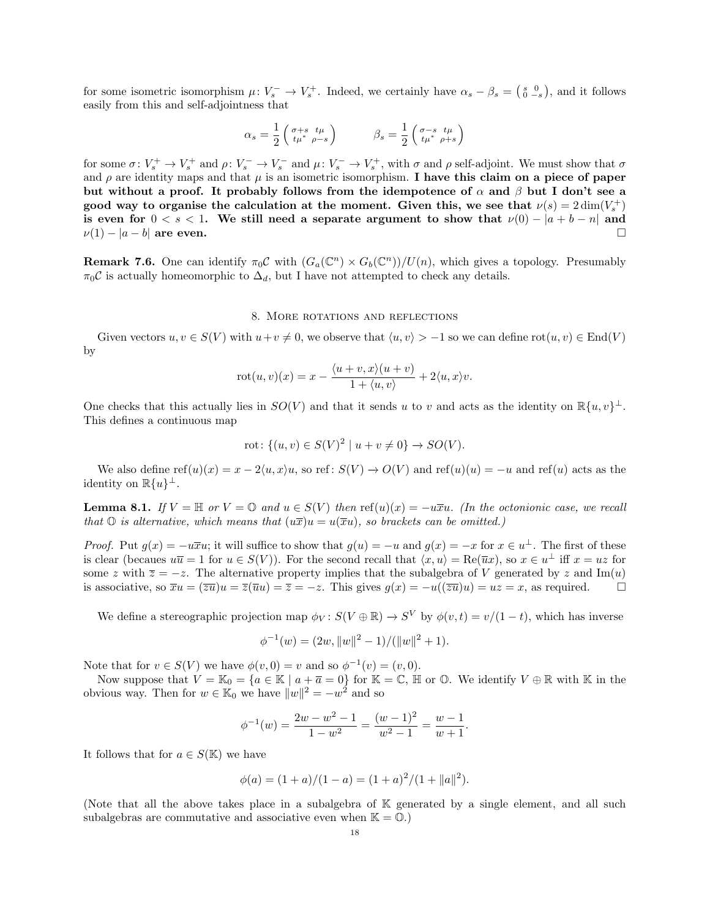for some isometric isomorphism $\mu\colon V_s^- \to V_s^+$. Indeed, we certainly have $\alpha_s - \beta_s = \left(\begin{smallmatrix} s & 0 \\ 0 & -s \end{smallmatrix}\right)$, and it follows easily from this and self-adjointness that

$$\alpha_s = \frac{1}{2}\left(\begin{smallmatrix} \sigma+s & t\mu \\ t\mu^* & \rho-s \end{smallmatrix}\right) \qquad\qquad \beta_s = \frac{1}{2}\left(\begin{smallmatrix} \sigma-s & t\mu \\ t\mu^* & \rho+s \end{smallmatrix}\right)$$

for some $\sigma\colon V_s^+ \to V_s^+$ and $\rho\colon V_s^- \to V_s^-$ and $\mu\colon V_s^- \to V_s^+$, with $\sigma$ and $\rho$ self-adjoint. We must show that $\sigma$ and $\rho$ are identity maps and that $\mu$ is an isometric isomorphism. **I have this claim on a piece of paper but without a proof. It probably follows from the idempotence of $\alpha$ and $\beta$ but I don't see a good way to organise the calculation at the moment. Given this, we see that $\nu(s) = 2\dim(V_s^+)$ is even for $0 < s < 1$. We still need a separate argument to show that $\nu(0) - |a+b-n|$ and $\nu(1) - |a-b|$ are even.** □

**Remark 7.6.** One can identify $\pi_0\mathcal{C}$ with $(G_a(\mathbb{C}^n) \times G_b(\mathbb{C}^n))/U(n)$, which gives a topology. Presumably $\pi_0\mathcal{C}$ is actually homeomorphic to $\Delta_d$, but I have not attempted to check any details.

## 8. More rotations and reflections

Given vectors $u, v \in S(V)$ with $u + v \neq 0$, we observe that $\langle u, v\rangle > -1$ so we can define $\mathrm{rot}(u, v) \in \mathrm{End}(V)$ by

$$\mathrm{rot}(u, v)(x) = x - \frac{\langle u+v, x\rangle(u+v)}{1+\langle u, v\rangle} + 2\langle u, x\rangle v.$$

One checks that this actually lies in $SO(V)$ and that it sends $u$ to $v$ and acts as the identity on $\mathbb{R}\{u, v\}^\perp$. This defines a continuous map

$$\mathrm{rot}\colon \{(u, v) \in S(V)^2 \mid u + v \neq 0\} \to SO(V).$$

We also define $\mathrm{ref}(u)(x) = x - 2\langle u, x\rangle u$, so $\mathrm{ref}\colon S(V) \to O(V)$ and $\mathrm{ref}(u)(u) = -u$ and $\mathrm{ref}(u)$ acts as the identity on $\mathbb{R}\{u\}^\perp$.

**Lemma 8.1.** *If $V = \mathbb{H}$ or $V = \mathbb{O}$ and $u \in S(V)$ then $\mathrm{ref}(u)(x) = -u\overline{x}u$. (In the octonionic case, we recall that $\mathbb{O}$ is alternative, which means that $(u\overline{x})u = u(\overline{x}u)$, so brackets can be omitted.)*

*Proof.* Put $g(x) = -u\overline{x}u$; it will suffice to show that $g(u) = -u$ and $g(x) = -x$ for $x \in u^\perp$. The first of these is clear (becaues $u\overline{u} = 1$ for $u \in S(V)$). For the second recall that $\langle x, u\rangle = \mathrm{Re}(\overline{u}x)$, so $x \in u^\perp$ iff $x = uz$ for some $z$ with $\overline{z} = -z$. The alternative property implies that the subalgebra of $V$ generated by $z$ and $\mathrm{Im}(u)$ is associative, so $\overline{x}u = (\overline{zu})u = \overline{z}(\overline{u}u) = \overline{z} = -z$. This gives $g(x) = -u((\overline{zu})u) = uz = x$, as required. □

We define a stereographic projection map $\phi_V\colon S(V \oplus \mathbb{R}) \to S^V$ by $\phi(v, t) = v/(1-t)$, which has inverse

$$\phi^{-1}(w) = (2w, \|w\|^2 - 1)/(\|w\|^2 + 1).$$

Note that for $v \in S(V)$ we have $\phi(v, 0) = v$ and so $\phi^{-1}(v) = (v, 0)$.

Now suppose that $V = \mathbb{K}_0 = \{a \in \mathbb{K} \mid a + \overline{a} = 0\}$ for $\mathbb{K} = \mathbb{C}$, $\mathbb{H}$ or $\mathbb{O}$. We identify $V \oplus \mathbb{R}$ with $\mathbb{K}$ in the obvious way. Then for $w \in \mathbb{K}_0$ we have $\|w\|^2 = -w^2$ and so

$$\phi^{-1}(w) = \frac{2w - w^2 - 1}{1 - w^2} = \frac{(w-1)^2}{w^2 - 1} = \frac{w-1}{w+1}.$$

It follows that for $a \in S(\mathbb{K})$ we have

$$\phi(a) = (1+a)/(1-a) = (1+a)^2/(1+\|a\|^2).$$

(Note that all the above takes place in a subalgebra of $\mathbb{K}$ generated by a single element, and all such subalgebras are commutative and associative even when $\mathbb{K} = \mathbb{O}$.)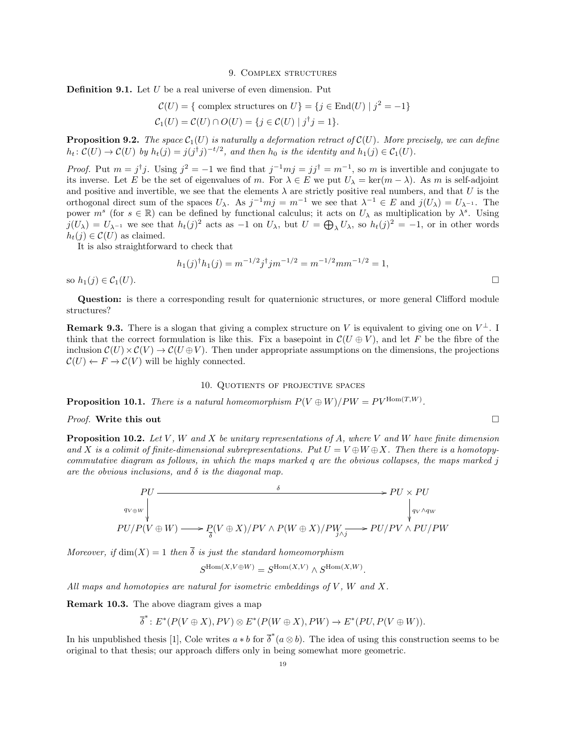## 9. Complex structures

**Definition 9.1.** Let $U$ be a real universe of even dimension. Put

$$\mathcal{C}(U) = \{ \text{ complex structures on } U\} = \{j \in \mathrm{End}(U) \mid j^2 = -1\}$$
$$\mathcal{C}_1(U) = \mathcal{C}(U) \cap O(U) = \{j \in \mathcal{C}(U) \mid j^\dagger j = 1\}.$$

**Proposition 9.2.** *The space $\mathcal{C}_1(U)$ is naturally a deformation retract of $\mathcal{C}(U)$. More precisely, we can define $h_t \colon \mathcal{C}(U) \to \mathcal{C}(U)$ by $h_t(j) = j(j^\dagger j)^{-t/2}$, and then $h_0$ is the identity and $h_1(j) \in \mathcal{C}_1(U)$.*

*Proof.* Put $m = j^\dagger j$. Using $j^2 = -1$ we find that $j^{-1}mj = jj^\dagger = m^{-1}$, so $m$ is invertible and conjugate to its inverse. Let $E$ be the set of eigenvalues of $m$. For $\lambda \in E$ we put $U_\lambda = \ker(m - \lambda)$. As $m$ is self-adjoint and positive and invertible, we see that the elements $\lambda$ are strictly positive real numbers, and that $U$ is the orthogonal direct sum of the spaces $U_\lambda$. As $j^{-1}mj = m^{-1}$ we see that $\lambda^{-1} \in E$ and $j(U_\lambda) = U_{\lambda^{-1}}$. The power $m^s$ (for $s \in \mathbb{R}$) can be defined by functional calculus; it acts on $U_\lambda$ as multiplication by $\lambda^s$. Using $j(U_\lambda) = U_{\lambda^{-1}}$ we see that $h_t(j)^2$ acts as $-1$ on $U_\lambda$, but $U = \bigoplus_\lambda U_\lambda$, so $h_t(j)^2 = -1$, or in other words $h_t(j) \in \mathcal{C}(U)$ as claimed.

It is also straightforward to check that

$$h_1(j)^\dagger h_1(j) = m^{-1/2} j^\dagger j m^{-1/2} = m^{-1/2} m m^{-1/2} = 1,$$

so $h_1(j) \in \mathcal{C}_1(U)$. □

**Question:** is there a corresponding result for quaternionic structures, or more general Clifford module structures?

**Remark 9.3.** There is a slogan that giving a complex structure on $V$ is equivalent to giving one on $V^\perp$. I think that the correct formulation is like this. Fix a basepoint in $\mathcal{C}(U \oplus V)$, and let $F$ be the fibre of the inclusion $\mathcal{C}(U) \times \mathcal{C}(V) \to \mathcal{C}(U \oplus V)$. Then under appropriate assumptions on the dimensions, the projections $\mathcal{C}(U) \leftarrow F \to \mathcal{C}(V)$ will be highly connected.

## 10. Quotients of projective spaces

**Proposition 10.1.** *There is a natural homeomorphism $P(V \oplus W)/PW = PV^{\mathrm{Hom}(T,W)}$.*

*Proof.* **Write this out** □

**Proposition 10.2.** *Let $V$, $W$ and $X$ be unitary representations of $A$, where $V$ and $W$ have finite dimension and $X$ is a colimit of finite-dimensional subrepresentations. Put $U = V \oplus W \oplus X$. Then there is a homotopy-commutative diagram as follows, in which the maps marked $q$ are the obvious collapses, the maps marked $j$ are the obvious inclusions, and $\delta$ is the diagonal map.*

$$\begin{array}{ccccc}
PU & \xrightarrow{\qquad\qquad\qquad \delta \qquad\qquad\qquad} & & & PU \times PU \\
\big\downarrow{\scriptstyle q_{V\oplus W}} & & & & \big\downarrow{\scriptstyle q_V \wedge q_W} \\
PU/P(V \oplus W) & \xrightarrow[\overline{\delta}]{} & P(V \oplus X)/PV \wedge P(W \oplus X)/PW & \xrightarrow[j \wedge j]{} & PU/PV \wedge PU/PW
\end{array}$$

*Moreover, if $\dim(X) = 1$ then $\overline{\delta}$ is just the standard homeomorphism*

$$S^{\mathrm{Hom}(X, V \oplus W)} = S^{\mathrm{Hom}(X,V)} \wedge S^{\mathrm{Hom}(X,W)}.$$

*All maps and homotopies are natural for isometric embeddings of $V$, $W$ and $X$.*

**Remark 10.3.** The above diagram gives a map

$$\overline{\delta}^* \colon E^*(P(V \oplus X), PV) \otimes E^*(P(W \oplus X), PW) \to E^*(PU, P(V \oplus W)).$$

In his unpublished thesis [1], Cole writes $a * b$ for $\overline{\delta}^*(a \otimes b)$. The idea of using this construction seems to be original to that thesis; our approach differs only in being somewhat more geometric.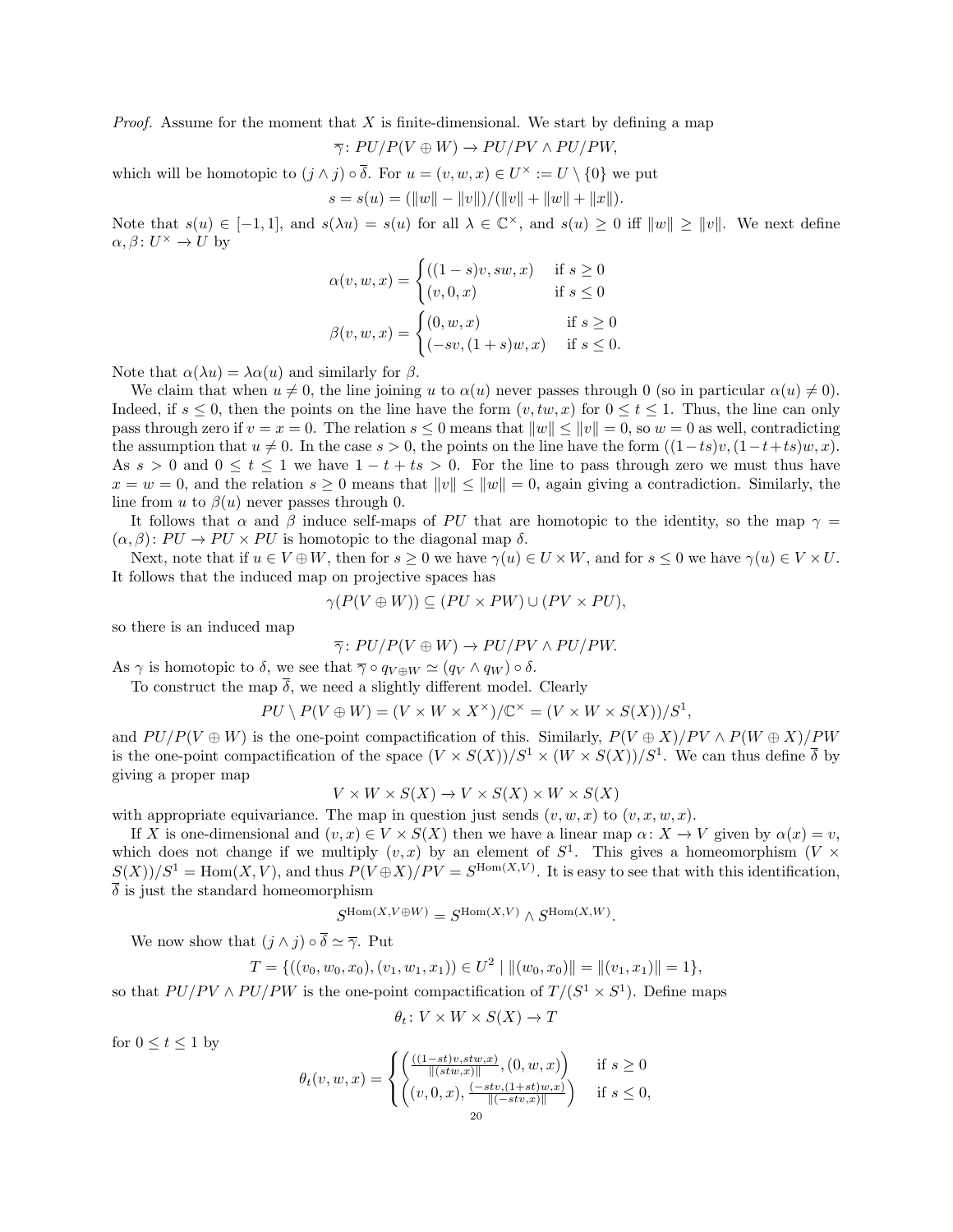*Proof.* Assume for the moment that $X$ is finite-dimensional. We start by defining a map

$$\overline{\gamma}\colon PU/P(V \oplus W) \to PU/PV \wedge PU/PW,$$

which will be homotopic to $(j \wedge j) \circ \overline{\delta}$. For $u = (v, w, x) \in U^\times := U \setminus \{0\}$ we put

$$s = s(u) = (\|w\| - \|v\|)/(\|v\| + \|w\| + \|x\|).$$

Note that $s(u) \in [-1, 1]$, and $s(\lambda u) = s(u)$ for all $\lambda \in \mathbb{C}^\times$, and $s(u) \geq 0$ iff $\|w\| \geq \|v\|$. We next define $\alpha, \beta\colon U^\times \to U$ by

$$\alpha(v, w, x) = \begin{cases} ((1-s)v, sw, x) & \text{if } s \geq 0 \\ (v, 0, x) & \text{if } s \leq 0 \end{cases}$$

$$\beta(v, w, x) = \begin{cases} (0, w, x) & \text{if } s \geq 0 \\ (-sv, (1+s)w, x) & \text{if } s \leq 0. \end{cases}$$

Note that $\alpha(\lambda u) = \lambda \alpha(u)$ and similarly for $\beta$.

We claim that when $u \neq 0$, the line joining $u$ to $\alpha(u)$ never passes through 0 (so in particular $\alpha(u) \neq 0$). Indeed, if $s \leq 0$, then the points on the line have the form $(v, tw, x)$ for $0 \leq t \leq 1$. Thus, the line can only pass through zero if $v = x = 0$. The relation $s \leq 0$ means that $\|w\| \leq \|v\| = 0$, so $w = 0$ as well, contradicting the assumption that $u \neq 0$. In the case $s > 0$, the points on the line have the form $((1-ts)v, (1-t+ts)w, x)$. As $s > 0$ and $0 \leq t \leq 1$ we have $1 - t + ts > 0$. For the line to pass through zero we must thus have $x = w = 0$, and the relation $s \geq 0$ means that $\|v\| \leq \|w\| = 0$, again giving a contradiction. Similarly, the line from $u$ to $\beta(u)$ never passes through 0.

It follows that $\alpha$ and $\beta$ induce self-maps of $PU$ that are homotopic to the identity, so the map $\gamma = (\alpha, \beta)\colon PU \to PU \times PU$ is homotopic to the diagonal map $\delta$.

Next, note that if $u \in V \oplus W$, then for $s \geq 0$ we have $\gamma(u) \in U \times W$, and for $s \leq 0$ we have $\gamma(u) \in V \times U$. It follows that the induced map on projective spaces has

$$\gamma(P(V \oplus W)) \subseteq (PU \times PW) \cup (PV \times PU),$$

so there is an induced map

$$\overline{\gamma}\colon PU/P(V \oplus W) \to PU/PV \wedge PU/PW.$$

As $\gamma$ is homotopic to $\delta$, we see that $\overline{\gamma} \circ q_{V \oplus W} \simeq (q_V \wedge q_W) \circ \delta$.

To construct the map $\overline{\delta}$, we need a slightly different model. Clearly

$$PU \setminus P(V \oplus W) = (V \times W \times X^\times)/\mathbb{C}^\times = (V \times W \times S(X))/S^1,$$

and $PU/P(V \oplus W)$ is the one-point compactification of this. Similarly, $P(V \oplus X)/PV \wedge P(W \oplus X)/PW$ is the one-point compactification of the space $(V \times S(X))/S^1 \times (W \times S(X))/S^1$. We can thus define $\overline{\delta}$ by giving a proper map

$$V \times W \times S(X) \to V \times S(X) \times W \times S(X)$$

with appropriate equivariance. The map in question just sends $(v, w, x)$ to $(v, x, w, x)$.

If $X$ is one-dimensional and $(v, x) \in V \times S(X)$ then we have a linear map $\alpha\colon X \to V$ given by $\alpha(x) = v$, which does not change if we multiply $(v, x)$ by an element of $S^1$. This gives a homeomorphism $(V \times S(X))/S^1 = \operatorname{Hom}(X, V)$, and thus $P(V \oplus X)/PV = S^{\operatorname{Hom}(X,V)}$. It is easy to see that with this identification, $\overline{\delta}$ is just the standard homeomorphism

$$S^{\operatorname{Hom}(X, V \oplus W)} = S^{\operatorname{Hom}(X,V)} \wedge S^{\operatorname{Hom}(X,W)}.$$

We now show that $(j \wedge j) \circ \overline{\delta} \simeq \overline{\gamma}$. Put

$$T = \{((v_0, w_0, x_0), (v_1, w_1, x_1)) \in U^2 \mid \|(w_0, x_0)\| = \|(v_1, x_1)\| = 1\},$$

so that $PU/PV \wedge PU/PW$ is the one-point compactification of $T/(S^1 \times S^1)$. Define maps

$$\theta_t\colon V \times W \times S(X) \to T$$

for $0 \leq t \leq 1$ by

$$\theta_t(v, w, x) = \begin{cases} \left( \frac{((1-st)v, stw, x)}{\|(stw, x)\|}, (0, w, x) \right) & \text{if } s \geq 0 \\ \left( (v, 0, x), \frac{(-stv, (1+st)w, x)}{\|(-stv, x)\|} \right) & \text{if } s \leq 0, \end{cases}$$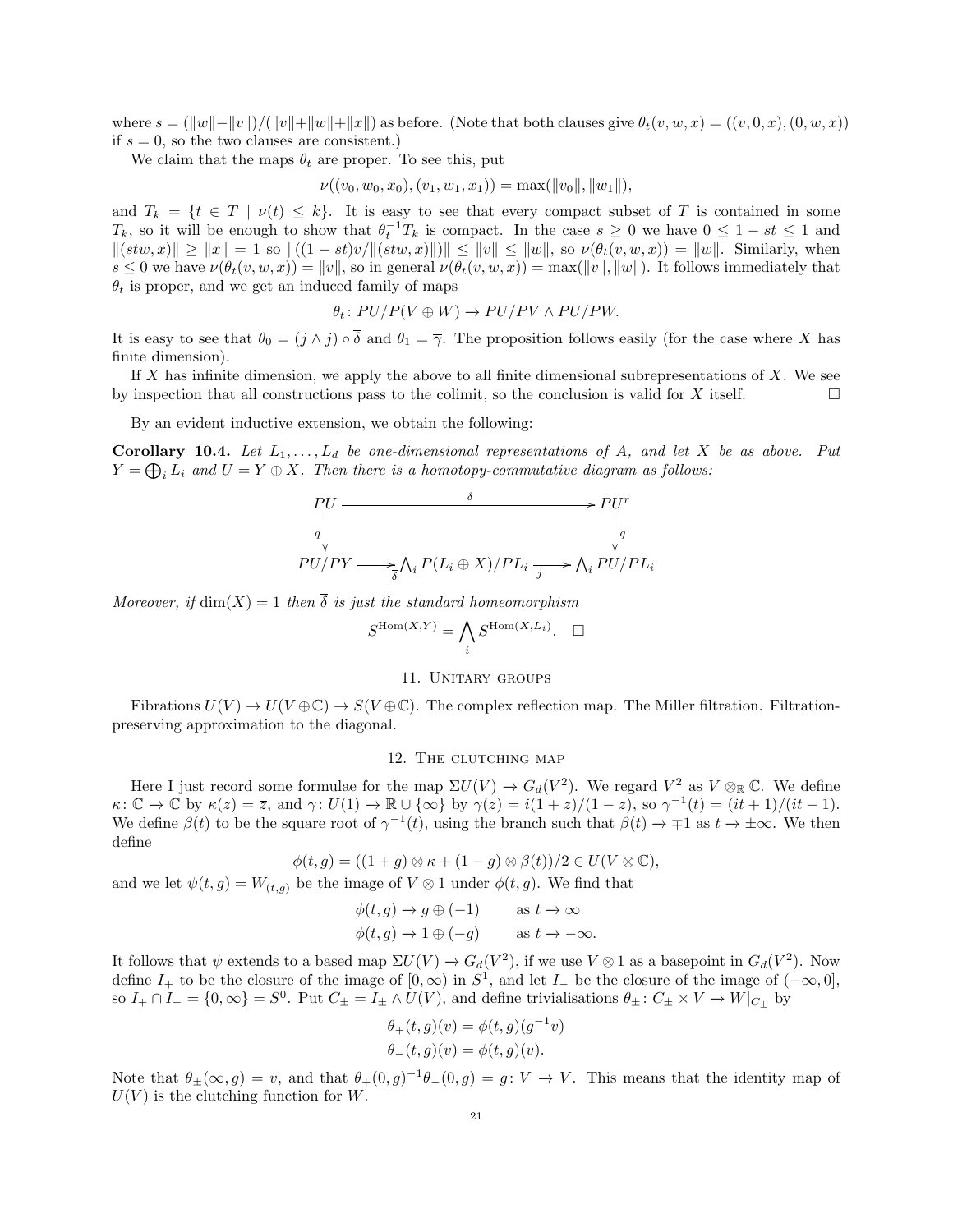where $s = (\|w\|-\|v\|)/(\|v\|+\|w\|+\|x\|)$ as before. (Note that both clauses give $\theta_t(v,w,x) = ((v,0,x),(0,w,x))$ if $s=0$, so the two clauses are consistent.)

We claim that the maps $\theta_t$ are proper. To see this, put

$$\nu((v_0,w_0,x_0),(v_1,w_1,x_1)) = \max(\|v_0\|,\|w_1\|),$$

and $T_k = \{t \in T \mid \nu(t) \leq k\}$. It is easy to see that every compact subset of $T$ is contained in some $T_k$, so it will be enough to show that $\theta_t^{-1}T_k$ is compact. In the case $s \geq 0$ we have $0 \leq 1 - st \leq 1$ and $\|(stw,x)\| \geq \|x\| = 1$ so $\|((1-st)v/\|(stw,x)\|)\| \leq \|v\| \leq \|w\|$, so $\nu(\theta_t(v,w,x)) = \|w\|$. Similarly, when $s \leq 0$ we have $\nu(\theta_t(v,w,x)) = \|v\|$, so in general $\nu(\theta_t(v,w,x)) = \max(\|v\|,\|w\|)$. It follows immediately that $\theta_t$ is proper, and we get an induced family of maps

$$\theta_t \colon PU/P(V \oplus W) \to PU/PV \wedge PU/PW.$$

It is easy to see that $\theta_0 = (j \wedge j) \circ \overline{\delta}$ and $\theta_1 = \overline{\gamma}$. The proposition follows easily (for the case where $X$ has finite dimension).

If $X$ has infinite dimension, we apply the above to all finite dimensional subrepresentations of $X$. We see by inspection that all constructions pass to the colimit, so the conclusion is valid for $X$ itself. $\square$

By an evident inductive extension, we obtain the following:

**Corollary 10.4.** *Let $L_1, \ldots, L_d$ be one-dimensional representations of $A$, and let $X$ be as above. Put $Y = \bigoplus_i L_i$ and $U = Y \oplus X$. Then there is a homotopy-commutative diagram as follows:*

$$\begin{array}{ccccc}
PU & \xrightarrow{\qquad\qquad\delta\qquad\qquad} & & & PU^r \\
{\scriptstyle q}\downarrow & & & & \downarrow{\scriptstyle q} \\
PU/PY & \xrightarrow[\overline{\delta}]{} & \bigwedge_i P(L_i \oplus X)/PL_i & \xrightarrow[j]{} & \bigwedge_i PU/PL_i
\end{array}$$

*Moreover, if $\dim(X) = 1$ then $\overline{\delta}$ is just the standard homeomorphism*

$$S^{\mathrm{Hom}(X,Y)} = \bigwedge_i S^{\mathrm{Hom}(X,L_i)}. \quad \square$$

## 11. Unitary groups

Fibrations $U(V) \to U(V \oplus \mathbb{C}) \to S(V \oplus \mathbb{C})$. The complex reflection map. The Miller filtration. Filtration-preserving approximation to the diagonal.

## 12. The clutching map

Here I just record some formulae for the map $\Sigma U(V) \to G_d(V^2)$. We regard $V^2$ as $V \otimes_{\mathbb{R}} \mathbb{C}$. We define $\kappa \colon \mathbb{C} \to \mathbb{C}$ by $\kappa(z) = \overline{z}$, and $\gamma \colon U(1) \to \mathbb{R} \cup \{\infty\}$ by $\gamma(z) = i(1+z)/(1-z)$, so $\gamma^{-1}(t) = (it+1)/(it-1)$. We define $\beta(t)$ to be the square root of $\gamma^{-1}(t)$, using the branch such that $\beta(t) \to \mp 1$ as $t \to \pm\infty$. We then define

$$\phi(t,g) = ((1+g)\otimes\kappa + (1-g)\otimes\beta(t))/2 \in U(V \otimes \mathbb{C}),$$

and we let $\psi(t,g) = W_{(t,g)}$ be the image of $V \otimes 1$ under $\phi(t,g)$. We find that

$$\begin{aligned}
\phi(t,g) &\to g \oplus (-1) \qquad &&\text{as } t \to \infty \\
\phi(t,g) &\to 1 \oplus (-g) \qquad &&\text{as } t \to -\infty.
\end{aligned}$$

It follows that $\psi$ extends to a based map $\Sigma U(V) \to G_d(V^2)$, if we use $V \otimes 1$ as a basepoint in $G_d(V^2)$. Now define $I_+$ to be the closure of the image of $[0,\infty)$ in $S^1$, and let $I_-$ be the closure of the image of $(-\infty,0]$, so $I_+ \cap I_- = \{0,\infty\} = S^0$. Put $C_\pm = I_\pm \wedge U(V)$, and define trivialisations $\theta_\pm \colon C_\pm \times V \to W|_{C_\pm}$ by

$$\begin{aligned}
\theta_+(t,g)(v) &= \phi(t,g)(g^{-1}v) \\
\theta_-(t,g)(v) &= \phi(t,g)(v).
\end{aligned}$$

Note that $\theta_\pm(\infty,g) = v$, and that $\theta_+(0,g)^{-1}\theta_-(0,g) = g \colon V \to V$. This means that the identity map of $U(V)$ is the clutching function for $W$.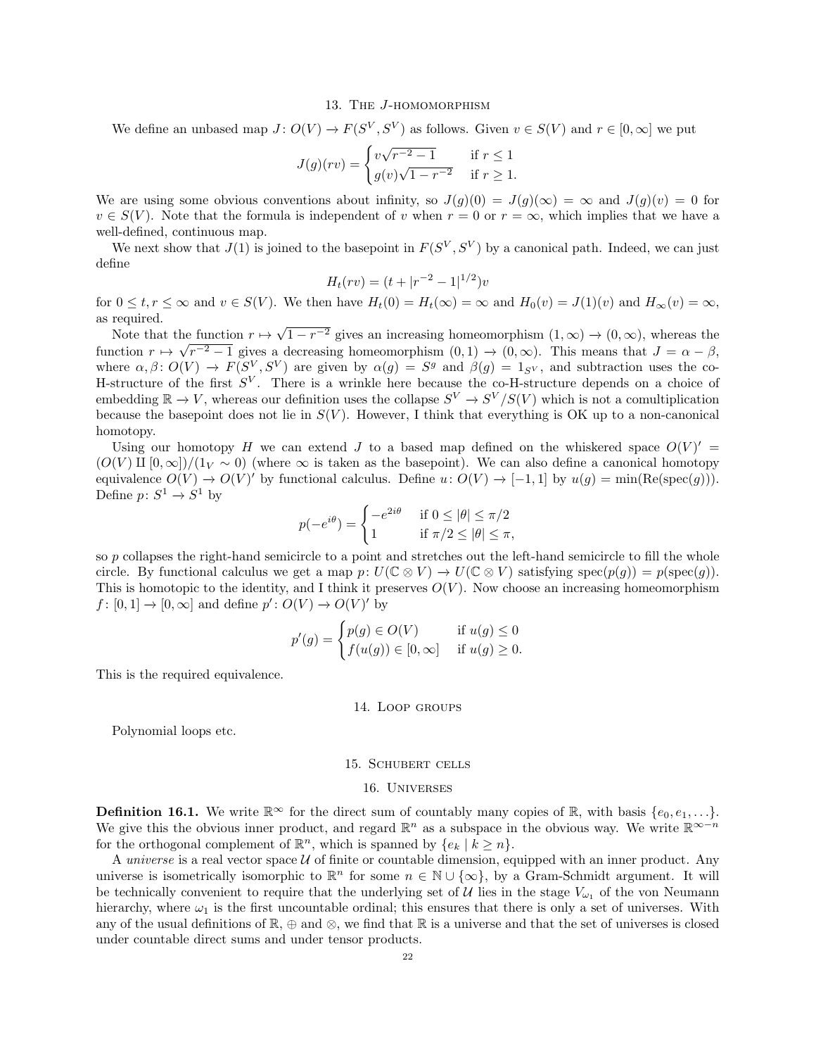## 13. The $J$-homomorphism

We define an unbased map $J\colon O(V) \to F(S^V, S^V)$ as follows. Given $v \in S(V)$ and $r \in [0,\infty]$ we put

$$J(g)(rv) = \begin{cases} v\sqrt{r^{-2}-1} & \text{if } r \leq 1 \\ g(v)\sqrt{1-r^{-2}} & \text{if } r \geq 1. \end{cases}$$

We are using some obvious conventions about infinity, so $J(g)(0) = J(g)(\infty) = \infty$ and $J(g)(v) = 0$ for $v \in S(V)$. Note that the formula is independent of $v$ when $r = 0$ or $r = \infty$, which implies that we have a well-defined, continuous map.

We next show that $J(1)$ is joined to the basepoint in $F(S^V, S^V)$ by a canonical path. Indeed, we can just define

$$H_t(rv) = (t + |r^{-2}-1|^{1/2})v$$

for $0 \leq t, r \leq \infty$ and $v \in S(V)$. We then have $H_t(0) = H_t(\infty) = \infty$ and $H_0(v) = J(1)(v)$ and $H_\infty(v) = \infty$, as required.

Note that the function $r \mapsto \sqrt{1-r^{-2}}$ gives an increasing homeomorphism $(1,\infty) \to (0,\infty)$, whereas the function $r \mapsto \sqrt{r^{-2}-1}$ gives a decreasing homeomorphism $(0,1) \to (0,\infty)$. This means that $J = \alpha - \beta$, where $\alpha, \beta\colon O(V) \to F(S^V, S^V)$ are given by $\alpha(g) = S^g$ and $\beta(g) = 1_{S^V}$, and subtraction uses the co-H-structure of the first $S^V$. There is a wrinkle here because the co-H-structure depends on a choice of embedding $\mathbb{R} \to V$, whereas our definition uses the collapse $S^V \to S^V/S(V)$ which is not a comultiplication because the basepoint does not lie in $S(V)$. However, I think that everything is OK up to a non-canonical homotopy.

Using our homotopy $H$ we can extend $J$ to a based map defined on the whiskered space $O(V)' = (O(V) \amalg [0,\infty])/(1_V \sim 0)$ (where $\infty$ is taken as the basepoint). We can also define a canonical homotopy equivalence $O(V) \to O(V)'$ by functional calculus. Define $u\colon O(V) \to [-1,1]$ by $u(g) = \min(\mathrm{Re}(\mathrm{spec}(g)))$. Define $p\colon S^1 \to S^1$ by

$$p(-e^{i\theta}) = \begin{cases} -e^{2i\theta} & \text{if } 0 \leq |\theta| \leq \pi/2 \\ 1 & \text{if } \pi/2 \leq |\theta| \leq \pi, \end{cases}$$

so $p$ collapses the right-hand semicircle to a point and stretches out the left-hand semicircle to fill the whole circle. By functional calculus we get a map $p\colon U(\mathbb{C}\otimes V) \to U(\mathbb{C}\otimes V)$ satisfying $\mathrm{spec}(p(g)) = p(\mathrm{spec}(g))$. This is homotopic to the identity, and I think it preserves $O(V)$. Now choose an increasing homeomorphism $f\colon [0,1] \to [0,\infty]$ and define $p'\colon O(V) \to O(V)'$ by

$$p'(g) = \begin{cases} p(g) \in O(V) & \text{if } u(g) \leq 0 \\ f(u(g)) \in [0,\infty] & \text{if } u(g) \geq 0. \end{cases}$$

This is the required equivalence.

## 14. Loop groups

Polynomial loops etc.

## 15. Schubert cells

## 16. Universes

**Definition 16.1.** We write $\mathbb{R}^\infty$ for the direct sum of countably many copies of $\mathbb{R}$, with basis $\{e_0, e_1, \dots\}$. We give this the obvious inner product, and regard $\mathbb{R}^n$ as a subspace in the obvious way. We write $\mathbb{R}^{\infty-n}$ for the orthogonal complement of $\mathbb{R}^n$, which is spanned by $\{e_k \mid k \geq n\}$.

A *universe* is a real vector space $\mathcal{U}$ of finite or countable dimension, equipped with an inner product. Any universe is isometrically isomorphic to $\mathbb{R}^n$ for some $n \in \mathbb{N} \cup \{\infty\}$, by a Gram-Schmidt argument. It will be technically convenient to require that the underlying set of $\mathcal{U}$ lies in the stage $V_{\omega_1}$ of the von Neumann hierarchy, where $\omega_1$ is the first uncountable ordinal; this ensures that there is only a set of universes. With any of the usual definitions of $\mathbb{R}$, $\oplus$ and $\otimes$, we find that $\mathbb{R}$ is a universe and that the set of universes is closed under countable direct sums and under tensor products.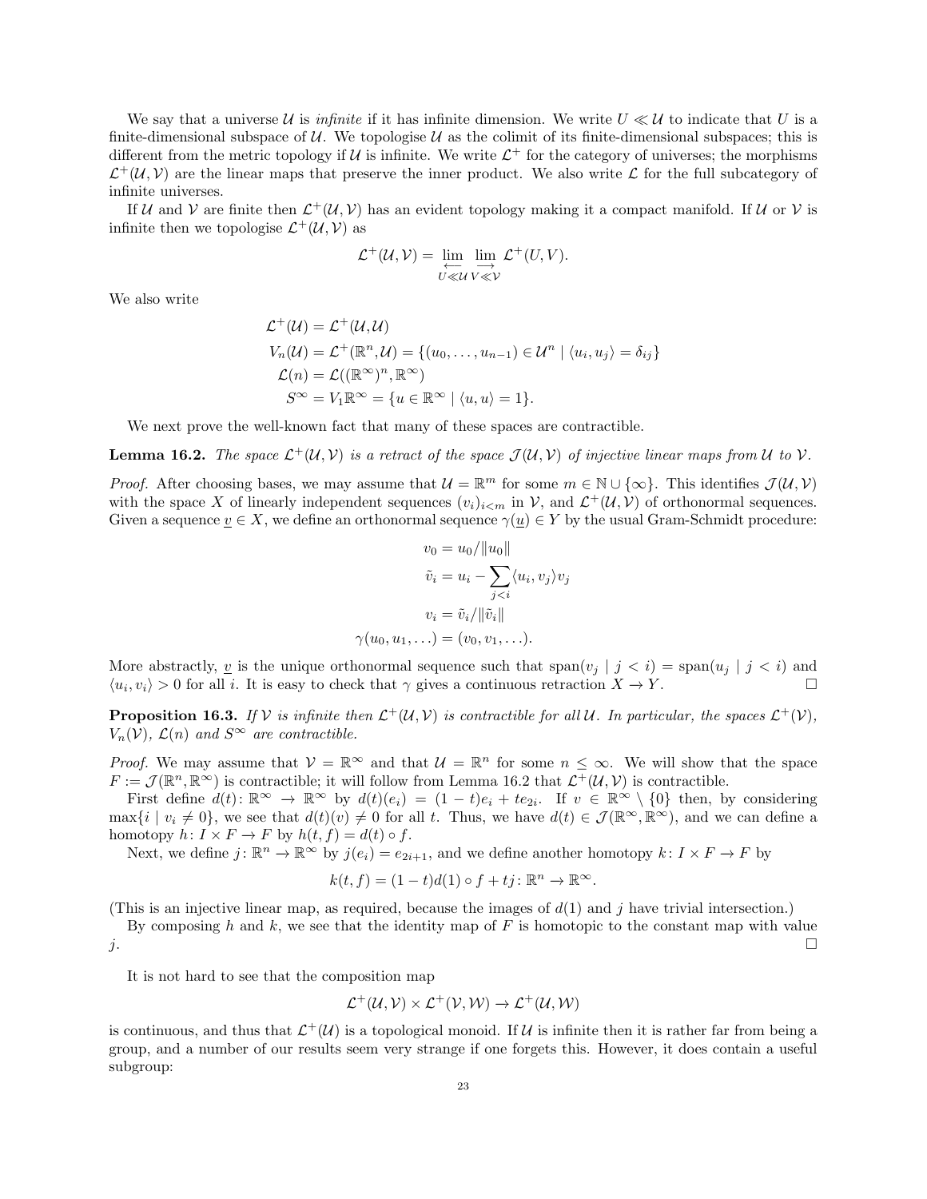We say that a universe $\mathcal{U}$ is *infinite* if it has infinite dimension. We write $U \ll \mathcal{U}$ to indicate that $U$ is a finite-dimensional subspace of $\mathcal{U}$. We topologise $\mathcal{U}$ as the colimit of its finite-dimensional subspaces; this is different from the metric topology if $\mathcal{U}$ is infinite. We write $\mathcal{L}^+$ for the category of universes; the morphisms $\mathcal{L}^+(\mathcal{U},\mathcal{V})$ are the linear maps that preserve the inner product. We also write $\mathcal{L}$ for the full subcategory of infinite universes.

If $\mathcal{U}$ and $\mathcal{V}$ are finite then $\mathcal{L}^+(\mathcal{U},\mathcal{V})$ has an evident topology making it a compact manifold. If $\mathcal{U}$ or $\mathcal{V}$ is infinite then we topologise $\mathcal{L}^+(\mathcal{U},\mathcal{V})$ as

$$\mathcal{L}^+(\mathcal{U},\mathcal{V}) = \varprojlim_{U \ll \mathcal{U}} \varinjlim_{V \ll \mathcal{V}} \mathcal{L}^+(U, V).$$

We also write

$$\begin{aligned}
\mathcal{L}^+(\mathcal{U}) &= \mathcal{L}^+(\mathcal{U},\mathcal{U}) \\
V_n(\mathcal{U}) &= \mathcal{L}^+(\mathbb{R}^n,\mathcal{U}) = \{(u_0,\dots,u_{n-1}) \in \mathcal{U}^n \mid \langle u_i, u_j\rangle = \delta_{ij}\} \\
\mathcal{L}(n) &= \mathcal{L}((\mathbb{R}^\infty)^n, \mathbb{R}^\infty) \\
S^\infty &= V_1\mathbb{R}^\infty = \{u \in \mathbb{R}^\infty \mid \langle u, u\rangle = 1\}.
\end{aligned}$$

We next prove the well-known fact that many of these spaces are contractible.

**Lemma 16.2.** *The space $\mathcal{L}^+(\mathcal{U},\mathcal{V})$ is a retract of the space $\mathcal{J}(\mathcal{U},\mathcal{V})$ of injective linear maps from $\mathcal{U}$ to $\mathcal{V}$.*

*Proof.* After choosing bases, we may assume that $\mathcal{U} = \mathbb{R}^m$ for some $m \in \mathbb{N} \cup \{\infty\}$. This identifies $\mathcal{J}(\mathcal{U},\mathcal{V})$ with the space $X$ of linearly independent sequences $(v_i)_{i<m}$ in $\mathcal{V}$, and $\mathcal{L}^+(\mathcal{U},\mathcal{V})$ of orthonormal sequences. Given a sequence $\underline{v} \in X$, we define an orthonormal sequence $\gamma(\underline{u}) \in Y$ by the usual Gram-Schmidt procedure:

$$\begin{aligned}
v_0 &= u_0/\|u_0\| \\
\tilde{v}_i &= u_i - \sum_{j<i} \langle u_i, v_j\rangle v_j \\
v_i &= \tilde{v}_i/\|\tilde{v}_i\| \\
\gamma(u_0, u_1, \dots) &= (v_0, v_1, \dots).
\end{aligned}$$

More abstractly, $\underline{v}$ is the unique orthonormal sequence such that $\mathrm{span}(v_j \mid j < i) = \mathrm{span}(u_j \mid j < i)$ and $\langle u_i, v_i\rangle > 0$ for all $i$. It is easy to check that $\gamma$ gives a continuous retraction $X \to Y$. □

**Proposition 16.3.** *If $\mathcal{V}$ is infinite then $\mathcal{L}^+(\mathcal{U},\mathcal{V})$ is contractible for all $\mathcal{U}$. In particular, the spaces $\mathcal{L}^+(\mathcal{V})$, $V_n(\mathcal{V})$, $\mathcal{L}(n)$ and $S^\infty$ are contractible.*

*Proof.* We may assume that $\mathcal{V} = \mathbb{R}^\infty$ and that $\mathcal{U} = \mathbb{R}^n$ for some $n \leq \infty$. We will show that the space $F := \mathcal{J}(\mathbb{R}^n, \mathbb{R}^\infty)$ is contractible; it will follow from Lemma 16.2 that $\mathcal{L}^+(\mathcal{U},\mathcal{V})$ is contractible.

First define $d(t)\colon \mathbb{R}^\infty \to \mathbb{R}^\infty$ by $d(t)(e_i) = (1-t)e_i + te_{2i}$. If $v \in \mathbb{R}^\infty \setminus \{0\}$ then, by considering $\max\{i \mid v_i \neq 0\}$, we see that $d(t)(v) \neq 0$ for all $t$. Thus, we have $d(t) \in \mathcal{J}(\mathbb{R}^\infty, \mathbb{R}^\infty)$, and we can define a homotopy $h\colon I \times F \to F$ by $h(t, f) = d(t) \circ f$.

Next, we define $j\colon \mathbb{R}^n \to \mathbb{R}^\infty$ by $j(e_i) = e_{2i+1}$, and we define another homotopy $k\colon I \times F \to F$ by

$$k(t, f) = (1-t)d(1) \circ f + tj\colon \mathbb{R}^n \to \mathbb{R}^\infty.$$

(This is an injective linear map, as required, because the images of $d(1)$ and $j$ have trivial intersection.)

By composing $h$ and $k$, we see that the identity map of $F$ is homotopic to the constant map with value $j$. □

It is not hard to see that the composition map

$$\mathcal{L}^+(\mathcal{U},\mathcal{V}) \times \mathcal{L}^+(\mathcal{V},\mathcal{W}) \to \mathcal{L}^+(\mathcal{U},\mathcal{W})$$

is continuous, and thus that $\mathcal{L}^+(\mathcal{U})$ is a topological monoid. If $\mathcal{U}$ is infinite then it is rather far from being a group, and a number of our results seem very strange if one forgets this. However, it does contain a useful subgroup: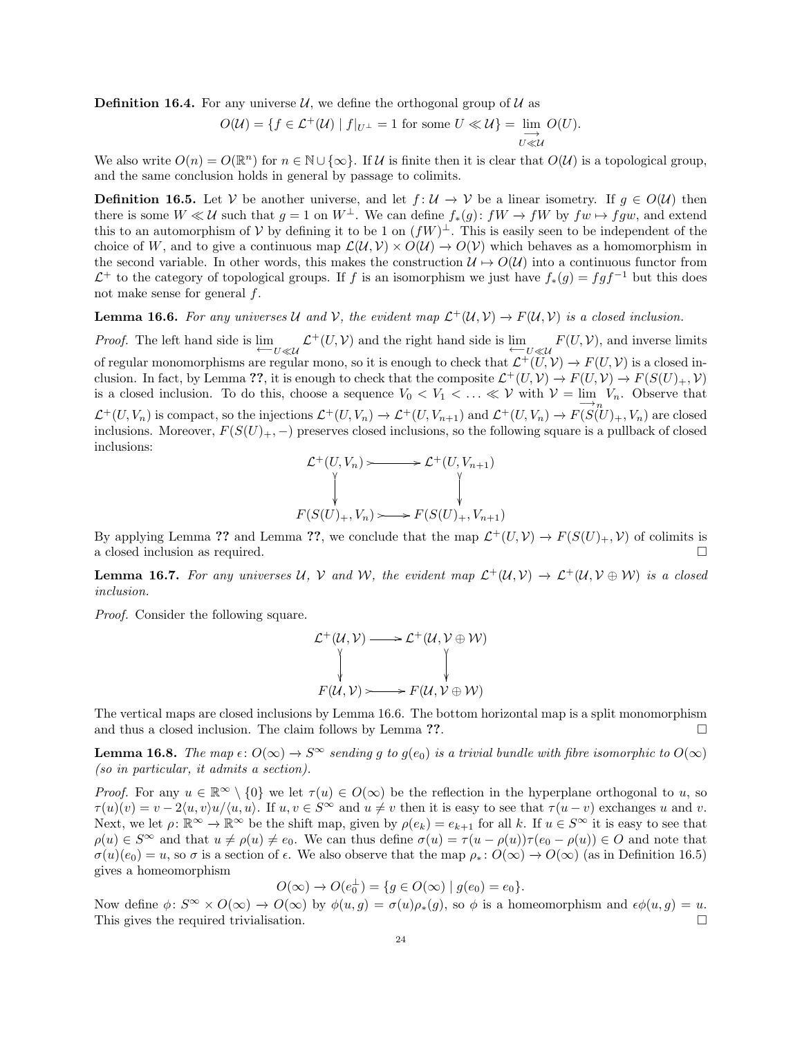**Definition 16.4.** For any universe $\mathcal{U}$, we define the orthogonal group of $\mathcal{U}$ as

$$O(\mathcal{U}) = \{f \in \mathcal{L}^+(\mathcal{U}) \mid f|_{U^\perp} = 1 \text{ for some } U \ll \mathcal{U}\} = \varinjlim_{U \ll \mathcal{U}} O(U).$$

We also write $O(n) = O(\mathbb{R}^n)$ for $n \in \mathbb{N} \cup \{\infty\}$. If $\mathcal{U}$ is finite then it is clear that $O(\mathcal{U})$ is a topological group, and the same conclusion holds in general by passage to colimits.

**Definition 16.5.** Let $\mathcal{V}$ be another universe, and let $f\colon \mathcal{U} \to \mathcal{V}$ be a linear isometry. If $g \in O(\mathcal{U})$ then there is some $W \ll \mathcal{U}$ such that $g = 1$ on $W^\perp$. We can define $f_*(g)\colon fW \to fW$ by $fw \mapsto fgw$, and extend this to an automorphism of $\mathcal{V}$ by defining it to be 1 on $(fW)^\perp$. This is easily seen to be independent of the choice of $W$, and to give a continuous map $\mathcal{L}(\mathcal{U}, \mathcal{V}) \times O(\mathcal{U}) \to O(\mathcal{V})$ which behaves as a homomorphism in the second variable. In other words, this makes the construction $\mathcal{U} \mapsto O(\mathcal{U})$ into a continuous functor from $\mathcal{L}^+$ to the category of topological groups. If $f$ is an isomorphism we just have $f_*(g) = fgf^{-1}$ but this does not make sense for general $f$.

**Lemma 16.6.** *For any universes $\mathcal{U}$ and $\mathcal{V}$, the evident map $\mathcal{L}^+(\mathcal{U}, \mathcal{V}) \to F(\mathcal{U}, \mathcal{V})$ is a closed inclusion.*

*Proof.* The left hand side is $\varprojlim_{U \ll \mathcal{U}} \mathcal{L}^+(U, \mathcal{V})$ and the right hand side is $\varprojlim_{U \ll \mathcal{U}} F(U, \mathcal{V})$, and inverse limits of regular monomorphisms are regular mono, so it is enough to check that $\mathcal{L}^+(U, \mathcal{V}) \to F(U, \mathcal{V})$ is a closed inclusion. In fact, by Lemma ??, it is enough to check that the composite $\mathcal{L}^+(U, \mathcal{V}) \to F(U, \mathcal{V}) \to F(S(U)_+, \mathcal{V})$ is a closed inclusion. To do this, choose a sequence $V_0 < V_1 < \ldots \ll \mathcal{V}$ with $\mathcal{V} = \varinjlim_n V_n$. Observe that $\mathcal{L}^+(U, V_n)$ is compact, so the injections $\mathcal{L}^+(U, V_n) \to \mathcal{L}^+(U, V_{n+1})$ and $\mathcal{L}^+(U, V_n) \to F(S(U)_+, V_n)$ are closed inclusions. Moreover, $F(S(U)_+, -)$ preserves closed inclusions, so the following square is a pullback of closed inclusions:

$$\begin{array}{ccc}
\mathcal{L}^+(U, V_n) & \rightarrowtail & \mathcal{L}^+(U, V_{n+1}) \\
\downarrow & & \downarrow \\
F(S(U)_+, V_n) & \rightarrowtail & F(S(U)_+, V_{n+1})
\end{array}$$

By applying Lemma ?? and Lemma ??, we conclude that the map $\mathcal{L}^+(U, \mathcal{V}) \to F(S(U)_+, \mathcal{V})$ of colimits is a closed inclusion as required. $\square$

**Lemma 16.7.** *For any universes $\mathcal{U}$, $\mathcal{V}$ and $\mathcal{W}$, the evident map $\mathcal{L}^+(\mathcal{U}, \mathcal{V}) \to \mathcal{L}^+(\mathcal{U}, \mathcal{V} \oplus \mathcal{W})$ is a closed inclusion.*

*Proof.* Consider the following square.

$$\begin{array}{ccc}
\mathcal{L}^+(\mathcal{U}, \mathcal{V}) & \longrightarrow & \mathcal{L}^+(\mathcal{U}, \mathcal{V} \oplus \mathcal{W}) \\
\downarrow & & \downarrow \\
F(\mathcal{U}, \mathcal{V}) & \rightarrowtail & F(\mathcal{U}, \mathcal{V} \oplus \mathcal{W})
\end{array}$$

The vertical maps are closed inclusions by Lemma 16.6. The bottom horizontal map is a split monomorphism and thus a closed inclusion. The claim follows by Lemma ??. $\square$

**Lemma 16.8.** *The map $\epsilon\colon O(\infty) \to S^\infty$ sending $g$ to $g(e_0)$ is a trivial bundle with fibre isomorphic to $O(\infty)$ (so in particular, it admits a section).*

*Proof.* For any $u \in \mathbb{R}^\infty \setminus \{0\}$ we let $\tau(u) \in O(\infty)$ be the reflection in the hyperplane orthogonal to $u$, so $\tau(u)(v) = v - 2\langle u, v\rangle u/\langle u, u\rangle$. If $u, v \in S^\infty$ and $u \neq v$ then it is easy to see that $\tau(u - v)$ exchanges $u$ and $v$. Next, we let $\rho\colon \mathbb{R}^\infty \to \mathbb{R}^\infty$ be the shift map, given by $\rho(e_k) = e_{k+1}$ for all $k$. If $u \in S^\infty$ it is easy to see that $\rho(u) \in S^\infty$ and that $u \neq \rho(u) \neq e_0$. We can thus define $\sigma(u) = \tau(u - \rho(u))\tau(e_0 - \rho(u)) \in O$ and note that $\sigma(u)(e_0) = u$, so $\sigma$ is a section of $\epsilon$. We also observe that the map $\rho_*\colon O(\infty) \to O(\infty)$ (as in Definition 16.5) gives a homeomorphism

$$O(\infty) \to O(e_0^\perp) = \{g \in O(\infty) \mid g(e_0) = e_0\}.$$

Now define $\phi\colon S^\infty \times O(\infty) \to O(\infty)$ by $\phi(u, g) = \sigma(u)\rho_*(g)$, so $\phi$ is a homeomorphism and $\epsilon\phi(u, g) = u$. This gives the required trivialisation. $\square$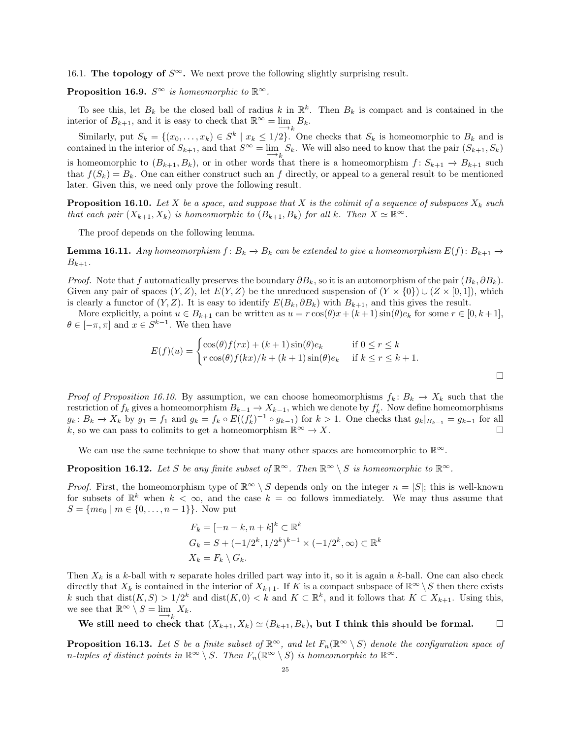16.1. **The topology of $S^\infty$.** We next prove the following slightly surprising result.

**Proposition 16.9.** *$S^\infty$ is homeomorphic to $\mathbb{R}^\infty$.*

To see this, let $B_k$ be the closed ball of radius $k$ in $\mathbb{R}^k$. Then $B_k$ is compact and is contained in the interior of $B_{k+1}$, and it is easy to check that $\mathbb{R}^\infty = \varinjlim_k B_k$.

Similarly, put $S_k = \{(x_0, \dots, x_k) \in S^k \mid x_k \le 1/2\}$. One checks that $S_k$ is homeomorphic to $B_k$ and is contained in the interior of $S_{k+1}$, and that $S^\infty = \varinjlim_k S_k$. We will also need to know that the pair $(S_{k+1}, S_k)$ is homeomorphic to $(B_{k+1}, B_k)$, or in other words that there is a homeomorphism $f \colon S_{k+1} \to B_{k+1}$ such that $f(S_k) = B_k$. One can either construct such an $f$ directly, or appeal to a general result to be mentioned later. Given this, we need only prove the following result.

**Proposition 16.10.** *Let $X$ be a space, and suppose that $X$ is the colimit of a sequence of subspaces $X_k$ such that each pair $(X_{k+1}, X_k)$ is homeomorphic to $(B_{k+1}, B_k)$ for all $k$. Then $X \simeq \mathbb{R}^\infty$.*

The proof depends on the following lemma.

**Lemma 16.11.** *Any homeomorphism $f \colon B_k \to B_k$ can be extended to give a homeomorphism $E(f) \colon B_{k+1} \to B_{k+1}$.*

*Proof.* Note that $f$ automatically preserves the boundary $\partial B_k$, so it is an automorphism of the pair $(B_k, \partial B_k)$. Given any pair of spaces $(Y, Z)$, let $E(Y, Z)$ be the unreduced suspension of $(Y \times \{0\}) \cup (Z \times [0, 1])$, which is clearly a functor of $(Y, Z)$. It is easy to identify $E(B_k, \partial B_k)$ with $B_{k+1}$, and this gives the result.

More explicitly, a point $u \in B_{k+1}$ can be written as $u = r\cos(\theta)x + (k+1)\sin(\theta)e_k$ for some $r \in [0, k+1]$, $\theta \in [-\pi, \pi]$ and $x \in S^{k-1}$. We then have

$$E(f)(u) = \begin{cases} \cos(\theta)f(rx) + (k+1)\sin(\theta)e_k & \text{if } 0 \le r \le k \\ r\cos(\theta)f(kx)/k + (k+1)\sin(\theta)e_k & \text{if } k \le r \le k+1. \end{cases}$$

□

*Proof of Proposition 16.10.* By assumption, we can choose homeomorphisms $f_k \colon B_k \to X_k$ such that the restriction of $f_k$ gives a homeomorphism $B_{k-1} \to X_{k-1}$, which we denote by $f'_k$. Now define homeomorphisms $g_k \colon B_k \to X_k$ by $g_1 = f_1$ and $g_k = f_k \circ E((f'_k)^{-1} \circ g_{k-1})$ for $k > 1$. One checks that $g_k|_{B_{k-1}} = g_{k-1}$ for all $k$, so we can pass to colimits to get a homeomorphism $\mathbb{R}^\infty \to X$. □

We can use the same technique to show that many other spaces are homeomorphic to $\mathbb{R}^\infty$.

**Proposition 16.12.** *Let $S$ be any finite subset of $\mathbb{R}^\infty$. Then $\mathbb{R}^\infty \setminus S$ is homeomorphic to $\mathbb{R}^\infty$.*

*Proof.* First, the homeomorphism type of $\mathbb{R}^\infty \setminus S$ depends only on the integer $n = |S|$; this is well-known for subsets of $\mathbb{R}^k$ when $k < \infty$, and the case $k = \infty$ follows immediately. We may thus assume that $S = \{me_0 \mid m \in \{0, \dots, n-1\}\}$. Now put

$$\begin{aligned} F_k &= [-n-k, n+k]^k \subset \mathbb{R}^k \\ G_k &= S + (-1/2^k, 1/2^k)^{k-1} \times (-1/2^k, \infty) \subset \mathbb{R}^k \\ X_k &= F_k \setminus G_k. \end{aligned}$$

Then $X_k$ is a $k$-ball with $n$ separate holes drilled part way into it, so it is again a $k$-ball. One can also check directly that $X_k$ is contained in the interior of $X_{k+1}$. If $K$ is a compact subspace of $\mathbb{R}^\infty \setminus S$ then there exists $k$ such that $\mathrm{dist}(K, S) > 1/2^k$ and $\mathrm{dist}(K, 0) < k$ and $K \subset \mathbb{R}^k$, and it follows that $K \subset X_{k+1}$. Using this, we see that $\mathbb{R}^\infty \setminus S = \varinjlim_k X_k$.

**We still need to check that $(X_{k+1}, X_k) \simeq (B_{k+1}, B_k)$, but I think this should be formal.** □

**Proposition 16.13.** *Let $S$ be a finite subset of $\mathbb{R}^\infty$, and let $F_n(\mathbb{R}^\infty \setminus S)$ denote the configuration space of $n$-tuples of distinct points in $\mathbb{R}^\infty \setminus S$. Then $F_n(\mathbb{R}^\infty \setminus S)$ is homeomorphic to $\mathbb{R}^\infty$.*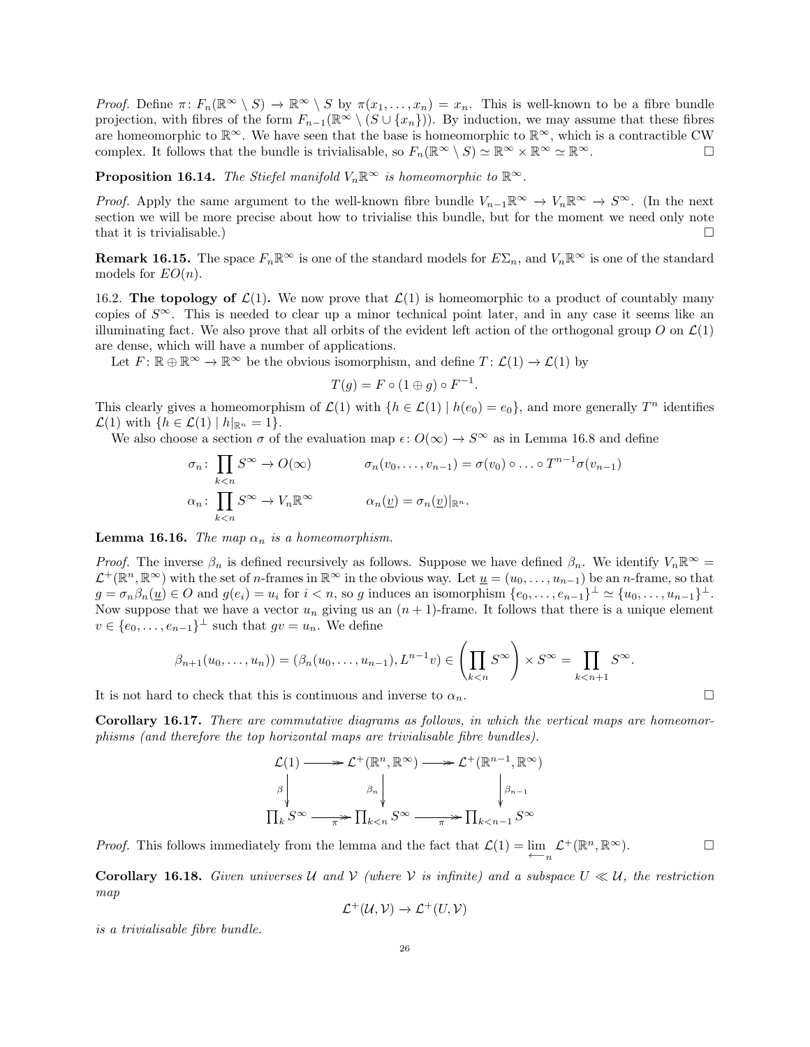*Proof.* Define $\pi\colon F_n(\mathbb{R}^\infty \setminus S) \to \mathbb{R}^\infty \setminus S$ by $\pi(x_1,\dots,x_n) = x_n$. This is well-known to be a fibre bundle projection, with fibres of the form $F_{n-1}(\mathbb{R}^\infty \setminus (S \cup \{x_n\}))$. By induction, we may assume that these fibres are homeomorphic to $\mathbb{R}^\infty$. We have seen that the base is homeomorphic to $\mathbb{R}^\infty$, which is a contractible CW complex. It follows that the bundle is trivialisable, so $F_n(\mathbb{R}^\infty \setminus S) \simeq \mathbb{R}^\infty \times \mathbb{R}^\infty \simeq \mathbb{R}^\infty$. □

**Proposition 16.14.** *The Stiefel manifold $V_n\mathbb{R}^\infty$ is homeomorphic to $\mathbb{R}^\infty$.*

*Proof.* Apply the same argument to the well-known fibre bundle $V_{n-1}\mathbb{R}^\infty \to V_n\mathbb{R}^\infty \to S^\infty$. (In the next section we will be more precise about how to trivialise this bundle, but for the moment we need only note that it is trivialisable.) □

**Remark 16.15.** The space $F_n\mathbb{R}^\infty$ is one of the standard models for $E\Sigma_n$, and $V_n\mathbb{R}^\infty$ is one of the standard models for $EO(n)$.

16.2. **The topology of $\mathcal{L}(1)$.** We now prove that $\mathcal{L}(1)$ is homeomorphic to a product of countably many copies of $S^\infty$. This is needed to clear up a minor technical point later, and in any case it seems like an illuminating fact. We also prove that all orbits of the evident left action of the orthogonal group $O$ on $\mathcal{L}(1)$ are dense, which will have a number of applications.

Let $F\colon \mathbb{R} \oplus \mathbb{R}^\infty \to \mathbb{R}^\infty$ be the obvious isomorphism, and define $T\colon \mathcal{L}(1) \to \mathcal{L}(1)$ by

$$T(g) = F \circ (1 \oplus g) \circ F^{-1}.$$

This clearly gives a homeomorphism of $\mathcal{L}(1)$ with $\{h \in \mathcal{L}(1) \mid h(e_0) = e_0\}$, and more generally $T^n$ identifies $\mathcal{L}(1)$ with $\{h \in \mathcal{L}(1) \mid h|_{\mathbb{R}^n} = 1\}$.

We also choose a section $\sigma$ of the evaluation map $\epsilon\colon O(\infty) \to S^\infty$ as in Lemma 16.8 and define

$$\sigma_n\colon \prod_{k<n} S^\infty \to O(\infty) \qquad\qquad \sigma_n(v_0,\dots,v_{n-1}) = \sigma(v_0) \circ \dots \circ T^{n-1}\sigma(v_{n-1})$$

$$\alpha_n\colon \prod_{k<n} S^\infty \to V_n\mathbb{R}^\infty \qquad\qquad \alpha_n(\underline{v}) = \sigma_n(\underline{v})|_{\mathbb{R}^n}.$$

**Lemma 16.16.** *The map $\alpha_n$ is a homeomorphism.*

*Proof.* The inverse $\beta_n$ is defined recursively as follows. Suppose we have defined $\beta_n$. We identify $V_n\mathbb{R}^\infty = \mathcal{L}^+(\mathbb{R}^n, \mathbb{R}^\infty)$ with the set of $n$-frames in $\mathbb{R}^\infty$ in the obvious way. Let $\underline{u} = (u_0,\dots,u_{n-1})$ be an $n$-frame, so that $g = \sigma_n\beta_n(\underline{u}) \in O$ and $g(e_i) = u_i$ for $i < n$, so $g$ induces an isomorphism $\{e_0,\dots,e_{n-1}\}^\perp \simeq \{u_0,\dots,u_{n-1}\}^\perp$. Now suppose that we have a vector $u_n$ giving us an $(n+1)$-frame. It follows that there is a unique element $v \in \{e_0,\dots,e_{n-1}\}^\perp$ such that $gv = u_n$. We define

$$\beta_{n+1}(u_0,\dots,u_n)) = (\beta_n(u_0,\dots,u_{n-1}), L^{n-1}v) \in \left(\prod_{k<n} S^\infty\right) \times S^\infty = \prod_{k<n+1} S^\infty.$$

It is not hard to check that this is continuous and inverse to $\alpha_n$. □

**Corollary 16.17.** *There are commutative diagrams as follows, in which the vertical maps are homeomorphisms (and therefore the top horizontal maps are trivialisable fibre bundles).*

$$\begin{array}{ccccc}
\mathcal{L}(1) & \twoheadrightarrow & \mathcal{L}^+(\mathbb{R}^n, \mathbb{R}^\infty) & \twoheadrightarrow & \mathcal{L}^+(\mathbb{R}^{n-1}, \mathbb{R}^\infty) \\
\downarrow{\scriptstyle \beta} & & \downarrow{\scriptstyle \beta_n} & & \downarrow{\scriptstyle \beta_{n-1}} \\
\prod_k S^\infty & \xrightarrow[\pi]{} & \prod_{k<n} S^\infty & \xrightarrow[\pi]{} & \prod_{k<n-1} S^\infty
\end{array}$$

*Proof.* This follows immediately from the lemma and the fact that $\mathcal{L}(1) = \varprojlim_n \mathcal{L}^+(\mathbb{R}^n, \mathbb{R}^\infty)$. □

**Corollary 16.18.** *Given universes $\mathcal{U}$ and $\mathcal{V}$ (where $\mathcal{V}$ is infinite) and a subspace $U \ll \mathcal{U}$, the restriction map*

$$\mathcal{L}^+(\mathcal{U}, \mathcal{V}) \to \mathcal{L}^+(U, \mathcal{V})$$

*is a trivialisable fibre bundle.*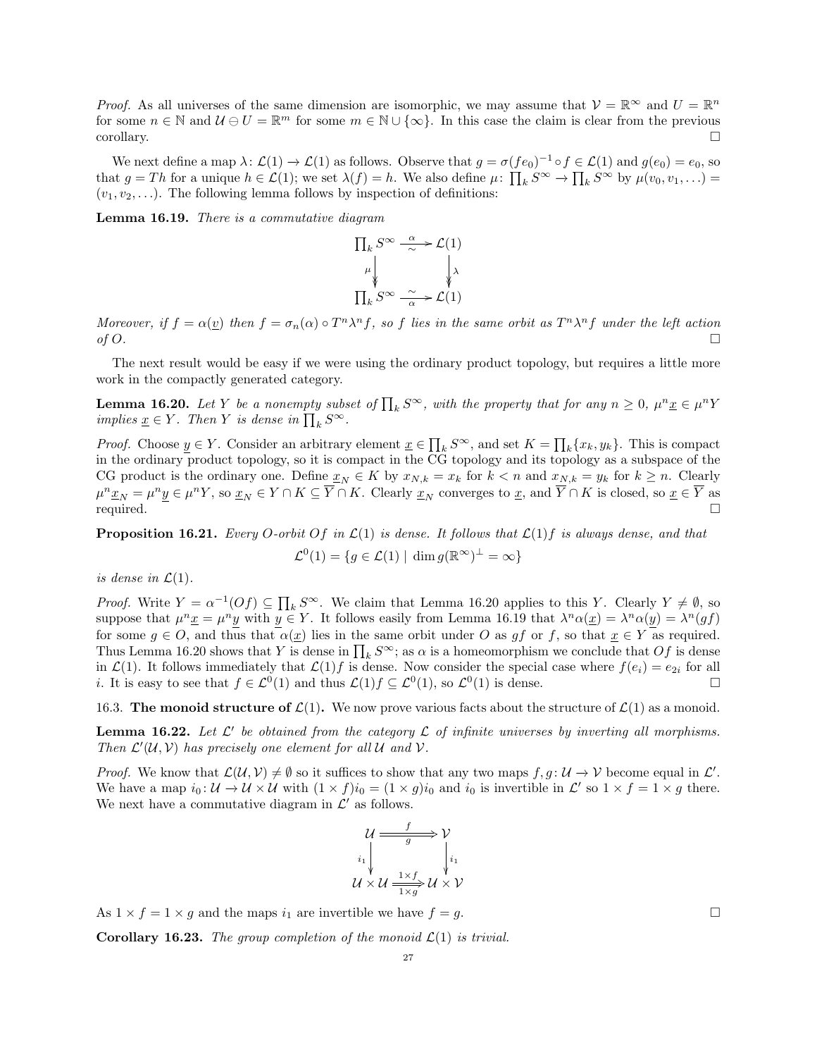*Proof.* As all universes of the same dimension are isomorphic, we may assume that $\mathcal{V} = \mathbb{R}^\infty$ and $U = \mathbb{R}^n$ for some $n \in \mathbb{N}$ and $\mathcal{U} \ominus U = \mathbb{R}^m$ for some $m \in \mathbb{N} \cup \{\infty\}$. In this case the claim is clear from the previous corollary. □

We next define a map $\lambda\colon \mathcal{L}(1) \to \mathcal{L}(1)$ as follows. Observe that $g = \sigma(fe_0)^{-1} \circ f \in \mathcal{L}(1)$ and $g(e_0) = e_0$, so that $g = Th$ for a unique $h \in \mathcal{L}(1)$; we set $\lambda(f) = h$. We also define $\mu\colon \prod_k S^\infty \to \prod_k S^\infty$ by $\mu(v_0, v_1, \ldots) = (v_1, v_2, \ldots)$. The following lemma follows by inspection of definitions:

**Lemma 16.19.** *There is a commutative diagram*

$$\begin{array}{ccc}
\prod_k S^\infty & \xrightarrow[\sim]{\alpha} & \mathcal{L}(1) \\
{\scriptstyle\mu}\downarrow & & \downarrow{\scriptstyle\lambda} \\
\prod_k S^\infty & \xrightarrow[\alpha]{\sim} & \mathcal{L}(1)
\end{array}$$

*Moreover, if $f = \alpha(\underline{v})$ then $f = \sigma_n(\alpha) \circ T^n\lambda^n f$, so $f$ lies in the same orbit as $T^n\lambda^n f$ under the left action of $O$.* □

The next result would be easy if we were using the ordinary product topology, but requires a little more work in the compactly generated category.

**Lemma 16.20.** *Let $Y$ be a nonempty subset of $\prod_k S^\infty$, with the property that for any $n \geq 0$, $\mu^n\underline{x} \in \mu^n Y$ implies $\underline{x} \in Y$. Then $Y$ is dense in $\prod_k S^\infty$.*

*Proof.* Choose $\underline{y} \in Y$. Consider an arbitrary element $\underline{x} \in \prod_k S^\infty$, and set $K = \prod_k\{x_k, y_k\}$. This is compact in the ordinary product topology, so it is compact in the CG topology and its topology as a subspace of the CG product is the ordinary one. Define $\underline{x}_N \in K$ by $x_{N,k} = x_k$ for $k < n$ and $x_{N,k} = y_k$ for $k \geq n$. Clearly $\mu^n\underline{x}_N = \mu^n\underline{y} \in \mu^n Y$, so $\underline{x}_N \in Y \cap K \subseteq \overline{Y} \cap K$. Clearly $\underline{x}_N$ converges to $\underline{x}$, and $\overline{Y} \cap K$ is closed, so $\underline{x} \in \overline{Y}$ as required. □

**Proposition 16.21.** *Every $O$-orbit $Of$ in $\mathcal{L}(1)$ is dense. It follows that $\mathcal{L}(1)f$ is always dense, and that*

$$\mathcal{L}^0(1) = \{g \in \mathcal{L}(1) \mid \dim g(\mathbb{R}^\infty)^\perp = \infty\}$$

*is dense in $\mathcal{L}(1)$.*

*Proof.* Write $Y = \alpha^{-1}(Of) \subseteq \prod_k S^\infty$. We claim that Lemma 16.20 applies to this $Y$. Clearly $Y \neq \emptyset$, so suppose that $\mu^n\underline{x} = \mu^n\underline{y}$ with $\underline{y} \in Y$. It follows easily from Lemma 16.19 that $\lambda^n\alpha(\underline{x}) = \lambda^n\alpha(\underline{y}) = \lambda^n(gf)$ for some $g \in O$, and thus that $\alpha(\underline{x})$ lies in the same orbit under $O$ as $gf$ or $f$, so that $\underline{x} \in Y$ as required. Thus Lemma 16.20 shows that $Y$ is dense in $\prod_k S^\infty$; as $\alpha$ is a homeomorphism we conclude that $Of$ is dense in $\mathcal{L}(1)$. It follows immediately that $\mathcal{L}(1)f$ is dense. Now consider the special case where $f(e_i) = e_{2i}$ for all $i$. It is easy to see that $f \in \mathcal{L}^0(1)$ and thus $\mathcal{L}(1)f \subseteq \mathcal{L}^0(1)$, so $\mathcal{L}^0(1)$ is dense. □

16.3. **The monoid structure of $\mathcal{L}(1)$.** We now prove various facts about the structure of $\mathcal{L}(1)$ as a monoid.

**Lemma 16.22.** *Let $\mathcal{L}'$ be obtained from the category $\mathcal{L}$ of infinite universes by inverting all morphisms. Then $\mathcal{L}'(\mathcal{U}, \mathcal{V})$ has precisely one element for all $\mathcal{U}$ and $\mathcal{V}$.*

*Proof.* We know that $\mathcal{L}(\mathcal{U}, \mathcal{V}) \neq \emptyset$ so it suffices to show that any two maps $f, g\colon \mathcal{U} \to \mathcal{V}$ become equal in $\mathcal{L}'$. We have a map $i_0\colon \mathcal{U} \to \mathcal{U} \times \mathcal{U}$ with $(1 \times f)i_0 = (1 \times g)i_0$ and $i_0$ is invertible in $\mathcal{L}'$ so $1 \times f = 1 \times g$ there. We next have a commutative diagram in $\mathcal{L}'$ as follows.

$$\begin{array}{ccc}
\mathcal{U} & \overset{f}{\underset{g}{\rightrightarrows}} & \mathcal{V} \\
{\scriptstyle i_1}\downarrow & & \downarrow{\scriptstyle i_1} \\
\mathcal{U} \times \mathcal{U} & \overset{1\times f}{\underset{1\times g}{\rightrightarrows}} & \mathcal{U} \times \mathcal{V}
\end{array}$$

As $1 \times f = 1 \times g$ and the maps $i_1$ are invertible we have $f = g$. □

**Corollary 16.23.** *The group completion of the monoid $\mathcal{L}(1)$ is trivial.*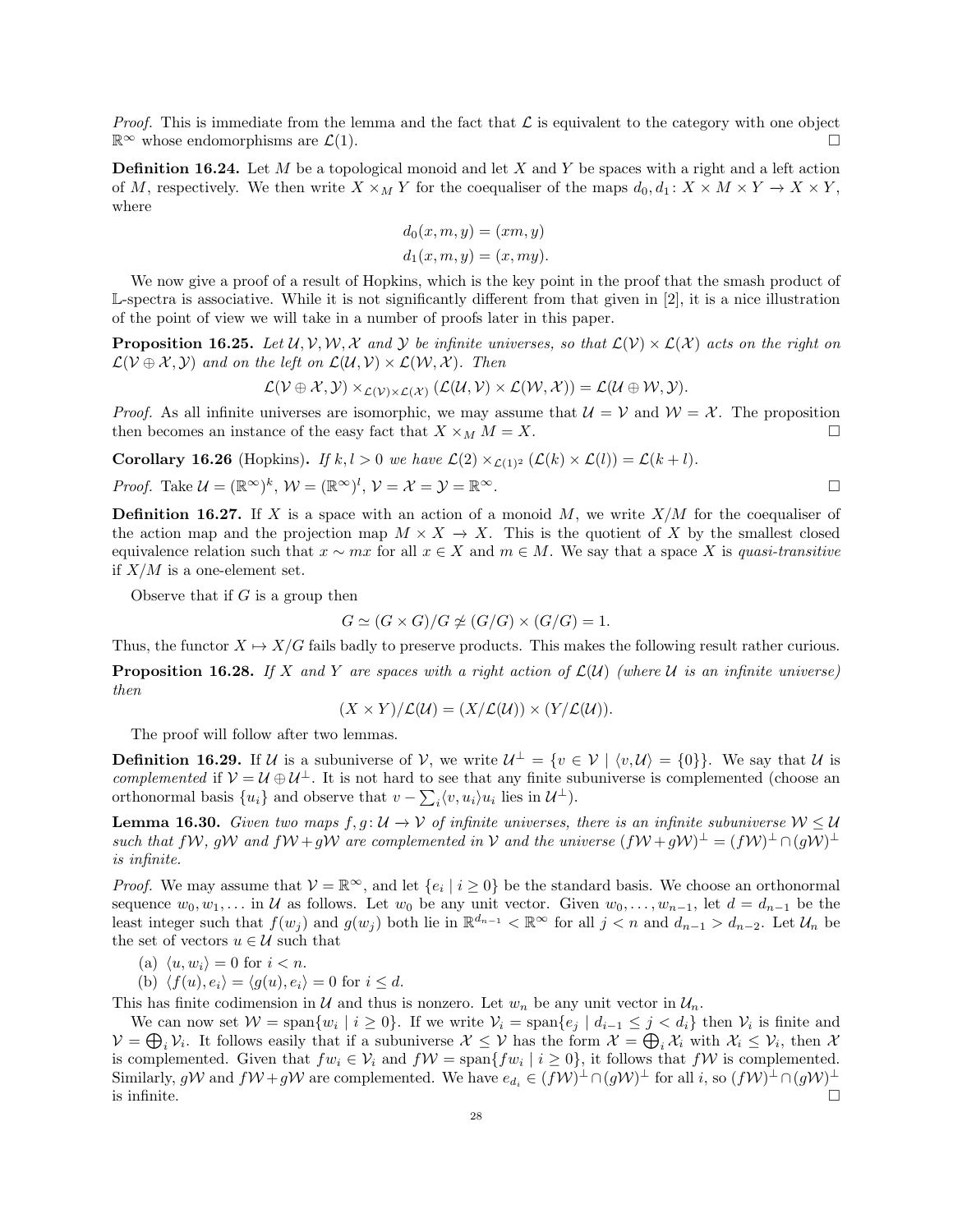*Proof.* This is immediate from the lemma and the fact that $\mathcal{L}$ is equivalent to the category with one object $\mathbb{R}^\infty$ whose endomorphisms are $\mathcal{L}(1)$. $\square$

**Definition 16.24.** Let $M$ be a topological monoid and let $X$ and $Y$ be spaces with a right and a left action of $M$, respectively. We then write $X \times_M Y$ for the coequaliser of the maps $d_0, d_1 \colon X \times M \times Y \to X \times Y$, where

$$d_0(x, m, y) = (xm, y)$$
$$d_1(x, m, y) = (x, my).$$

We now give a proof of a result of Hopkins, which is the key point in the proof that the smash product of $\mathbb{L}$-spectra is associative. While it is not significantly different from that given in [2], it is a nice illustration of the point of view we will take in a number of proofs later in this paper.

**Proposition 16.25.** *Let $\mathcal{U}, \mathcal{V}, \mathcal{W}, \mathcal{X}$ and $\mathcal{Y}$ be infinite universes, so that $\mathcal{L}(\mathcal{V}) \times \mathcal{L}(\mathcal{X})$ acts on the right on $\mathcal{L}(\mathcal{V} \oplus \mathcal{X}, \mathcal{Y})$ and on the left on $\mathcal{L}(\mathcal{U}, \mathcal{V}) \times \mathcal{L}(\mathcal{W}, \mathcal{X})$. Then*

$$\mathcal{L}(\mathcal{V} \oplus \mathcal{X}, \mathcal{Y}) \times_{\mathcal{L}(\mathcal{V}) \times \mathcal{L}(\mathcal{X})} (\mathcal{L}(\mathcal{U}, \mathcal{V}) \times \mathcal{L}(\mathcal{W}, \mathcal{X})) = \mathcal{L}(\mathcal{U} \oplus \mathcal{W}, \mathcal{Y}).$$

*Proof.* As all infinite universes are isomorphic, we may assume that $\mathcal{U} = \mathcal{V}$ and $\mathcal{W} = \mathcal{X}$. The proposition then becomes an instance of the easy fact that $X \times_M M = X$. $\square$

**Corollary 16.26** (Hopkins)**.** *If $k, l > 0$ we have $\mathcal{L}(2) \times_{\mathcal{L}(1)^2} (\mathcal{L}(k) \times \mathcal{L}(l)) = \mathcal{L}(k + l)$.*

*Proof.* Take $\mathcal{U} = (\mathbb{R}^\infty)^k$, $\mathcal{W} = (\mathbb{R}^\infty)^l$, $\mathcal{V} = \mathcal{X} = \mathcal{Y} = \mathbb{R}^\infty$. $\square$

**Definition 16.27.** If $X$ is a space with an action of a monoid $M$, we write $X/M$ for the coequaliser of the action map and the projection map $M \times X \to X$. This is the quotient of $X$ by the smallest closed equivalence relation such that $x \sim mx$ for all $x \in X$ and $m \in M$. We say that a space $X$ is *quasi-transitive* if $X/M$ is a one-element set.

Observe that if $G$ is a group then

$$G \simeq (G \times G)/G \not\simeq (G/G) \times (G/G) = 1.$$

Thus, the functor $X \mapsto X/G$ fails badly to preserve products. This makes the following result rather curious.

**Proposition 16.28.** *If $X$ and $Y$ are spaces with a right action of $\mathcal{L}(\mathcal{U})$ (where $\mathcal{U}$ is an infinite universe) then*

$$(X \times Y)/\mathcal{L}(\mathcal{U}) = (X/\mathcal{L}(\mathcal{U})) \times (Y/\mathcal{L}(\mathcal{U})).$$

The proof will follow after two lemmas.

**Definition 16.29.** If $\mathcal{U}$ is a subuniverse of $\mathcal{V}$, we write $\mathcal{U}^\perp = \{v \in \mathcal{V} \mid \langle v, \mathcal{U} \rangle = \{0\}\}$. We say that $\mathcal{U}$ is *complemented* if $\mathcal{V} = \mathcal{U} \oplus \mathcal{U}^\perp$. It is not hard to see that any finite subuniverse is complemented (choose an orthonormal basis $\{u_i\}$ and observe that $v - \sum_i \langle v, u_i \rangle u_i$ lies in $\mathcal{U}^\perp$).

**Lemma 16.30.** *Given two maps $f, g \colon \mathcal{U} \to \mathcal{V}$ of infinite universes, there is an infinite subuniverse $\mathcal{W} \leq \mathcal{U}$ such that $f\mathcal{W}$, $g\mathcal{W}$ and $f\mathcal{W} + g\mathcal{W}$ are complemented in $\mathcal{V}$ and the universe $(f\mathcal{W} + g\mathcal{W})^\perp = (f\mathcal{W})^\perp \cap (g\mathcal{W})^\perp$ is infinite.*

*Proof.* We may assume that $\mathcal{V} = \mathbb{R}^\infty$, and let $\{e_i \mid i \geq 0\}$ be the standard basis. We choose an orthonormal sequence $w_0, w_1, \ldots$ in $\mathcal{U}$ as follows. Let $w_0$ be any unit vector. Given $w_0, \ldots, w_{n-1}$, let $d = d_{n-1}$ be the least integer such that $f(w_j)$ and $g(w_j)$ both lie in $\mathbb{R}^{d_{n-1}} < \mathbb{R}^\infty$ for all $j < n$ and $d_{n-1} > d_{n-2}$. Let $\mathcal{U}_n$ be the set of vectors $u \in \mathcal{U}$ such that

(a) $\langle u, w_i \rangle = 0$ for $i < n$.

(b) $\langle f(u), e_i \rangle = \langle g(u), e_i \rangle = 0$ for $i \leq d$.

This has finite codimension in $\mathcal{U}$ and thus is nonzero. Let $w_n$ be any unit vector in $\mathcal{U}_n$.

We can now set $\mathcal{W} = \operatorname{span}\{w_i \mid i \geq 0\}$. If we write $\mathcal{V}_i = \operatorname{span}\{e_j \mid d_{i-1} \leq j < d_i\}$ then $\mathcal{V}_i$ is finite and $\mathcal{V} = \bigoplus_i \mathcal{V}_i$. It follows easily that if a subuniverse $\mathcal{X} \leq \mathcal{V}$ has the form $\mathcal{X} = \bigoplus_i \mathcal{X}_i$ with $\mathcal{X}_i \leq \mathcal{V}_i$, then $\mathcal{X}$ is complemented. Given that $fw_i \in \mathcal{V}_i$ and $f\mathcal{W} = \operatorname{span}\{fw_i \mid i \geq 0\}$, it follows that $f\mathcal{W}$ is complemented. Similarly, $g\mathcal{W}$ and $f\mathcal{W} + g\mathcal{W}$ are complemented. We have $e_{d_i} \in (f\mathcal{W})^\perp \cap (g\mathcal{W})^\perp$ for all $i$, so $(f\mathcal{W})^\perp \cap (g\mathcal{W})^\perp$ is infinite. $\square$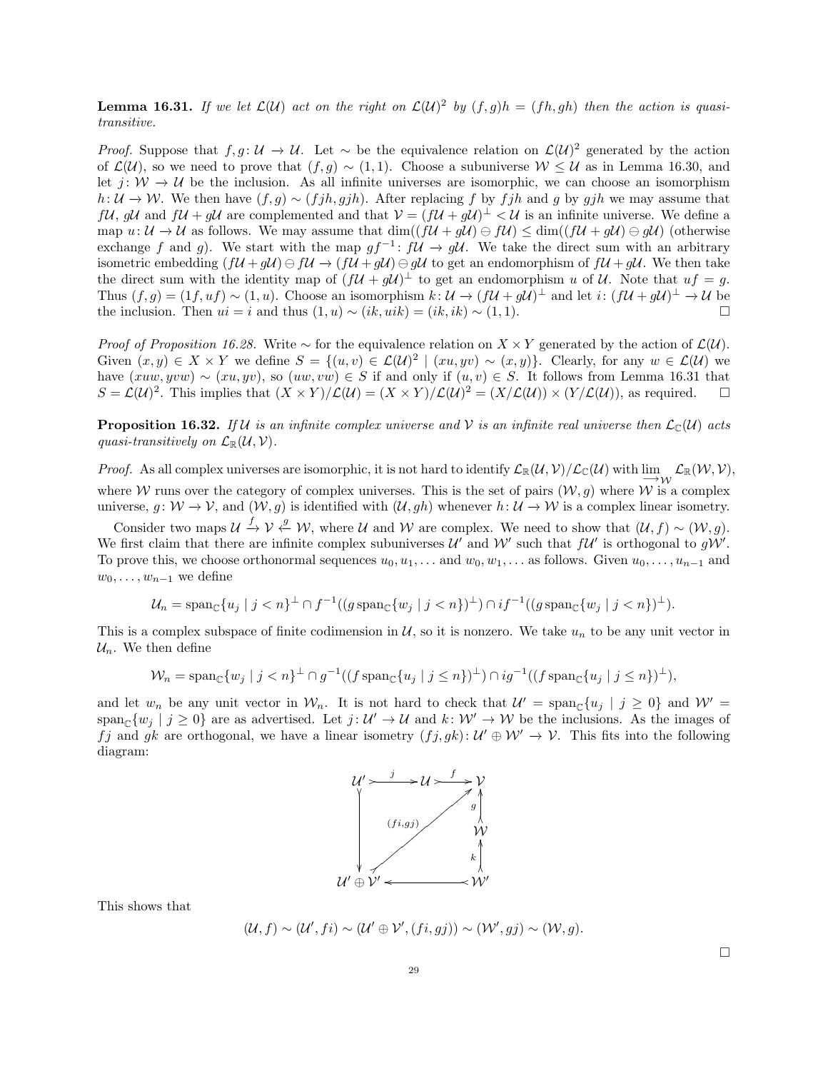**Lemma 16.31.** *If we let $\mathcal{L}(\mathcal{U})$ act on the right on $\mathcal{L}(\mathcal{U})^2$ by $(f,g)h = (fh, gh)$ then the action is quasi-transitive.*

*Proof.* Suppose that $f,g\colon \mathcal{U} \to \mathcal{U}$. Let $\sim$ be the equivalence relation on $\mathcal{L}(\mathcal{U})^2$ generated by the action of $\mathcal{L}(\mathcal{U})$, so we need to prove that $(f,g) \sim (1,1)$. Choose a subuniverse $\mathcal{W} \leq \mathcal{U}$ as in Lemma 16.30, and let $j\colon \mathcal{W} \to \mathcal{U}$ be the inclusion. As all infinite universes are isomorphic, we can choose an isomorphism $h\colon \mathcal{U} \to \mathcal{W}$. We then have $(f,g) \sim (fjh, gjh)$. After replacing $f$ by $fjh$ and $g$ by $gjh$ we may assume that $f\mathcal{U}$, $g\mathcal{U}$ and $f\mathcal{U} + g\mathcal{U}$ are complemented and that $\mathcal{V} = (f\mathcal{U} + g\mathcal{U})^\perp < \mathcal{U}$ is an infinite universe. We define a map $u\colon \mathcal{U} \to \mathcal{U}$ as follows. We may assume that $\dim((f\mathcal{U} + g\mathcal{U}) \ominus f\mathcal{U}) \leq \dim((f\mathcal{U} + g\mathcal{U}) \ominus g\mathcal{U})$ (otherwise exchange $f$ and $g$). We start with the map $gf^{-1}\colon f\mathcal{U} \to g\mathcal{U}$. We take the direct sum with an arbitrary isometric embedding $(f\mathcal{U} + g\mathcal{U}) \ominus f\mathcal{U} \to (f\mathcal{U} + g\mathcal{U}) \ominus g\mathcal{U}$ to get an endomorphism of $f\mathcal{U} + g\mathcal{U}$. We then take the direct sum with the identity map of $(f\mathcal{U} + g\mathcal{U})^\perp$ to get an endomorphism $u$ of $\mathcal{U}$. Note that $uf = g$. Thus $(f,g) = (1f, uf) \sim (1,u)$. Choose an isomorphism $k\colon \mathcal{U} \to (f\mathcal{U} + g\mathcal{U})^\perp$ and let $i\colon (f\mathcal{U} + g\mathcal{U})^\perp \to \mathcal{U}$ be the inclusion. Then $ui = i$ and thus $(1,u) \sim (ik, uik) = (ik, ik) \sim (1,1)$. $\square$

*Proof of Proposition 16.28.* Write $\sim$ for the equivalence relation on $X \times Y$ generated by the action of $\mathcal{L}(\mathcal{U})$. Given $(x,y) \in X \times Y$ we define $S = \{(u,v) \in \mathcal{L}(\mathcal{U})^2 \mid (xu, yv) \sim (x,y)\}$. Clearly, for any $w \in \mathcal{L}(\mathcal{U})$ we have $(xuw, yvw) \sim (xu, yv)$, so $(uw, vw) \in S$ if and only if $(u,v) \in S$. It follows from Lemma 16.31 that $S = \mathcal{L}(\mathcal{U})^2$. This implies that $(X \times Y)/\mathcal{L}(\mathcal{U}) = (X \times Y)/\mathcal{L}(\mathcal{U})^2 = (X/\mathcal{L}(\mathcal{U})) \times (Y/\mathcal{L}(\mathcal{U}))$, as required. $\square$

**Proposition 16.32.** *If $\mathcal{U}$ is an infinite complex universe and $\mathcal{V}$ is an infinite real universe then $\mathcal{L}_{\mathbb{C}}(\mathcal{U})$ acts quasi-transitively on $\mathcal{L}_{\mathbb{R}}(\mathcal{U}, \mathcal{V})$.*

*Proof.* As all complex universes are isomorphic, it is not hard to identify $\mathcal{L}_{\mathbb{R}}(\mathcal{U},\mathcal{V})/\mathcal{L}_{\mathbb{C}}(\mathcal{U})$ with $\varinjlim_{\mathcal{W}} \mathcal{L}_{\mathbb{R}}(\mathcal{W},\mathcal{V})$, where $\mathcal{W}$ runs over the category of complex universes. This is the set of pairs $(\mathcal{W}, g)$ where $\mathcal{W}$ is a complex universe, $g\colon \mathcal{W} \to \mathcal{V}$, and $(\mathcal{W}, g)$ is identified with $(\mathcal{U}, gh)$ whenever $h\colon \mathcal{U} \to \mathcal{W}$ is a complex linear isometry.

Consider two maps $\mathcal{U} \xrightarrow{f} \mathcal{V} \xleftarrow{g} \mathcal{W}$, where $\mathcal{U}$ and $\mathcal{W}$ are complex. We need to show that $(\mathcal{U}, f) \sim (\mathcal{W}, g)$. We first claim that there are infinite complex subuniverses $\mathcal{U}'$ and $\mathcal{W}'$ such that $f\mathcal{U}'$ is orthogonal to $g\mathcal{W}'$. To prove this, we choose orthonormal sequences $u_0, u_1, \ldots$ and $w_0, w_1, \ldots$ as follows. Given $u_0, \ldots, u_{n-1}$ and $w_0, \ldots, w_{n-1}$ we define

$$\mathcal{U}_n = \operatorname{span}_{\mathbb{C}}\{u_j \mid j < n\}^\perp \cap f^{-1}((g \operatorname{span}_{\mathbb{C}}\{w_j \mid j < n\})^\perp) \cap if^{-1}((g \operatorname{span}_{\mathbb{C}}\{w_j \mid j < n\})^\perp).$$

This is a complex subspace of finite codimension in $\mathcal{U}$, so it is nonzero. We take $u_n$ to be any unit vector in $\mathcal{U}_n$. We then define

$$\mathcal{W}_n = \operatorname{span}_{\mathbb{C}}\{w_j \mid j < n\}^\perp \cap g^{-1}((f \operatorname{span}_{\mathbb{C}}\{u_j \mid j \leq n\})^\perp) \cap ig^{-1}((f \operatorname{span}_{\mathbb{C}}\{u_j \mid j \leq n\})^\perp),$$

and let $w_n$ be any unit vector in $\mathcal{W}_n$. It is not hard to check that $\mathcal{U}' = \operatorname{span}_{\mathbb{C}}\{u_j \mid j \geq 0\}$ and $\mathcal{W}' = \operatorname{span}_{\mathbb{C}}\{w_j \mid j \geq 0\}$ are as advertised. Let $j\colon \mathcal{U}' \to \mathcal{U}$ and $k\colon \mathcal{W}' \to \mathcal{W}$ be the inclusions. As the images of $fj$ and $gk$ are orthogonal, we have a linear isometry $(fj, gk)\colon \mathcal{U}' \oplus \mathcal{W}' \to \mathcal{V}$. This fits into the following diagram:

$$\begin{array}{ccccc}
\mathcal{U}' & \xrightarrow{j} & \mathcal{U} & \xrightarrow{f} & \mathcal{V} \\
\big\downarrow & & & \nearrow_{(fi,gj)} & \big\uparrow g \\
 & & & & \mathcal{W} \\
 & & & & \big\uparrow k \\
\mathcal{U}' \oplus \mathcal{V}' & & \longleftarrow & & \mathcal{W}'
\end{array}$$

This shows that

$$(\mathcal{U}, f) \sim (\mathcal{U}', fi) \sim (\mathcal{U}' \oplus \mathcal{V}', (fi, gj)) \sim (\mathcal{W}', gj) \sim (\mathcal{W}, g).$$

$\square$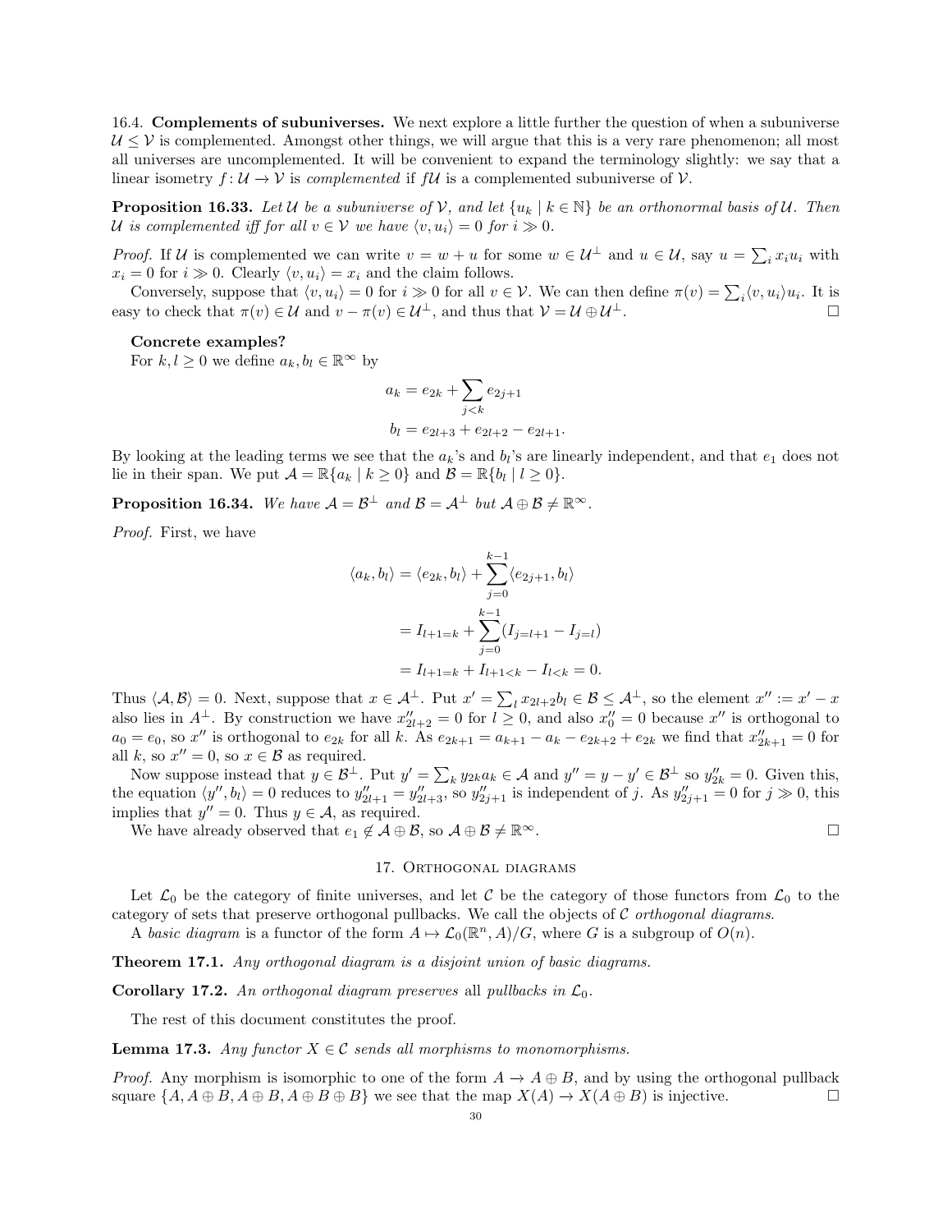16.4. **Complements of subuniverses.** We next explore a little further the question of when a subuniverse $\mathcal{U} \leq \mathcal{V}$ is complemented. Amongst other things, we will argue that this is a very rare phenomenon; all most all universes are uncomplemented. It will be convenient to expand the terminology slightly: we say that a linear isometry $f : \mathcal{U} \to \mathcal{V}$ is *complemented* if $f\mathcal{U}$ is a complemented subuniverse of $\mathcal{V}$.

**Proposition 16.33.** *Let $\mathcal{U}$ be a subuniverse of $\mathcal{V}$, and let $\{u_k \mid k \in \mathbb{N}\}$ be an orthonormal basis of $\mathcal{U}$. Then $\mathcal{U}$ is complemented iff for all $v \in \mathcal{V}$ we have $\langle v, u_i \rangle = 0$ for $i \gg 0$.*

*Proof.* If $\mathcal{U}$ is complemented we can write $v = w + u$ for some $w \in \mathcal{U}^\perp$ and $u \in \mathcal{U}$, say $u = \sum_i x_i u_i$ with $x_i = 0$ for $i \gg 0$. Clearly $\langle v, u_i \rangle = x_i$ and the claim follows.

Conversely, suppose that $\langle v, u_i \rangle = 0$ for $i \gg 0$ for all $v \in \mathcal{V}$. We can then define $\pi(v) = \sum_i \langle v, u_i \rangle u_i$. It is easy to check that $\pi(v) \in \mathcal{U}$ and $v - \pi(v) \in \mathcal{U}^\perp$, and thus that $\mathcal{V} = \mathcal{U} \oplus \mathcal{U}^\perp$. □

**Concrete examples?**

For $k, l \geq 0$ we define $a_k, b_l \in \mathbb{R}^\infty$ by

$$a_k = e_{2k} + \sum_{j<k} e_{2j+1}$$
$$b_l = e_{2l+3} + e_{2l+2} - e_{2l+1}.$$

By looking at the leading terms we see that the $a_k$'s and $b_l$'s are linearly independent, and that $e_1$ does not lie in their span. We put $\mathcal{A} = \mathbb{R}\{a_k \mid k \geq 0\}$ and $\mathcal{B} = \mathbb{R}\{b_l \mid l \geq 0\}$.

**Proposition 16.34.** *We have $\mathcal{A} = \mathcal{B}^\perp$ and $\mathcal{B} = \mathcal{A}^\perp$ but $\mathcal{A} \oplus \mathcal{B} \neq \mathbb{R}^\infty$.*

*Proof.* First, we have

$$\begin{aligned}
\langle a_k, b_l \rangle &= \langle e_{2k}, b_l \rangle + \sum_{j=0}^{k-1} \langle e_{2j+1}, b_l \rangle \\
&= I_{l+1=k} + \sum_{j=0}^{k-1} (I_{j=l+1} - I_{j=l}) \\
&= I_{l+1=k} + I_{l+1<k} - I_{l<k} = 0.
\end{aligned}$$

Thus $\langle \mathcal{A}, \mathcal{B} \rangle = 0$. Next, suppose that $x \in \mathcal{A}^\perp$. Put $x' = \sum_l x_{2l+2} b_l \in \mathcal{B} \leq \mathcal{A}^\perp$, so the element $x'' := x' - x$ also lies in $A^\perp$. By construction we have $x''_{2l+2} = 0$ for $l \geq 0$, and also $x''_0 = 0$ because $x''$ is orthogonal to $a_0 = e_0$, so $x''$ is orthogonal to $e_{2k}$ for all $k$. As $e_{2k+1} = a_{k+1} - a_k - e_{2k+2} + e_{2k}$ we find that $x''_{2k+1} = 0$ for all $k$, so $x'' = 0$, so $x \in \mathcal{B}$ as required.

Now suppose instead that $y \in \mathcal{B}^\perp$. Put $y' = \sum_k y_{2k} a_k \in \mathcal{A}$ and $y'' = y - y' \in \mathcal{B}^\perp$ so $y''_{2k} = 0$. Given this, the equation $\langle y'', b_l \rangle = 0$ reduces to $y''_{2l+1} = y''_{2l+3}$, so $y''_{2j+1}$ is independent of $j$. As $y''_{2j+1} = 0$ for $j \gg 0$, this implies that $y'' = 0$. Thus $y \in \mathcal{A}$, as required.

We have already observed that $e_1 \notin \mathcal{A} \oplus \mathcal{B}$, so $\mathcal{A} \oplus \mathcal{B} \neq \mathbb{R}^\infty$. □

## 17. Orthogonal diagrams

Let $\mathcal{L}_0$ be the category of finite universes, and let $\mathcal{C}$ be the category of those functors from $\mathcal{L}_0$ to the category of sets that preserve orthogonal pullbacks. We call the objects of $\mathcal{C}$ *orthogonal diagrams*.

A *basic diagram* is a functor of the form $A \mapsto \mathcal{L}_0(\mathbb{R}^n, A)/G$, where $G$ is a subgroup of $O(n)$.

**Theorem 17.1.** *Any orthogonal diagram is a disjoint union of basic diagrams.*

**Corollary 17.2.** *An orthogonal diagram preserves* all *pullbacks in $\mathcal{L}_0$.*

The rest of this document constitutes the proof.

**Lemma 17.3.** *Any functor $X \in \mathcal{C}$ sends all morphisms to monomorphisms.*

*Proof.* Any morphism is isomorphic to one of the form $A \to A \oplus B$, and by using the orthogonal pullback square $\{A, A \oplus B, A \oplus B, A \oplus B \oplus B\}$ we see that the map $X(A) \to X(A \oplus B)$ is injective. □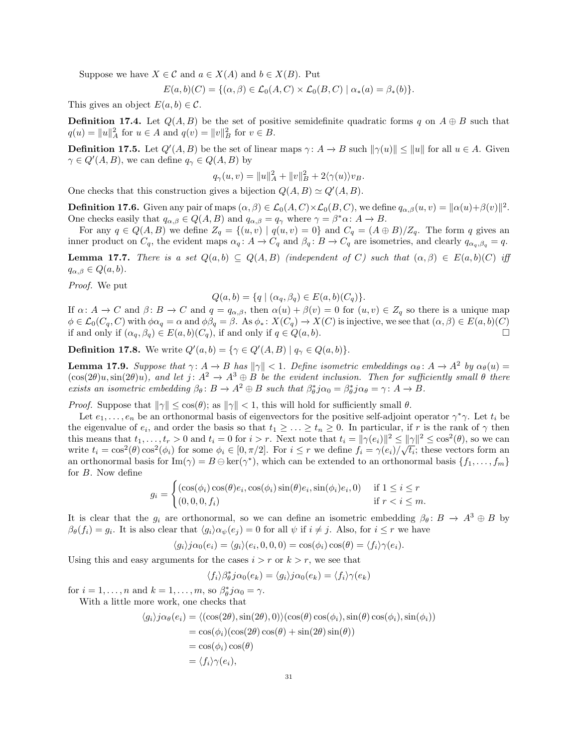Suppose we have $X \in \mathcal{C}$ and $a \in X(A)$ and $b \in X(B)$. Put

$$E(a,b)(C) = \{(\alpha,\beta) \in \mathcal{L}_0(A,C) \times \mathcal{L}_0(B,C) \mid \alpha_*(a) = \beta_*(b)\}.$$

This gives an object $E(a,b) \in \mathcal{C}$.

**Definition 17.4.** Let $Q(A,B)$ be the set of positive semidefinite quadratic forms $q$ on $A \oplus B$ such that $q(u) = \|u\|_A^2$ for $u \in A$ and $q(v) = \|v\|_B^2$ for $v \in B$.

**Definition 17.5.** Let $Q'(A,B)$ be the set of linear maps $\gamma\colon A \to B$ such $\|\gamma(u)\| \leq \|u\|$ for all $u \in A$. Given $\gamma \in Q'(A,B)$, we can define $q_\gamma \in Q(A,B)$ by

$$q_\gamma(u,v) = \|u\|_A^2 + \|v\|_B^2 + 2\langle\gamma(u)\rangle v_B.$$

One checks that this construction gives a bijection $Q(A,B) \simeq Q'(A,B)$.

**Definition 17.6.** Given any pair of maps $(\alpha,\beta) \in \mathcal{L}_0(A,C)\times\mathcal{L}_0(B,C)$, we define $q_{\alpha,\beta}(u,v) = \|\alpha(u)+\beta(v)\|^2$. One checks easily that $q_{\alpha,\beta} \in Q(A,B)$ and $q_{\alpha,\beta} = q_\gamma$ where $\gamma = \beta^*\alpha\colon A \to B$.

For any $q \in Q(A,B)$ we define $Z_q = \{(u,v) \mid q(u,v) = 0\}$ and $C_q = (A \oplus B)/Z_q$. The form $q$ gives an inner product on $C_q$, the evident maps $\alpha_q\colon A \to C_q$ and $\beta_q\colon B \to C_q$ are isometries, and clearly $q_{\alpha_q,\beta_q} = q$.

**Lemma 17.7.** *There is a set $Q(a,b) \subseteq Q(A,B)$ (independent of $C$) such that $(\alpha,\beta) \in E(a,b)(C)$ iff $q_{\alpha,\beta} \in Q(a,b)$.*

*Proof.* We put

$$Q(a,b) = \{q \mid (\alpha_q,\beta_q) \in E(a,b)(C_q)\}.$$

If $\alpha\colon A \to C$ and $\beta\colon B \to C$ and $q = q_{\alpha,\beta}$, then $\alpha(u) + \beta(v) = 0$ for $(u,v) \in Z_q$ so there is a unique map $\phi \in \mathcal{L}_0(C_q, C)$ with $\phi\alpha_q = \alpha$ and $\phi\beta_q = \beta$. As $\phi_*\colon X(C_q) \to X(C)$ is injective, we see that $(\alpha,\beta) \in E(a,b)(C)$ if and only if $(\alpha_q,\beta_q) \in E(a,b)(C_q)$, if and only if $q \in Q(a,b)$. $\square$

**Definition 17.8.** We write $Q'(a,b) = \{\gamma \in Q'(A,B) \mid q_\gamma \in Q(a,b)\}$.

**Lemma 17.9.** *Suppose that $\gamma\colon A \to B$ has $\|\gamma\| < 1$. Define isometric embeddings $\alpha_\theta\colon A \to A^2$ by $\alpha_\theta(u) = (\cos(2\theta)u, \sin(2\theta)u)$, and let $j\colon A^2 \to A^3 \oplus B$ be the evident inclusion. Then for sufficiently small $\theta$ there exists an isometric embedding $\beta_\theta\colon B \to A^2 \oplus B$ such that $\beta_\theta^* j\alpha_0 = \beta_\theta^* j\alpha_\theta = \gamma\colon A \to B$.*

*Proof.* Suppose that $\|\gamma\| \leq \cos(\theta)$; as $\|\gamma\| < 1$, this will hold for sufficiently small $\theta$.

Let $e_1,\dots,e_n$ be an orthonormal basis of eigenvectors for the positive self-adjoint operator $\gamma^*\gamma$. Let $t_i$ be the eigenvalue of $e_i$, and order the basis so that $t_1 \geq \dots \geq t_n \geq 0$. In particular, if $r$ is the rank of $\gamma$ then this means that $t_1,\dots,t_r > 0$ and $t_i = 0$ for $i > r$. Next note that $t_i = \|\gamma(e_i)\|^2 \leq \|\gamma\|^2 \leq \cos^2(\theta)$, so we can write $t_i = \cos^2(\theta)\cos^2(\phi_i)$ for some $\phi_i \in [0,\pi/2]$. For $i \leq r$ we define $f_i = \gamma(e_i)/\sqrt{t_i}$; these vectors form an an orthonormal basis for $\mathrm{Im}(\gamma) = B \ominus \ker(\gamma^*)$, which can be extended to an orthonormal basis $\{f_1,\dots,f_m\}$ for $B$. Now define

$$g_i = \begin{cases} (\cos(\phi_i)\cos(\theta)e_i, \cos(\phi_i)\sin(\theta)e_i, \sin(\phi_i)e_i, 0) & \text{if } 1 \leq i \leq r \\ (0,0,0,f_i) & \text{if } r < i \leq m. \end{cases}$$

It is clear that the $g_i$ are orthonormal, so we can define an isometric embedding $\beta_\theta\colon B \to A^3 \oplus B$ by $\beta_\theta(f_i) = g_i$. It is also clear that $\langle g_i\rangle\alpha_\psi(e_j) = 0$ for all $\psi$ if $i \neq j$. Also, for $i \leq r$ we have

$$\langle g_i\rangle j\alpha_0(e_i) = \langle g_i\rangle(e_i,0,0,0) = \cos(\phi_i)\cos(\theta) = \langle f_i\rangle\gamma(e_i).$$

Using this and easy arguments for the cases $i > r$ or $k > r$, we see that

$$\langle f_i\rangle\beta_\theta^* j\alpha_0(e_k) = \langle g_i\rangle j\alpha_0(e_k) = \langle f_i\rangle\gamma(e_k)$$

for $i = 1,\dots,n$ and $k = 1,\dots,m$, so $\beta_\theta^* j\alpha_0 = \gamma$.

With a little more work, one checks that

$$\begin{aligned}
\langle g_i\rangle j\alpha_\theta(e_i) &= \langle(\cos(2\theta),\sin(2\theta),0)\rangle(\cos(\theta)\cos(\phi_i),\sin(\theta)\cos(\phi_i),\sin(\phi_i)) \\
&= \cos(\phi_i)(\cos(2\theta)\cos(\theta) + \sin(2\theta)\sin(\theta)) \\
&= \cos(\phi_i)\cos(\theta) \\
&= \langle f_i\rangle\gamma(e_i),
\end{aligned}$$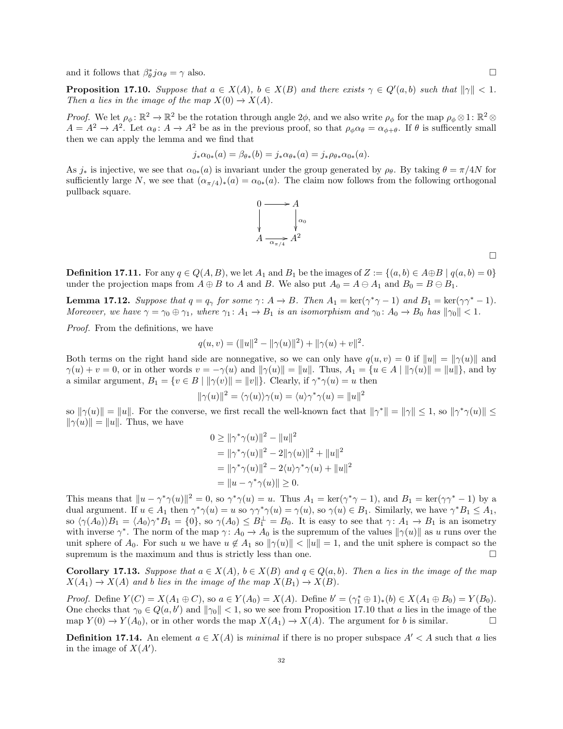and it follows that $\beta_\theta^* j\alpha_\theta = \gamma$ also. □

**Proposition 17.10.** *Suppose that $a \in X(A)$, $b \in X(B)$ and there exists $\gamma \in Q'(a,b)$ such that $\|\gamma\| < 1$. Then $a$ lies in the image of the map $X(0) \to X(A)$.*

*Proof.* We let $\rho_\phi \colon \mathbb{R}^2 \to \mathbb{R}^2$ be the rotation through angle $2\phi$, and we also write $\rho_\phi$ for the map $\rho_\phi \otimes 1 \colon \mathbb{R}^2 \otimes A = A^2 \to A^2$. Let $\alpha_\theta \colon A \to A^2$ be as in the previous proof, so that $\rho_\phi\alpha_\theta = \alpha_{\phi+\theta}$. If $\theta$ is sufficently small then we can apply the lemma and we find that

$$j_*\alpha_{0*}(a) = \beta_{\theta*}(b) = j_*\alpha_{\theta*}(a) = j_*\rho_{\theta*}\alpha_{0*}(a).$$

As $j_*$ is injective, we see that $\alpha_{0*}(a)$ is invariant under the group generated by $\rho_\theta$. By taking $\theta = \pi/4N$ for sufficiently large $N$, we see that $(\alpha_{\pi/4})_*(a) = \alpha_{0*}(a)$. The claim now follows from the following orthogonal pullback square.

$$\begin{array}{ccc} 0 & \longrightarrow & A \\ \downarrow & & \downarrow{\scriptstyle \alpha_0} \\ A & \xrightarrow[\alpha_{\pi/4}]{} & A^2 \end{array}$$

□

**Definition 17.11.** For any $q \in Q(A,B)$, we let $A_1$ and $B_1$ be the images of $Z := \{(a,b) \in A \oplus B \mid q(a,b) = 0\}$ under the projection maps from $A \oplus B$ to $A$ and $B$. We also put $A_0 = A \ominus A_1$ and $B_0 = B \ominus B_1$.

**Lemma 17.12.** *Suppose that $q = q_\gamma$ for some $\gamma \colon A \to B$. Then $A_1 = \ker(\gamma^*\gamma - 1)$ and $B_1 = \ker(\gamma\gamma^* - 1)$. Moreover, we have $\gamma = \gamma_0 \oplus \gamma_1$, where $\gamma_1 \colon A_1 \to B_1$ is an isomorphism and $\gamma_0 \colon A_0 \to B_0$ has $\|\gamma_0\| < 1$.*

*Proof.* From the definitions, we have

$$q(u,v) = (\|u\|^2 - \|\gamma(u)\|^2) + \|\gamma(u) + v\|^2.$$

Both terms on the right hand side are nonnegative, so we can only have $q(u,v) = 0$ if $\|u\| = \|\gamma(u)\|$ and $\gamma(u) + v = 0$, or in other words $v = -\gamma(u)$ and $\|\gamma(u)\| = \|u\|$. Thus, $A_1 = \{u \in A \mid \|\gamma(u)\| = \|u\|\}$, and by a similar argument, $B_1 = \{v \in B \mid \|\gamma(v)\| = \|v\|\}$. Clearly, if $\gamma^*\gamma(u) = u$ then

$$\|\gamma(u)\|^2 = \langle\gamma(u)\rangle\gamma(u) = \langle u\rangle\gamma^*\gamma(u) = \|u\|^2$$

so $\|\gamma(u)\| = \|u\|$. For the converse, we first recall the well-known fact that $\|\gamma^*\| = \|\gamma\| \leq 1$, so $\|\gamma^*\gamma(u)\| \leq \|\gamma(u)\| = \|u\|$. Thus, we have

$$\begin{aligned} 0 &\geq \|\gamma^*\gamma(u)\|^2 - \|u\|^2 \\ &= \|\gamma^*\gamma(u)\|^2 - 2\|\gamma(u)\|^2 + \|u\|^2 \\ &= \|\gamma^*\gamma(u)\|^2 - 2\langle u\rangle\gamma^*\gamma(u) + \|u\|^2 \\ &= \|u - \gamma^*\gamma(u)\| \geq 0. \end{aligned}$$

This means that $\|u - \gamma^*\gamma(u)\|^2 = 0$, so $\gamma^*\gamma(u) = u$. Thus $A_1 = \ker(\gamma^*\gamma - 1)$, and $B_1 = \ker(\gamma\gamma^* - 1)$ by a dual argument. If $u \in A_1$ then $\gamma^*\gamma(u) = u$ so $\gamma\gamma^*\gamma(u) = \gamma(u)$, so $\gamma(u) \in B_1$. Similarly, we have $\gamma^* B_1 \leq A_1$, so $\langle\gamma(A_0)\rangle B_1 = \langle A_0\rangle\gamma^* B_1 = \{0\}$, so $\gamma(A_0) \leq B_1^\perp = B_0$. It is easy to see that $\gamma \colon A_1 \to B_1$ is an isometry with inverse $\gamma^*$. The norm of the map $\gamma \colon A_0 \to A_0$ is the supremum of the values $\|\gamma(u)\|$ as $u$ runs over the unit sphere of $A_0$. For such $u$ we have $u \notin A_1$ so $\|\gamma(u)\| < \|u\| = 1$, and the unit sphere is compact so the supremum is the maximum and thus is strictly less than one. □

**Corollary 17.13.** *Suppose that $a \in X(A)$, $b \in X(B)$ and $q \in Q(a,b)$. Then $a$ lies in the image of the map $X(A_1) \to X(A)$ and $b$ lies in the image of the map $X(B_1) \to X(B)$.*

*Proof.* Define $Y(C) = X(A_1 \oplus C)$, so $a \in Y(A_0) = X(A)$. Define $b' = (\gamma_1^* \oplus 1)_*(b) \in X(A_1 \oplus B_0) = Y(B_0)$. One checks that $\gamma_0 \in Q(a,b')$ and $\|\gamma_0\| < 1$, so we see from Proposition 17.10 that $a$ lies in the image of the map $Y(0) \to Y(A_0)$, or in other words the map $X(A_1) \to X(A)$. The argument for $b$ is similar. □

**Definition 17.14.** An element $a \in X(A)$ is *minimal* if there is no proper subspace $A' < A$ such that $a$ lies in the image of $X(A')$.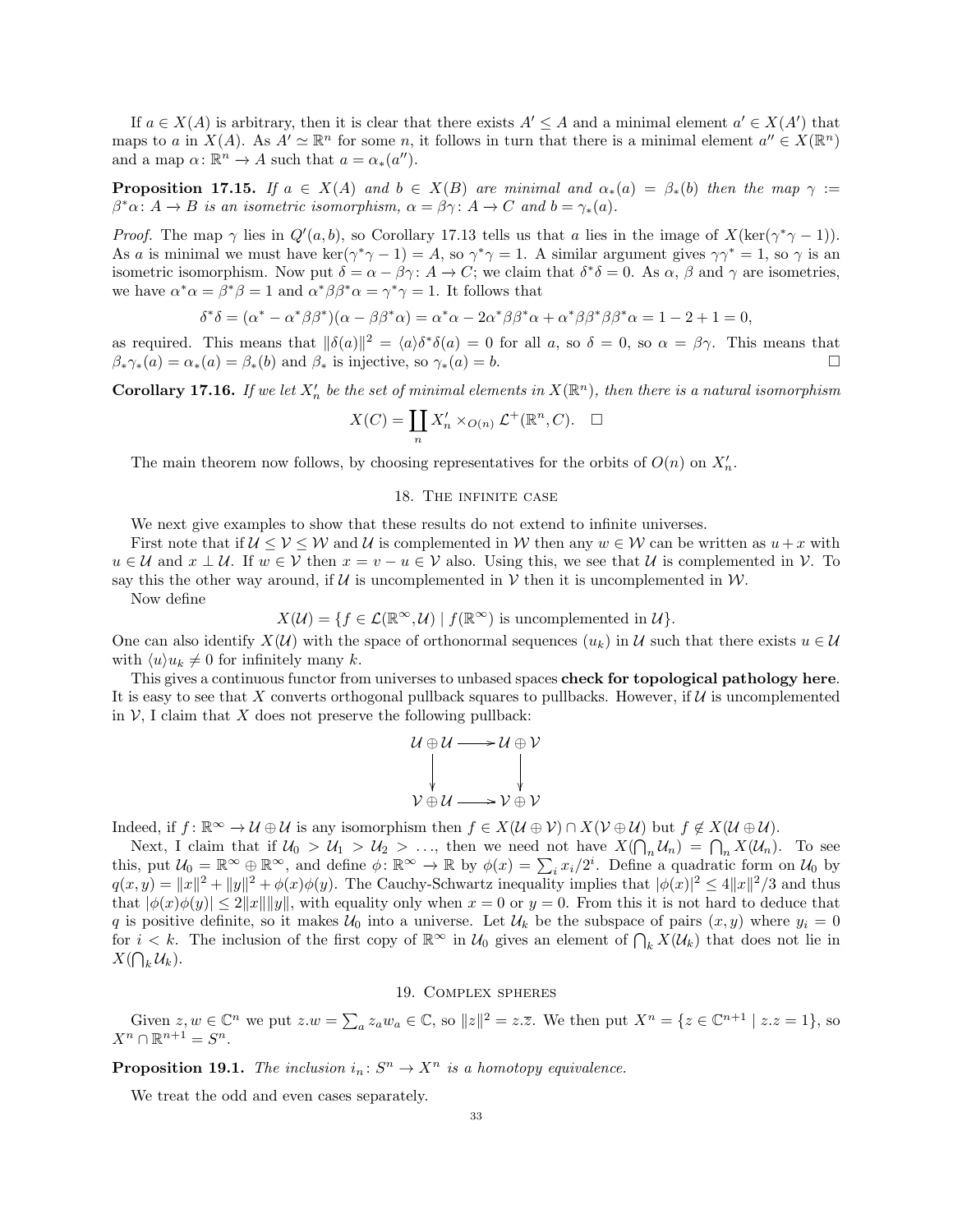If $a \in X(A)$ is arbitrary, then it is clear that there exists $A' \leq A$ and a minimal element $a' \in X(A')$ that maps to $a$ in $X(A)$. As $A' \simeq \mathbb{R}^n$ for some $n$, it follows in turn that there is a minimal element $a'' \in X(\mathbb{R}^n)$ and a map $\alpha \colon \mathbb{R}^n \to A$ such that $a = \alpha_*(a'')$.

**Proposition 17.15.** *If $a \in X(A)$ and $b \in X(B)$ are minimal and $\alpha_*(a) = \beta_*(b)$ then the map $\gamma := \beta^*\alpha \colon A \to B$ is an isometric isomorphism, $\alpha = \beta\gamma \colon A \to C$ and $b = \gamma_*(a)$.*

*Proof.* The map $\gamma$ lies in $Q'(a,b)$, so Corollary 17.13 tells us that $a$ lies in the image of $X(\ker(\gamma^*\gamma - 1))$. As $a$ is minimal we must have $\ker(\gamma^*\gamma - 1) = A$, so $\gamma^*\gamma = 1$. A similar argument gives $\gamma\gamma^* = 1$, so $\gamma$ is an isometric isomorphism. Now put $\delta = \alpha - \beta\gamma \colon A \to C$; we claim that $\delta^*\delta = 0$. As $\alpha$, $\beta$ and $\gamma$ are isometries, we have $\alpha^*\alpha = \beta^*\beta = 1$ and $\alpha^*\beta\beta^*\alpha = \gamma^*\gamma = 1$. It follows that

$$\delta^*\delta = (\alpha^* - \alpha^*\beta\beta^*)(\alpha - \beta\beta^*\alpha) = \alpha^*\alpha - 2\alpha^*\beta\beta^*\alpha + \alpha^*\beta\beta^*\beta\beta^*\alpha = 1 - 2 + 1 = 0,$$

as required. This means that $\|\delta(a)\|^2 = \langle a \rangle \delta^*\delta(a) = 0$ for all $a$, so $\delta = 0$, so $\alpha = \beta\gamma$. This means that $\beta_*\gamma_*(a) = \alpha_*(a) = \beta_*(b)$ and $\beta_*$ is injective, so $\gamma_*(a) = b$. $\square$

**Corollary 17.16.** *If we let $X'_n$ be the set of minimal elements in $X(\mathbb{R}^n)$, then there is a natural isomorphism*

$$X(C) = \coprod_n X'_n \times_{O(n)} \mathcal{L}^+(\mathbb{R}^n, C). \quad \square$$

The main theorem now follows, by choosing representatives for the orbits of $O(n)$ on $X'_n$.

## 18. The infinite case

We next give examples to show that these results do not extend to infinite universes.

First note that if $\mathcal{U} \leq \mathcal{V} \leq \mathcal{W}$ and $\mathcal{U}$ is complemented in $\mathcal{W}$ then any $w \in \mathcal{W}$ can be written as $u + x$ with $u \in \mathcal{U}$ and $x \perp \mathcal{U}$. If $w \in \mathcal{V}$ then $x = v - u \in \mathcal{V}$ also. Using this, we see that $\mathcal{U}$ is complemented in $\mathcal{V}$. To say this the other way around, if $\mathcal{U}$ is uncomplemented in $\mathcal{V}$ then it is uncomplemented in $\mathcal{W}$.

Now define

$$X(\mathcal{U}) = \{f \in \mathcal{L}(\mathbb{R}^\infty, \mathcal{U}) \mid f(\mathbb{R}^\infty) \text{ is uncomplemented in } \mathcal{U}\}.$$

One can also identify $X(\mathcal{U})$ with the space of orthonormal sequences $(u_k)$ in $\mathcal{U}$ such that there exists $u \in \mathcal{U}$ with $\langle u \rangle u_k \neq 0$ for infinitely many $k$.

This gives a continuous functor from universes to unbased spaces **check for topological pathology here**. It is easy to see that $X$ converts orthogonal pullback squares to pullbacks. However, if $\mathcal{U}$ is uncomplemented in $\mathcal{V}$, I claim that $X$ does not preserve the following pullback:

$$\begin{array}{ccc} \mathcal{U} \oplus \mathcal{U} & \longrightarrow & \mathcal{U} \oplus \mathcal{V} \\ \downarrow & & \downarrow \\ \mathcal{V} \oplus \mathcal{U} & \longrightarrow & \mathcal{V} \oplus \mathcal{V} \end{array}$$

Indeed, if $f \colon \mathbb{R}^\infty \to \mathcal{U} \oplus \mathcal{U}$ is any isomorphism then $f \in X(\mathcal{U} \oplus \mathcal{V}) \cap X(\mathcal{V} \oplus \mathcal{U})$ but $f \notin X(\mathcal{U} \oplus \mathcal{U})$.

Next, I claim that if $\mathcal{U}_0 > \mathcal{U}_1 > \mathcal{U}_2 > \ldots$, then we need not have $X(\bigcap_n \mathcal{U}_n) = \bigcap_n X(\mathcal{U}_n)$. To see this, put $\mathcal{U}_0 = \mathbb{R}^\infty \oplus \mathbb{R}^\infty$, and define $\phi \colon \mathbb{R}^\infty \to \mathbb{R}$ by $\phi(x) = \sum_i x_i/2^i$. Define a quadratic form on $\mathcal{U}_0$ by $q(x,y) = \|x\|^2 + \|y\|^2 + \phi(x)\phi(y)$. The Cauchy-Schwartz inequality implies that $|\phi(x)|^2 \leq 4\|x\|^2/3$ and thus that $|\phi(x)\phi(y)| \leq 2\|x\|\|y\|$, with equality only when $x = 0$ or $y = 0$. From this it is not hard to deduce that $q$ is positive definite, so it makes $\mathcal{U}_0$ into a universe. Let $\mathcal{U}_k$ be the subspace of pairs $(x,y)$ where $y_i = 0$ for $i < k$. The inclusion of the first copy of $\mathbb{R}^\infty$ in $\mathcal{U}_0$ gives an element of $\bigcap_k X(\mathcal{U}_k)$ that does not lie in $X(\bigcap_k \mathcal{U}_k)$.

## 19. Complex spheres

Given $z, w \in \mathbb{C}^n$ we put $z.w = \sum_a z_a w_a \in \mathbb{C}$, so $\|z\|^2 = z.\overline{z}$. We then put $X^n = \{z \in \mathbb{C}^{n+1} \mid z.z = 1\}$, so $X^n \cap \mathbb{R}^{n+1} = S^n$.

**Proposition 19.1.** *The inclusion $i_n \colon S^n \to X^n$ is a homotopy equivalence.*

We treat the odd and even cases separately.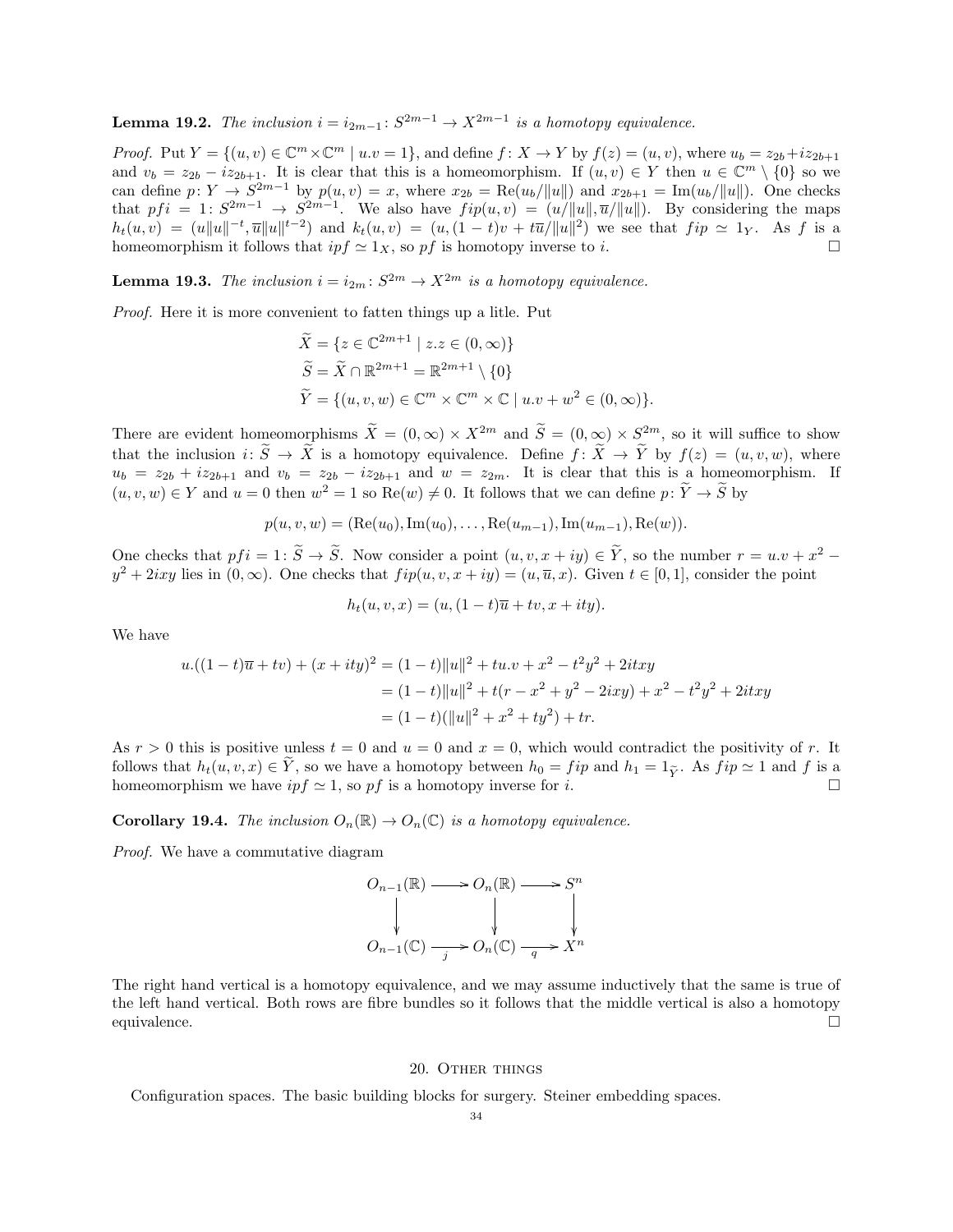**Lemma 19.2.** *The inclusion $i = i_{2m-1} \colon S^{2m-1} \to X^{2m-1}$ is a homotopy equivalence.*

*Proof.* Put $Y = \{(u,v) \in \mathbb{C}^m \times \mathbb{C}^m \mid u.v = 1\}$, and define $f \colon X \to Y$ by $f(z) = (u,v)$, where $u_b = z_{2b} + iz_{2b+1}$ and $v_b = z_{2b} - iz_{2b+1}$. It is clear that this is a homeomorphism. If $(u,v) \in Y$ then $u \in \mathbb{C}^m \setminus \{0\}$ so we can define $p \colon Y \to S^{2m-1}$ by $p(u,v) = x$, where $x_{2b} = \operatorname{Re}(u_b/\|u\|)$ and $x_{2b+1} = \operatorname{Im}(u_b/\|u\|)$. One checks that $pfi = 1 \colon S^{2m-1} \to S^{2m-1}$. We also have $fip(u,v) = (u/\|u\|, \overline{u}/\|u\|)$. By considering the maps $h_t(u,v) = (u\|u\|^{-t}, \overline{u}\|u\|^{t-2})$ and $k_t(u,v) = (u, (1-t)v + t\overline{u}/\|u\|^2)$ we see that $fip \simeq 1_Y$. As $f$ is a homeomorphism it follows that $ipf \simeq 1_X$, so $pf$ is homotopy inverse to $i$. $\square$

**Lemma 19.3.** *The inclusion $i = i_{2m} \colon S^{2m} \to X^{2m}$ is a homotopy equivalence.*

*Proof.* Here it is more convenient to fatten things up a litle. Put

$$\begin{aligned}
\widetilde{X} &= \{z \in \mathbb{C}^{2m+1} \mid z.z \in (0,\infty)\} \\
\widetilde{S} &= \widetilde{X} \cap \mathbb{R}^{2m+1} = \mathbb{R}^{2m+1} \setminus \{0\} \\
\widetilde{Y} &= \{(u,v,w) \in \mathbb{C}^m \times \mathbb{C}^m \times \mathbb{C} \mid u.v + w^2 \in (0,\infty)\}.
\end{aligned}$$

There are evident homeomorphisms $\widetilde{X} = (0,\infty) \times X^{2m}$ and $\widetilde{S} = (0,\infty) \times S^{2m}$, so it will suffice to show that the inclusion $i \colon \widetilde{S} \to \widetilde{X}$ is a homotopy equivalence. Define $f \colon \widetilde{X} \to \widetilde{Y}$ by $f(z) = (u,v,w)$, where $u_b = z_{2b} + iz_{2b+1}$ and $v_b = z_{2b} - iz_{2b+1}$ and $w = z_{2m}$. It is clear that this is a homeomorphism. If $(u,v,w) \in Y$ and $u = 0$ then $w^2 = 1$ so $\operatorname{Re}(w) \neq 0$. It follows that we can define $p \colon \widetilde{Y} \to \widetilde{S}$ by

$$p(u,v,w) = (\operatorname{Re}(u_0), \operatorname{Im}(u_0), \dots, \operatorname{Re}(u_{m-1}), \operatorname{Im}(u_{m-1}), \operatorname{Re}(w)).$$

One checks that $pfi = 1 \colon \widetilde{S} \to \widetilde{S}$. Now consider a point $(u,v,x+iy) \in \widetilde{Y}$, so the number $r = u.v + x^2 - y^2 + 2ixy$ lies in $(0,\infty)$. One checks that $fip(u,v,x+iy) = (u,\overline{u},x)$. Given $t \in [0,1]$, consider the point

$$h_t(u,v,x) = (u, (1-t)\overline{u} + tv, x + ity).$$

We have

$$\begin{aligned}
u.((1-t)\overline{u} + tv) + (x+ity)^2 &= (1-t)\|u\|^2 + tu.v + x^2 - t^2y^2 + 2itxy \\
&= (1-t)\|u\|^2 + t(r - x^2 + y^2 - 2ixy) + x^2 - t^2y^2 + 2itxy \\
&= (1-t)(\|u\|^2 + x^2 + ty^2) + tr.
\end{aligned}$$

As $r > 0$ this is positive unless $t = 0$ and $u = 0$ and $x = 0$, which would contradict the positivity of $r$. It follows that $h_t(u,v,x) \in \widetilde{Y}$, so we have a homotopy between $h_0 = fip$ and $h_1 = 1_{\widetilde{Y}}$. As $fip \simeq 1$ and $f$ is a homeomorphism we have $ipf \simeq 1$, so $pf$ is a homotopy inverse for $i$. $\square$

**Corollary 19.4.** *The inclusion $O_n(\mathbb{R}) \to O_n(\mathbb{C})$ is a homotopy equivalence.*

*Proof.* We have a commutative diagram

$$\begin{array}{ccccc}
O_{n-1}(\mathbb{R}) & \longrightarrow & O_n(\mathbb{R}) & \longrightarrow & S^n \\
\downarrow & & \downarrow & & \downarrow \\
O_{n-1}(\mathbb{C}) & \xrightarrow{j} & O_n(\mathbb{C}) & \xrightarrow{q} & X^n
\end{array}$$

The right hand vertical is a homotopy equivalence, and we may assume inductively that the same is true of the left hand vertical. Both rows are fibre bundles so it follows that the middle vertical is also a homotopy equivalence. $\square$

## 20. Other things

Configuration spaces. The basic building blocks for surgery. Steiner embedding spaces.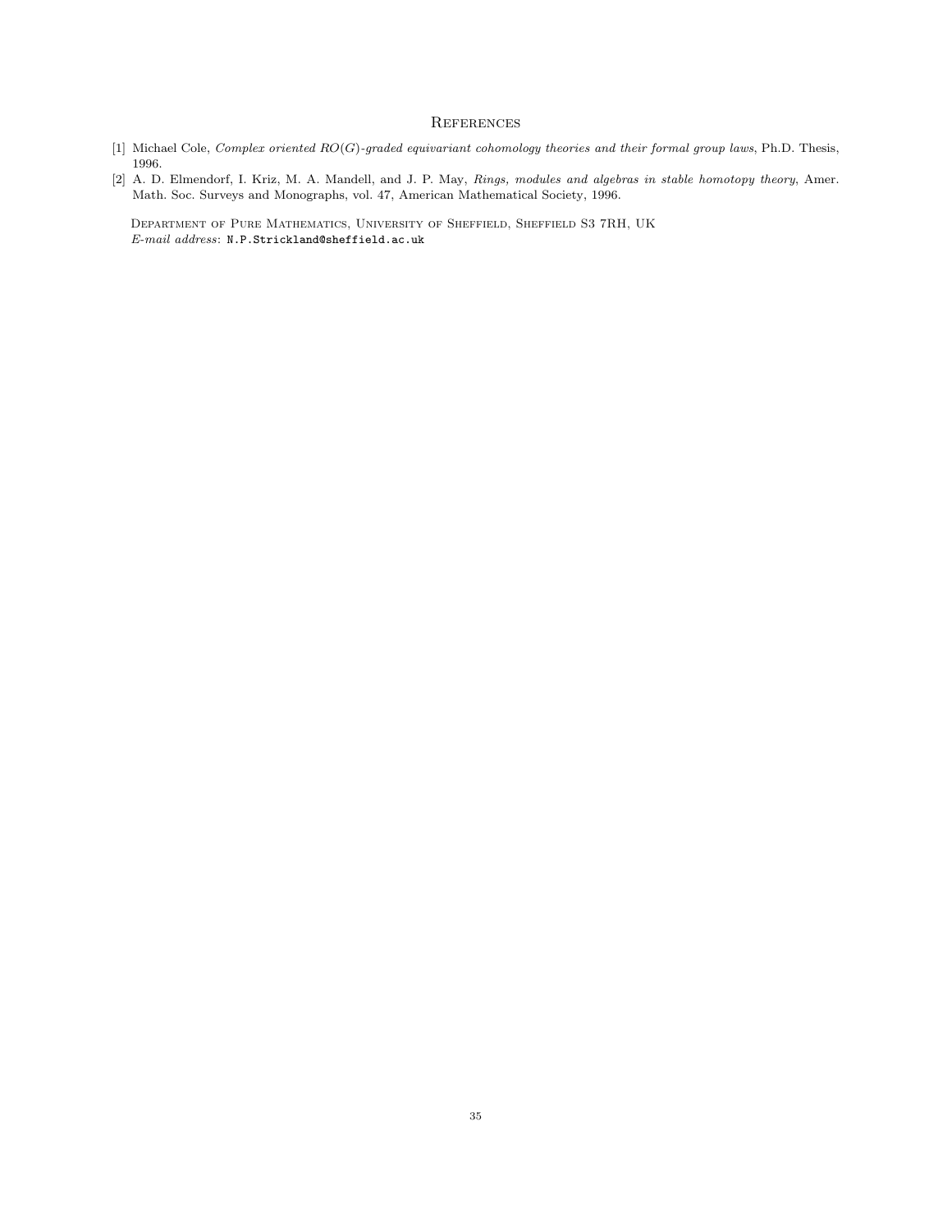## References

[1] Michael Cole, *Complex oriented $RO(G)$-graded equivariant cohomology theories and their formal group laws*, Ph.D. Thesis, 1996.

[2] A. D. Elmendorf, I. Kriz, M. A. Mandell, and J. P. May, *Rings, modules and algebras in stable homotopy theory*, Amer. Math. Soc. Surveys and Monographs, vol. 47, American Mathematical Society, 1996.

Department of Pure Mathematics, University of Sheffield, Sheffield S3 7RH, UK
*E-mail address*: `N.P.Strickland@sheffield.ac.uk`